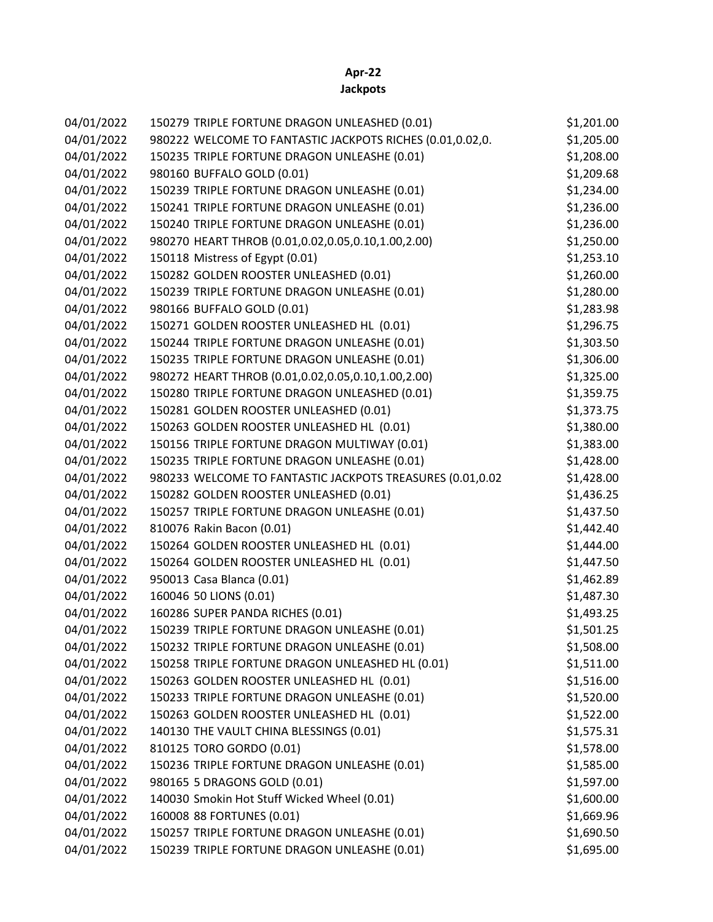# Apr-22
## Jackpots

| | | |
|---|---|---|
| 04/01/2022 | 150279 TRIPLE FORTUNE DRAGON UNLEASHED (0.01) | $1,201.00 |
| 04/01/2022 | 980222 WELCOME TO FANTASTIC JACKPOTS RICHES (0.01,0.02,0. | $1,205.00 |
| 04/01/2022 | 150235 TRIPLE FORTUNE DRAGON UNLEASHE (0.01) | $1,208.00 |
| 04/01/2022 | 980160 BUFFALO GOLD (0.01) | $1,209.68 |
| 04/01/2022 | 150239 TRIPLE FORTUNE DRAGON UNLEASHE (0.01) | $1,234.00 |
| 04/01/2022 | 150241 TRIPLE FORTUNE DRAGON UNLEASHE (0.01) | $1,236.00 |
| 04/01/2022 | 150240 TRIPLE FORTUNE DRAGON UNLEASHE (0.01) | $1,236.00 |
| 04/01/2022 | 980270 HEART THROB (0.01,0.02,0.05,0.10,1.00,2.00) | $1,250.00 |
| 04/01/2022 | 150118 Mistress of Egypt (0.01) | $1,253.10 |
| 04/01/2022 | 150282 GOLDEN ROOSTER UNLEASHED (0.01) | $1,260.00 |
| 04/01/2022 | 150239 TRIPLE FORTUNE DRAGON UNLEASHE (0.01) | $1,280.00 |
| 04/01/2022 | 980166 BUFFALO GOLD (0.01) | $1,283.98 |
| 04/01/2022 | 150271 GOLDEN ROOSTER UNLEASHED HL (0.01) | $1,296.75 |
| 04/01/2022 | 150244 TRIPLE FORTUNE DRAGON UNLEASHE (0.01) | $1,303.50 |
| 04/01/2022 | 150235 TRIPLE FORTUNE DRAGON UNLEASHE (0.01) | $1,306.00 |
| 04/01/2022 | 980272 HEART THROB (0.01,0.02,0.05,0.10,1.00,2.00) | $1,325.00 |
| 04/01/2022 | 150280 TRIPLE FORTUNE DRAGON UNLEASHED (0.01) | $1,359.75 |
| 04/01/2022 | 150281 GOLDEN ROOSTER UNLEASHED (0.01) | $1,373.75 |
| 04/01/2022 | 150263 GOLDEN ROOSTER UNLEASHED HL (0.01) | $1,380.00 |
| 04/01/2022 | 150156 TRIPLE FORTUNE DRAGON MULTIWAY (0.01) | $1,383.00 |
| 04/01/2022 | 150235 TRIPLE FORTUNE DRAGON UNLEASHE (0.01) | $1,428.00 |
| 04/01/2022 | 980233 WELCOME TO FANTASTIC JACKPOTS TREASURES (0.01,0.02 | $1,428.00 |
| 04/01/2022 | 150282 GOLDEN ROOSTER UNLEASHED (0.01) | $1,436.25 |
| 04/01/2022 | 150257 TRIPLE FORTUNE DRAGON UNLEASHE (0.01) | $1,437.50 |
| 04/01/2022 | 810076 Rakin Bacon (0.01) | $1,442.40 |
| 04/01/2022 | 150264 GOLDEN ROOSTER UNLEASHED HL (0.01) | $1,444.00 |
| 04/01/2022 | 150264 GOLDEN ROOSTER UNLEASHED HL (0.01) | $1,447.50 |
| 04/01/2022 | 950013 Casa Blanca (0.01) | $1,462.89 |
| 04/01/2022 | 160046 50 LIONS (0.01) | $1,487.30 |
| 04/01/2022 | 160286 SUPER PANDA RICHES (0.01) | $1,493.25 |
| 04/01/2022 | 150239 TRIPLE FORTUNE DRAGON UNLEASHE (0.01) | $1,501.25 |
| 04/01/2022 | 150232 TRIPLE FORTUNE DRAGON UNLEASHE (0.01) | $1,508.00 |
| 04/01/2022 | 150258 TRIPLE FORTUNE DRAGON UNLEASHED HL (0.01) | $1,511.00 |
| 04/01/2022 | 150263 GOLDEN ROOSTER UNLEASHED HL (0.01) | $1,516.00 |
| 04/01/2022 | 150233 TRIPLE FORTUNE DRAGON UNLEASHE (0.01) | $1,520.00 |
| 04/01/2022 | 150263 GOLDEN ROOSTER UNLEASHED HL (0.01) | $1,522.00 |
| 04/01/2022 | 140130 THE VAULT CHINA BLESSINGS (0.01) | $1,575.31 |
| 04/01/2022 | 810125 TORO GORDO (0.01) | $1,578.00 |
| 04/01/2022 | 150236 TRIPLE FORTUNE DRAGON UNLEASHE (0.01) | $1,585.00 |
| 04/01/2022 | 980165 5 DRAGONS GOLD (0.01) | $1,597.00 |
| 04/01/2022 | 140030 Smokin Hot Stuff Wicked Wheel (0.01) | $1,600.00 |
| 04/01/2022 | 160008 88 FORTUNES (0.01) | $1,669.96 |
| 04/01/2022 | 150257 TRIPLE FORTUNE DRAGON UNLEASHE (0.01) | $1,690.50 |
| 04/01/2022 | 150239 TRIPLE FORTUNE DRAGON UNLEASHE (0.01) | $1,695.00 |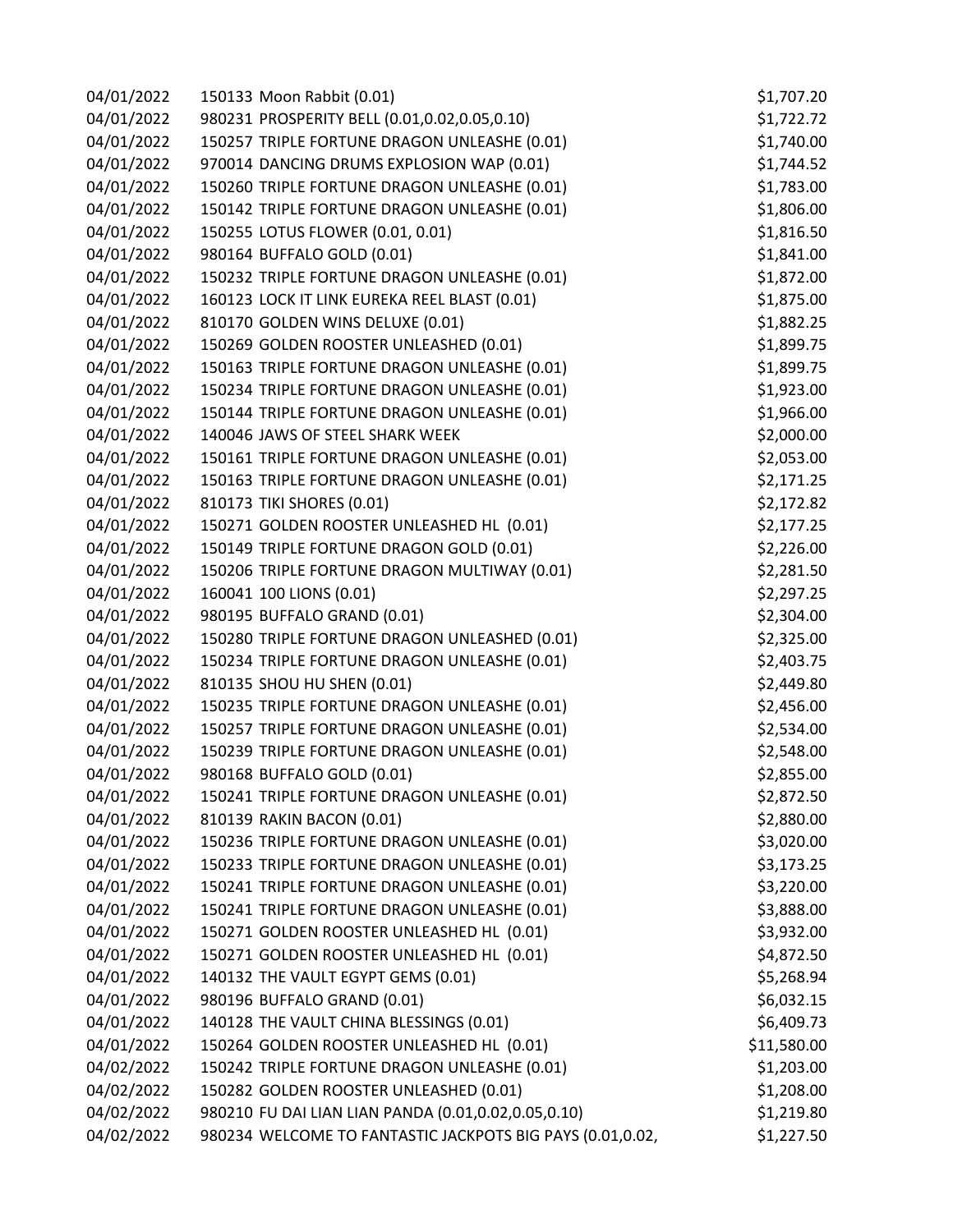| | | |
|---|---|---|
| 04/01/2022 | 150133 Moon Rabbit (0.01) | $1,707.20 |
| 04/01/2022 | 980231 PROSPERITY BELL (0.01,0.02,0.05,0.10) | $1,722.72 |
| 04/01/2022 | 150257 TRIPLE FORTUNE DRAGON UNLEASHE (0.01) | $1,740.00 |
| 04/01/2022 | 970014 DANCING DRUMS EXPLOSION WAP (0.01) | $1,744.52 |
| 04/01/2022 | 150260 TRIPLE FORTUNE DRAGON UNLEASHE (0.01) | $1,783.00 |
| 04/01/2022 | 150142 TRIPLE FORTUNE DRAGON UNLEASHE (0.01) | $1,806.00 |
| 04/01/2022 | 150255 LOTUS FLOWER (0.01, 0.01) | $1,816.50 |
| 04/01/2022 | 980164 BUFFALO GOLD (0.01) | $1,841.00 |
| 04/01/2022 | 150232 TRIPLE FORTUNE DRAGON UNLEASHE (0.01) | $1,872.00 |
| 04/01/2022 | 160123 LOCK IT LINK EUREKA REEL BLAST (0.01) | $1,875.00 |
| 04/01/2022 | 810170 GOLDEN WINS DELUXE (0.01) | $1,882.25 |
| 04/01/2022 | 150269 GOLDEN ROOSTER UNLEASHED (0.01) | $1,899.75 |
| 04/01/2022 | 150163 TRIPLE FORTUNE DRAGON UNLEASHE (0.01) | $1,899.75 |
| 04/01/2022 | 150234 TRIPLE FORTUNE DRAGON UNLEASHE (0.01) | $1,923.00 |
| 04/01/2022 | 150144 TRIPLE FORTUNE DRAGON UNLEASHE (0.01) | $1,966.00 |
| 04/01/2022 | 140046 JAWS OF STEEL SHARK WEEK | $2,000.00 |
| 04/01/2022 | 150161 TRIPLE FORTUNE DRAGON UNLEASHE (0.01) | $2,053.00 |
| 04/01/2022 | 150163 TRIPLE FORTUNE DRAGON UNLEASHE (0.01) | $2,171.25 |
| 04/01/2022 | 810173 TIKI SHORES (0.01) | $2,172.82 |
| 04/01/2022 | 150271 GOLDEN ROOSTER UNLEASHED HL (0.01) | $2,177.25 |
| 04/01/2022 | 150149 TRIPLE FORTUNE DRAGON GOLD (0.01) | $2,226.00 |
| 04/01/2022 | 150206 TRIPLE FORTUNE DRAGON MULTIWAY (0.01) | $2,281.50 |
| 04/01/2022 | 160041 100 LIONS (0.01) | $2,297.25 |
| 04/01/2022 | 980195 BUFFALO GRAND (0.01) | $2,304.00 |
| 04/01/2022 | 150280 TRIPLE FORTUNE DRAGON UNLEASHED (0.01) | $2,325.00 |
| 04/01/2022 | 150234 TRIPLE FORTUNE DRAGON UNLEASHE (0.01) | $2,403.75 |
| 04/01/2022 | 810135 SHOU HU SHEN (0.01) | $2,449.80 |
| 04/01/2022 | 150235 TRIPLE FORTUNE DRAGON UNLEASHE (0.01) | $2,456.00 |
| 04/01/2022 | 150257 TRIPLE FORTUNE DRAGON UNLEASHE (0.01) | $2,534.00 |
| 04/01/2022 | 150239 TRIPLE FORTUNE DRAGON UNLEASHE (0.01) | $2,548.00 |
| 04/01/2022 | 980168 BUFFALO GOLD (0.01) | $2,855.00 |
| 04/01/2022 | 150241 TRIPLE FORTUNE DRAGON UNLEASHE (0.01) | $2,872.50 |
| 04/01/2022 | 810139 RAKIN BACON (0.01) | $2,880.00 |
| 04/01/2022 | 150236 TRIPLE FORTUNE DRAGON UNLEASHE (0.01) | $3,020.00 |
| 04/01/2022 | 150233 TRIPLE FORTUNE DRAGON UNLEASHE (0.01) | $3,173.25 |
| 04/01/2022 | 150241 TRIPLE FORTUNE DRAGON UNLEASHE (0.01) | $3,220.00 |
| 04/01/2022 | 150241 TRIPLE FORTUNE DRAGON UNLEASHE (0.01) | $3,888.00 |
| 04/01/2022 | 150271 GOLDEN ROOSTER UNLEASHED HL (0.01) | $3,932.00 |
| 04/01/2022 | 150271 GOLDEN ROOSTER UNLEASHED HL (0.01) | $4,872.50 |
| 04/01/2022 | 140132 THE VAULT EGYPT GEMS (0.01) | $5,268.94 |
| 04/01/2022 | 980196 BUFFALO GRAND (0.01) | $6,032.15 |
| 04/01/2022 | 140128 THE VAULT CHINA BLESSINGS (0.01) | $6,409.73 |
| 04/01/2022 | 150264 GOLDEN ROOSTER UNLEASHED HL (0.01) | $11,580.00 |
| 04/02/2022 | 150242 TRIPLE FORTUNE DRAGON UNLEASHE (0.01) | $1,203.00 |
| 04/02/2022 | 150282 GOLDEN ROOSTER UNLEASHED (0.01) | $1,208.00 |
| 04/02/2022 | 980210 FU DAI LIAN LIAN PANDA (0.01,0.02,0.05,0.10) | $1,219.80 |
| 04/02/2022 | 980234 WELCOME TO FANTASTIC JACKPOTS BIG PAYS (0.01,0.02, | $1,227.50 |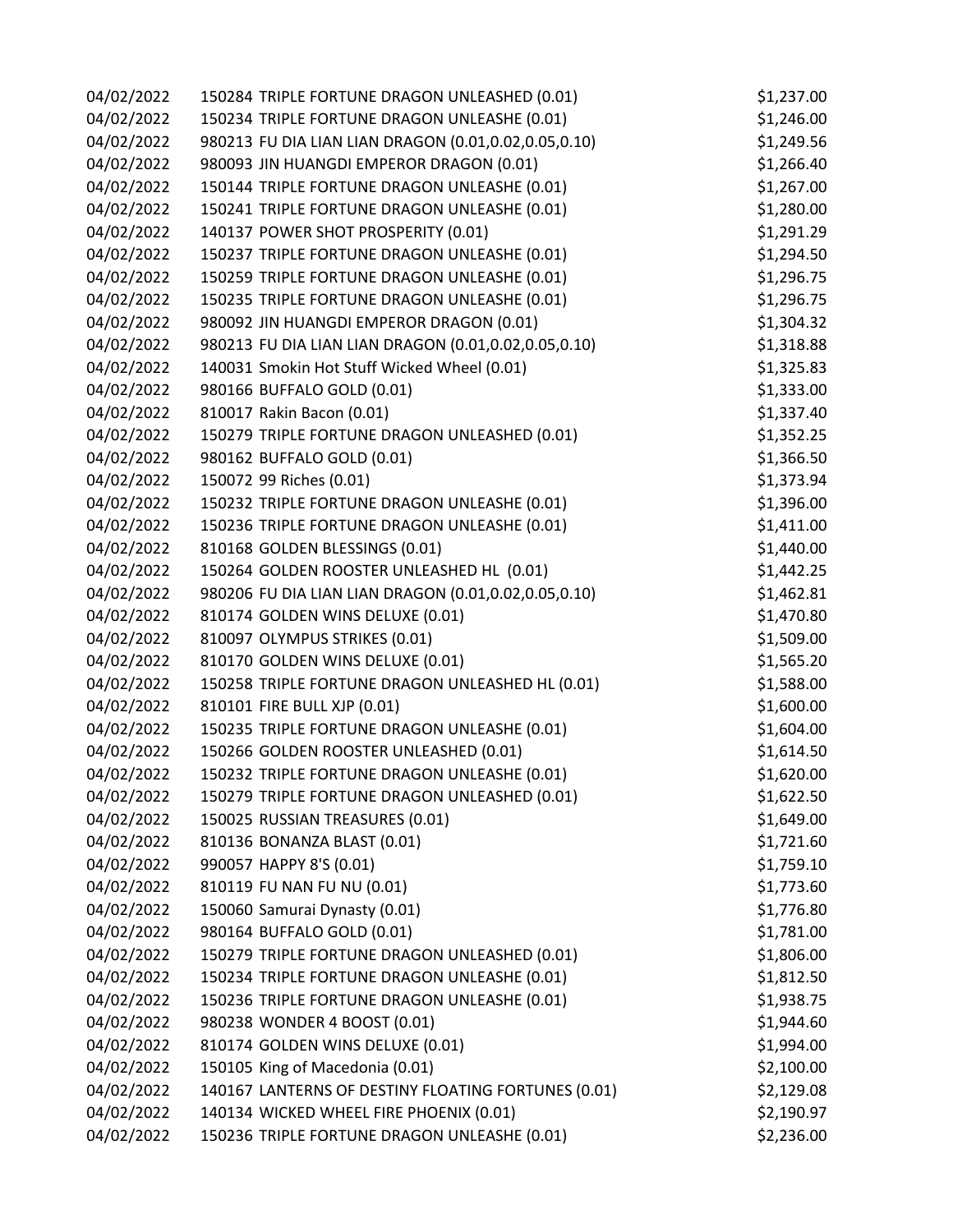| | | |
|---|---|---|
| 04/02/2022 | 150284 TRIPLE FORTUNE DRAGON UNLEASHED (0.01) | $1,237.00 |
| 04/02/2022 | 150234 TRIPLE FORTUNE DRAGON UNLEASHE (0.01) | $1,246.00 |
| 04/02/2022 | 980213 FU DIA LIAN LIAN DRAGON (0.01,0.02,0.05,0.10) | $1,249.56 |
| 04/02/2022 | 980093 JIN HUANGDI EMPEROR DRAGON (0.01) | $1,266.40 |
| 04/02/2022 | 150144 TRIPLE FORTUNE DRAGON UNLEASHE (0.01) | $1,267.00 |
| 04/02/2022 | 150241 TRIPLE FORTUNE DRAGON UNLEASHE (0.01) | $1,280.00 |
| 04/02/2022 | 140137 POWER SHOT PROSPERITY (0.01) | $1,291.29 |
| 04/02/2022 | 150237 TRIPLE FORTUNE DRAGON UNLEASHE (0.01) | $1,294.50 |
| 04/02/2022 | 150259 TRIPLE FORTUNE DRAGON UNLEASHE (0.01) | $1,296.75 |
| 04/02/2022 | 150235 TRIPLE FORTUNE DRAGON UNLEASHE (0.01) | $1,296.75 |
| 04/02/2022 | 980092 JIN HUANGDI EMPEROR DRAGON (0.01) | $1,304.32 |
| 04/02/2022 | 980213 FU DIA LIAN LIAN DRAGON (0.01,0.02,0.05,0.10) | $1,318.88 |
| 04/02/2022 | 140031 Smokin Hot Stuff Wicked Wheel (0.01) | $1,325.83 |
| 04/02/2022 | 980166 BUFFALO GOLD (0.01) | $1,333.00 |
| 04/02/2022 | 810017 Rakin Bacon (0.01) | $1,337.40 |
| 04/02/2022 | 150279 TRIPLE FORTUNE DRAGON UNLEASHED (0.01) | $1,352.25 |
| 04/02/2022 | 980162 BUFFALO GOLD (0.01) | $1,366.50 |
| 04/02/2022 | 150072 99 Riches (0.01) | $1,373.94 |
| 04/02/2022 | 150232 TRIPLE FORTUNE DRAGON UNLEASHE (0.01) | $1,396.00 |
| 04/02/2022 | 150236 TRIPLE FORTUNE DRAGON UNLEASHE (0.01) | $1,411.00 |
| 04/02/2022 | 810168 GOLDEN BLESSINGS (0.01) | $1,440.00 |
| 04/02/2022 | 150264 GOLDEN ROOSTER UNLEASHED HL (0.01) | $1,442.25 |
| 04/02/2022 | 980206 FU DIA LIAN LIAN DRAGON (0.01,0.02,0.05,0.10) | $1,462.81 |
| 04/02/2022 | 810174 GOLDEN WINS DELUXE (0.01) | $1,470.80 |
| 04/02/2022 | 810097 OLYMPUS STRIKES (0.01) | $1,509.00 |
| 04/02/2022 | 810170 GOLDEN WINS DELUXE (0.01) | $1,565.20 |
| 04/02/2022 | 150258 TRIPLE FORTUNE DRAGON UNLEASHED HL (0.01) | $1,588.00 |
| 04/02/2022 | 810101 FIRE BULL XJP (0.01) | $1,600.00 |
| 04/02/2022 | 150235 TRIPLE FORTUNE DRAGON UNLEASHE (0.01) | $1,604.00 |
| 04/02/2022 | 150266 GOLDEN ROOSTER UNLEASHED (0.01) | $1,614.50 |
| 04/02/2022 | 150232 TRIPLE FORTUNE DRAGON UNLEASHE (0.01) | $1,620.00 |
| 04/02/2022 | 150279 TRIPLE FORTUNE DRAGON UNLEASHED (0.01) | $1,622.50 |
| 04/02/2022 | 150025 RUSSIAN TREASURES (0.01) | $1,649.00 |
| 04/02/2022 | 810136 BONANZA BLAST (0.01) | $1,721.60 |
| 04/02/2022 | 990057 HAPPY 8'S (0.01) | $1,759.10 |
| 04/02/2022 | 810119 FU NAN FU NU (0.01) | $1,773.60 |
| 04/02/2022 | 150060 Samurai Dynasty (0.01) | $1,776.80 |
| 04/02/2022 | 980164 BUFFALO GOLD (0.01) | $1,781.00 |
| 04/02/2022 | 150279 TRIPLE FORTUNE DRAGON UNLEASHED (0.01) | $1,806.00 |
| 04/02/2022 | 150234 TRIPLE FORTUNE DRAGON UNLEASHE (0.01) | $1,812.50 |
| 04/02/2022 | 150236 TRIPLE FORTUNE DRAGON UNLEASHE (0.01) | $1,938.75 |
| 04/02/2022 | 980238 WONDER 4 BOOST (0.01) | $1,944.60 |
| 04/02/2022 | 810174 GOLDEN WINS DELUXE (0.01) | $1,994.00 |
| 04/02/2022 | 150105 King of Macedonia (0.01) | $2,100.00 |
| 04/02/2022 | 140167 LANTERNS OF DESTINY FLOATING FORTUNES (0.01) | $2,129.08 |
| 04/02/2022 | 140134 WICKED WHEEL FIRE PHOENIX (0.01) | $2,190.97 |
| 04/02/2022 | 150236 TRIPLE FORTUNE DRAGON UNLEASHE (0.01) | $2,236.00 |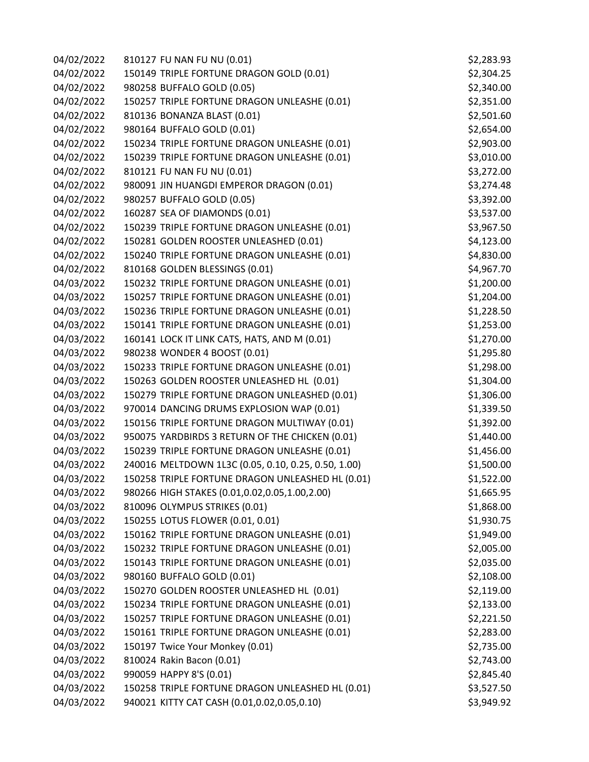| | | |
|---|---|---|
| 04/02/2022 | 810127 FU NAN FU NU (0.01) | $2,283.93 |
| 04/02/2022 | 150149 TRIPLE FORTUNE DRAGON GOLD (0.01) | $2,304.25 |
| 04/02/2022 | 980258 BUFFALO GOLD (0.05) | $2,340.00 |
| 04/02/2022 | 150257 TRIPLE FORTUNE DRAGON UNLEASHE (0.01) | $2,351.00 |
| 04/02/2022 | 810136 BONANZA BLAST (0.01) | $2,501.60 |
| 04/02/2022 | 980164 BUFFALO GOLD (0.01) | $2,654.00 |
| 04/02/2022 | 150234 TRIPLE FORTUNE DRAGON UNLEASHE (0.01) | $2,903.00 |
| 04/02/2022 | 150239 TRIPLE FORTUNE DRAGON UNLEASHE (0.01) | $3,010.00 |
| 04/02/2022 | 810121 FU NAN FU NU (0.01) | $3,272.00 |
| 04/02/2022 | 980091 JIN HUANGDI EMPEROR DRAGON (0.01) | $3,274.48 |
| 04/02/2022 | 980257 BUFFALO GOLD (0.05) | $3,392.00 |
| 04/02/2022 | 160287 SEA OF DIAMONDS (0.01) | $3,537.00 |
| 04/02/2022 | 150239 TRIPLE FORTUNE DRAGON UNLEASHE (0.01) | $3,967.50 |
| 04/02/2022 | 150281 GOLDEN ROOSTER UNLEASHED (0.01) | $4,123.00 |
| 04/02/2022 | 150240 TRIPLE FORTUNE DRAGON UNLEASHE (0.01) | $4,830.00 |
| 04/02/2022 | 810168 GOLDEN BLESSINGS (0.01) | $4,967.70 |
| 04/03/2022 | 150232 TRIPLE FORTUNE DRAGON UNLEASHE (0.01) | $1,200.00 |
| 04/03/2022 | 150257 TRIPLE FORTUNE DRAGON UNLEASHE (0.01) | $1,204.00 |
| 04/03/2022 | 150236 TRIPLE FORTUNE DRAGON UNLEASHE (0.01) | $1,228.50 |
| 04/03/2022 | 150141 TRIPLE FORTUNE DRAGON UNLEASHE (0.01) | $1,253.00 |
| 04/03/2022 | 160141 LOCK IT LINK CATS, HATS, AND M (0.01) | $1,270.00 |
| 04/03/2022 | 980238 WONDER 4 BOOST (0.01) | $1,295.80 |
| 04/03/2022 | 150233 TRIPLE FORTUNE DRAGON UNLEASHE (0.01) | $1,298.00 |
| 04/03/2022 | 150263 GOLDEN ROOSTER UNLEASHED HL (0.01) | $1,304.00 |
| 04/03/2022 | 150279 TRIPLE FORTUNE DRAGON UNLEASHED (0.01) | $1,306.00 |
| 04/03/2022 | 970014 DANCING DRUMS EXPLOSION WAP (0.01) | $1,339.50 |
| 04/03/2022 | 150156 TRIPLE FORTUNE DRAGON MULTIWAY (0.01) | $1,392.00 |
| 04/03/2022 | 950075 YARDBIRDS 3 RETURN OF THE CHICKEN (0.01) | $1,440.00 |
| 04/03/2022 | 150239 TRIPLE FORTUNE DRAGON UNLEASHE (0.01) | $1,456.00 |
| 04/03/2022 | 240016 MELTDOWN 1L3C (0.05, 0.10, 0.25, 0.50, 1.00) | $1,500.00 |
| 04/03/2022 | 150258 TRIPLE FORTUNE DRAGON UNLEASHED HL (0.01) | $1,522.00 |
| 04/03/2022 | 980266 HIGH STAKES (0.01,0.02,0.05,1.00,2.00) | $1,665.95 |
| 04/03/2022 | 810096 OLYMPUS STRIKES (0.01) | $1,868.00 |
| 04/03/2022 | 150255 LOTUS FLOWER (0.01, 0.01) | $1,930.75 |
| 04/03/2022 | 150162 TRIPLE FORTUNE DRAGON UNLEASHE (0.01) | $1,949.00 |
| 04/03/2022 | 150232 TRIPLE FORTUNE DRAGON UNLEASHE (0.01) | $2,005.00 |
| 04/03/2022 | 150143 TRIPLE FORTUNE DRAGON UNLEASHE (0.01) | $2,035.00 |
| 04/03/2022 | 980160 BUFFALO GOLD (0.01) | $2,108.00 |
| 04/03/2022 | 150270 GOLDEN ROOSTER UNLEASHED HL (0.01) | $2,119.00 |
| 04/03/2022 | 150234 TRIPLE FORTUNE DRAGON UNLEASHE (0.01) | $2,133.00 |
| 04/03/2022 | 150257 TRIPLE FORTUNE DRAGON UNLEASHE (0.01) | $2,221.50 |
| 04/03/2022 | 150161 TRIPLE FORTUNE DRAGON UNLEASHE (0.01) | $2,283.00 |
| 04/03/2022 | 150197 Twice Your Monkey (0.01) | $2,735.00 |
| 04/03/2022 | 810024 Rakin Bacon (0.01) | $2,743.00 |
| 04/03/2022 | 990059 HAPPY 8'S (0.01) | $2,845.40 |
| 04/03/2022 | 150258 TRIPLE FORTUNE DRAGON UNLEASHED HL (0.01) | $3,527.50 |
| 04/03/2022 | 940021 KITTY CAT CASH (0.01,0.02,0.05,0.10) | $3,949.92 |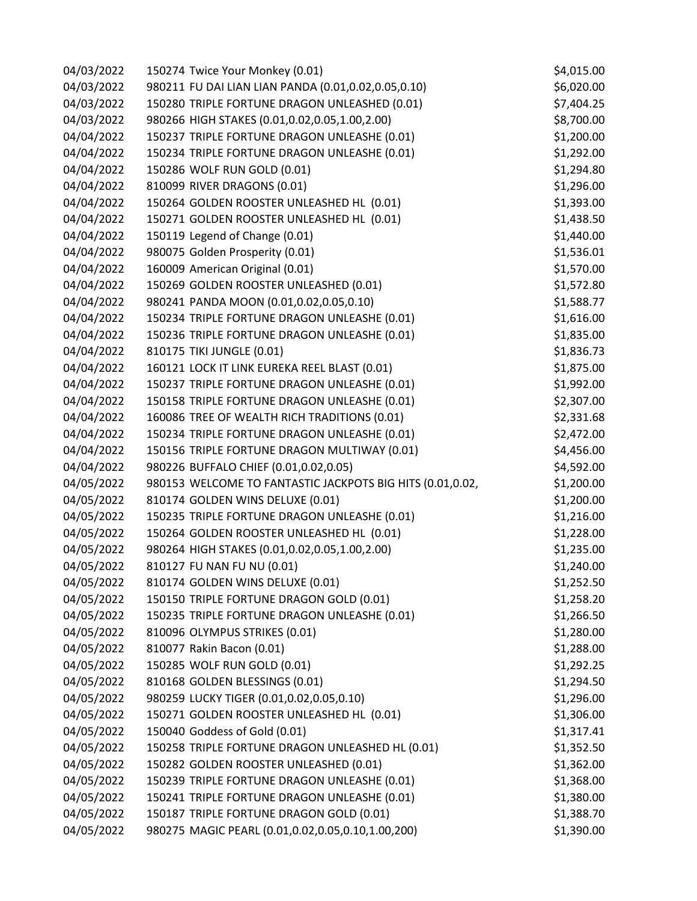| | | |
|---|---|---|
| 04/03/2022 | 150274 Twice Your Monkey (0.01) | $4,015.00 |
| 04/03/2022 | 980211 FU DAI LIAN LIAN PANDA (0.01,0.02,0.05,0.10) | $6,020.00 |
| 04/03/2022 | 150280 TRIPLE FORTUNE DRAGON UNLEASHED (0.01) | $7,404.25 |
| 04/03/2022 | 980266 HIGH STAKES (0.01,0.02,0.05,1.00,2.00) | $8,700.00 |
| 04/04/2022 | 150237 TRIPLE FORTUNE DRAGON UNLEASHE (0.01) | $1,200.00 |
| 04/04/2022 | 150234 TRIPLE FORTUNE DRAGON UNLEASHE (0.01) | $1,292.00 |
| 04/04/2022 | 150286 WOLF RUN GOLD (0.01) | $1,294.80 |
| 04/04/2022 | 810099 RIVER DRAGONS (0.01) | $1,296.00 |
| 04/04/2022 | 150264 GOLDEN ROOSTER UNLEASHED HL (0.01) | $1,393.00 |
| 04/04/2022 | 150271 GOLDEN ROOSTER UNLEASHED HL (0.01) | $1,438.50 |
| 04/04/2022 | 150119 Legend of Change (0.01) | $1,440.00 |
| 04/04/2022 | 980075 Golden Prosperity (0.01) | $1,536.01 |
| 04/04/2022 | 160009 American Original (0.01) | $1,570.00 |
| 04/04/2022 | 150269 GOLDEN ROOSTER UNLEASHED (0.01) | $1,572.80 |
| 04/04/2022 | 980241 PANDA MOON (0.01,0.02,0.05,0.10) | $1,588.77 |
| 04/04/2022 | 150234 TRIPLE FORTUNE DRAGON UNLEASHE (0.01) | $1,616.00 |
| 04/04/2022 | 150236 TRIPLE FORTUNE DRAGON UNLEASHE (0.01) | $1,835.00 |
| 04/04/2022 | 810175 TIKI JUNGLE (0.01) | $1,836.73 |
| 04/04/2022 | 160121 LOCK IT LINK EUREKA REEL BLAST (0.01) | $1,875.00 |
| 04/04/2022 | 150237 TRIPLE FORTUNE DRAGON UNLEASHE (0.01) | $1,992.00 |
| 04/04/2022 | 150158 TRIPLE FORTUNE DRAGON UNLEASHE (0.01) | $2,307.00 |
| 04/04/2022 | 160086 TREE OF WEALTH RICH TRADITIONS (0.01) | $2,331.68 |
| 04/04/2022 | 150234 TRIPLE FORTUNE DRAGON UNLEASHE (0.01) | $2,472.00 |
| 04/04/2022 | 150156 TRIPLE FORTUNE DRAGON MULTIWAY (0.01) | $4,456.00 |
| 04/04/2022 | 980226 BUFFALO CHIEF (0.01,0.02,0.05) | $4,592.00 |
| 04/05/2022 | 980153 WELCOME TO FANTASTIC JACKPOTS BIG HITS (0.01,0.02, | $1,200.00 |
| 04/05/2022 | 810174 GOLDEN WINS DELUXE (0.01) | $1,200.00 |
| 04/05/2022 | 150235 TRIPLE FORTUNE DRAGON UNLEASHE (0.01) | $1,216.00 |
| 04/05/2022 | 150264 GOLDEN ROOSTER UNLEASHED HL (0.01) | $1,228.00 |
| 04/05/2022 | 980264 HIGH STAKES (0.01,0.02,0.05,1.00,2.00) | $1,235.00 |
| 04/05/2022 | 810127 FU NAN FU NU (0.01) | $1,240.00 |
| 04/05/2022 | 810174 GOLDEN WINS DELUXE (0.01) | $1,252.50 |
| 04/05/2022 | 150150 TRIPLE FORTUNE DRAGON GOLD (0.01) | $1,258.20 |
| 04/05/2022 | 150235 TRIPLE FORTUNE DRAGON UNLEASHE (0.01) | $1,266.50 |
| 04/05/2022 | 810096 OLYMPUS STRIKES (0.01) | $1,280.00 |
| 04/05/2022 | 810077 Rakin Bacon (0.01) | $1,288.00 |
| 04/05/2022 | 150285 WOLF RUN GOLD (0.01) | $1,292.25 |
| 04/05/2022 | 810168 GOLDEN BLESSINGS (0.01) | $1,294.50 |
| 04/05/2022 | 980259 LUCKY TIGER (0.01,0.02,0.05,0.10) | $1,296.00 |
| 04/05/2022 | 150271 GOLDEN ROOSTER UNLEASHED HL (0.01) | $1,306.00 |
| 04/05/2022 | 150040 Goddess of Gold (0.01) | $1,317.41 |
| 04/05/2022 | 150258 TRIPLE FORTUNE DRAGON UNLEASHED HL (0.01) | $1,352.50 |
| 04/05/2022 | 150282 GOLDEN ROOSTER UNLEASHED (0.01) | $1,362.00 |
| 04/05/2022 | 150239 TRIPLE FORTUNE DRAGON UNLEASHE (0.01) | $1,368.00 |
| 04/05/2022 | 150241 TRIPLE FORTUNE DRAGON UNLEASHE (0.01) | $1,380.00 |
| 04/05/2022 | 150187 TRIPLE FORTUNE DRAGON GOLD (0.01) | $1,388.70 |
| 04/05/2022 | 980275 MAGIC PEARL (0.01,0.02,0.05,0.10,1.00,200) | $1,390.00 |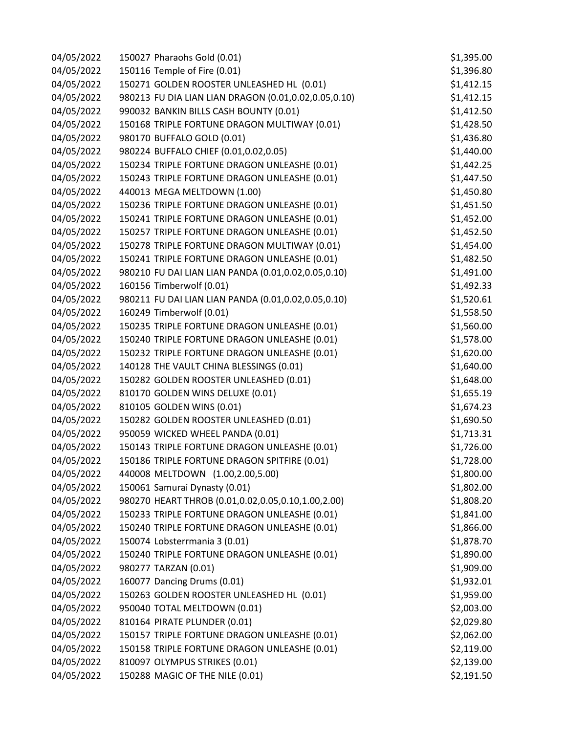| | | |
|---|---|---|
| 04/05/2022 | 150027 Pharaohs Gold (0.01) | $1,395.00 |
| 04/05/2022 | 150116 Temple of Fire (0.01) | $1,396.80 |
| 04/05/2022 | 150271 GOLDEN ROOSTER UNLEASHED HL (0.01) | $1,412.15 |
| 04/05/2022 | 980213 FU DIA LIAN LIAN DRAGON (0.01,0.02,0.05,0.10) | $1,412.15 |
| 04/05/2022 | 990032 BANKIN BILLS CASH BOUNTY (0.01) | $1,412.50 |
| 04/05/2022 | 150168 TRIPLE FORTUNE DRAGON MULTIWAY (0.01) | $1,428.50 |
| 04/05/2022 | 980170 BUFFALO GOLD (0.01) | $1,436.80 |
| 04/05/2022 | 980224 BUFFALO CHIEF (0.01,0.02,0.05) | $1,440.00 |
| 04/05/2022 | 150234 TRIPLE FORTUNE DRAGON UNLEASHE (0.01) | $1,442.25 |
| 04/05/2022 | 150243 TRIPLE FORTUNE DRAGON UNLEASHE (0.01) | $1,447.50 |
| 04/05/2022 | 440013 MEGA MELTDOWN (1.00) | $1,450.80 |
| 04/05/2022 | 150236 TRIPLE FORTUNE DRAGON UNLEASHE (0.01) | $1,451.50 |
| 04/05/2022 | 150241 TRIPLE FORTUNE DRAGON UNLEASHE (0.01) | $1,452.00 |
| 04/05/2022 | 150257 TRIPLE FORTUNE DRAGON UNLEASHE (0.01) | $1,452.50 |
| 04/05/2022 | 150278 TRIPLE FORTUNE DRAGON MULTIWAY (0.01) | $1,454.00 |
| 04/05/2022 | 150241 TRIPLE FORTUNE DRAGON UNLEASHE (0.01) | $1,482.50 |
| 04/05/2022 | 980210 FU DAI LIAN LIAN PANDA (0.01,0.02,0.05,0.10) | $1,491.00 |
| 04/05/2022 | 160156 Timberwolf (0.01) | $1,492.33 |
| 04/05/2022 | 980211 FU DAI LIAN LIAN PANDA (0.01,0.02,0.05,0.10) | $1,520.61 |
| 04/05/2022 | 160249 Timberwolf (0.01) | $1,558.50 |
| 04/05/2022 | 150235 TRIPLE FORTUNE DRAGON UNLEASHE (0.01) | $1,560.00 |
| 04/05/2022 | 150240 TRIPLE FORTUNE DRAGON UNLEASHE (0.01) | $1,578.00 |
| 04/05/2022 | 150232 TRIPLE FORTUNE DRAGON UNLEASHE (0.01) | $1,620.00 |
| 04/05/2022 | 140128 THE VAULT CHINA BLESSINGS (0.01) | $1,640.00 |
| 04/05/2022 | 150282 GOLDEN ROOSTER UNLEASHED (0.01) | $1,648.00 |
| 04/05/2022 | 810170 GOLDEN WINS DELUXE (0.01) | $1,655.19 |
| 04/05/2022 | 810105 GOLDEN WINS (0.01) | $1,674.23 |
| 04/05/2022 | 150282 GOLDEN ROOSTER UNLEASHED (0.01) | $1,690.50 |
| 04/05/2022 | 950059 WICKED WHEEL PANDA (0.01) | $1,713.31 |
| 04/05/2022 | 150143 TRIPLE FORTUNE DRAGON UNLEASHE (0.01) | $1,726.00 |
| 04/05/2022 | 150186 TRIPLE FORTUNE DRAGON SPITFIRE (0.01) | $1,728.00 |
| 04/05/2022 | 440008 MELTDOWN (1.00,2.00,5.00) | $1,800.00 |
| 04/05/2022 | 150061 Samurai Dynasty (0.01) | $1,802.00 |
| 04/05/2022 | 980270 HEART THROB (0.01,0.02,0.05,0.10,1.00,2.00) | $1,808.20 |
| 04/05/2022 | 150233 TRIPLE FORTUNE DRAGON UNLEASHE (0.01) | $1,841.00 |
| 04/05/2022 | 150240 TRIPLE FORTUNE DRAGON UNLEASHE (0.01) | $1,866.00 |
| 04/05/2022 | 150074 Lobsterrmania 3 (0.01) | $1,878.70 |
| 04/05/2022 | 150240 TRIPLE FORTUNE DRAGON UNLEASHE (0.01) | $1,890.00 |
| 04/05/2022 | 980277 TARZAN (0.01) | $1,909.00 |
| 04/05/2022 | 160077 Dancing Drums (0.01) | $1,932.01 |
| 04/05/2022 | 150263 GOLDEN ROOSTER UNLEASHED HL (0.01) | $1,959.00 |
| 04/05/2022 | 950040 TOTAL MELTDOWN (0.01) | $2,003.00 |
| 04/05/2022 | 810164 PIRATE PLUNDER (0.01) | $2,029.80 |
| 04/05/2022 | 150157 TRIPLE FORTUNE DRAGON UNLEASHE (0.01) | $2,062.00 |
| 04/05/2022 | 150158 TRIPLE FORTUNE DRAGON UNLEASHE (0.01) | $2,119.00 |
| 04/05/2022 | 810097 OLYMPUS STRIKES (0.01) | $2,139.00 |
| 04/05/2022 | 150288 MAGIC OF THE NILE (0.01) | $2,191.50 |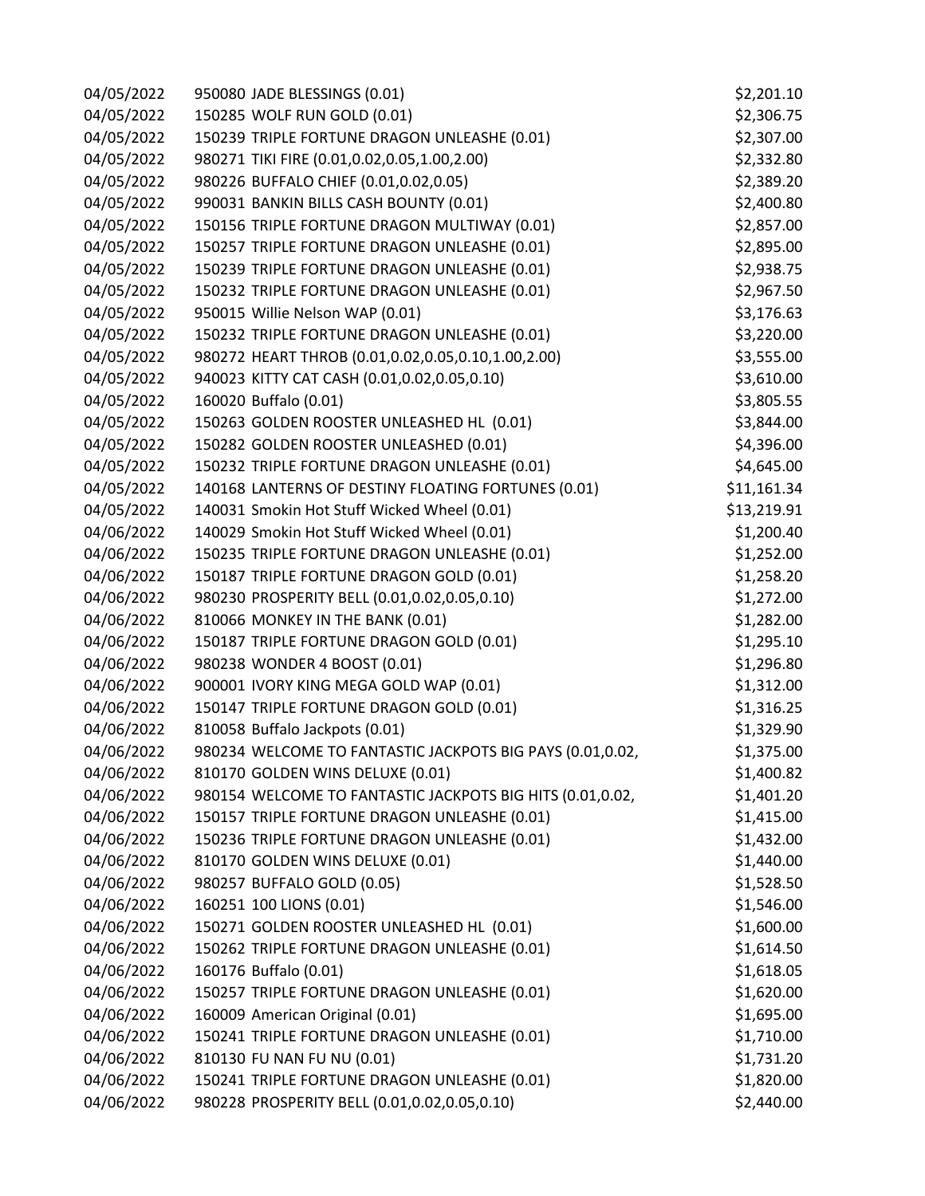| | | |
|---|---|---|
| 04/05/2022 | 950080 JADE BLESSINGS (0.01) | $2,201.10 |
| 04/05/2022 | 150285 WOLF RUN GOLD (0.01) | $2,306.75 |
| 04/05/2022 | 150239 TRIPLE FORTUNE DRAGON UNLEASHE (0.01) | $2,307.00 |
| 04/05/2022 | 980271 TIKI FIRE (0.01,0.02,0.05,1.00,2.00) | $2,332.80 |
| 04/05/2022 | 980226 BUFFALO CHIEF (0.01,0.02,0.05) | $2,389.20 |
| 04/05/2022 | 990031 BANKIN BILLS CASH BOUNTY (0.01) | $2,400.80 |
| 04/05/2022 | 150156 TRIPLE FORTUNE DRAGON MULTIWAY (0.01) | $2,857.00 |
| 04/05/2022 | 150257 TRIPLE FORTUNE DRAGON UNLEASHE (0.01) | $2,895.00 |
| 04/05/2022 | 150239 TRIPLE FORTUNE DRAGON UNLEASHE (0.01) | $2,938.75 |
| 04/05/2022 | 150232 TRIPLE FORTUNE DRAGON UNLEASHE (0.01) | $2,967.50 |
| 04/05/2022 | 950015 Willie Nelson WAP (0.01) | $3,176.63 |
| 04/05/2022 | 150232 TRIPLE FORTUNE DRAGON UNLEASHE (0.01) | $3,220.00 |
| 04/05/2022 | 980272 HEART THROB (0.01,0.02,0.05,0.10,1.00,2.00) | $3,555.00 |
| 04/05/2022 | 940023 KITTY CAT CASH (0.01,0.02,0.05,0.10) | $3,610.00 |
| 04/05/2022 | 160020 Buffalo (0.01) | $3,805.55 |
| 04/05/2022 | 150263 GOLDEN ROOSTER UNLEASHED HL (0.01) | $3,844.00 |
| 04/05/2022 | 150282 GOLDEN ROOSTER UNLEASHED (0.01) | $4,396.00 |
| 04/05/2022 | 150232 TRIPLE FORTUNE DRAGON UNLEASHE (0.01) | $4,645.00 |
| 04/05/2022 | 140168 LANTERNS OF DESTINY FLOATING FORTUNES (0.01) | $11,161.34 |
| 04/05/2022 | 140031 Smokin Hot Stuff Wicked Wheel (0.01) | $13,219.91 |
| 04/06/2022 | 140029 Smokin Hot Stuff Wicked Wheel (0.01) | $1,200.40 |
| 04/06/2022 | 150235 TRIPLE FORTUNE DRAGON UNLEASHE (0.01) | $1,252.00 |
| 04/06/2022 | 150187 TRIPLE FORTUNE DRAGON GOLD (0.01) | $1,258.20 |
| 04/06/2022 | 980230 PROSPERITY BELL (0.01,0.02,0.05,0.10) | $1,272.00 |
| 04/06/2022 | 810066 MONKEY IN THE BANK (0.01) | $1,282.00 |
| 04/06/2022 | 150187 TRIPLE FORTUNE DRAGON GOLD (0.01) | $1,295.10 |
| 04/06/2022 | 980238 WONDER 4 BOOST (0.01) | $1,296.80 |
| 04/06/2022 | 900001 IVORY KING MEGA GOLD WAP (0.01) | $1,312.00 |
| 04/06/2022 | 150147 TRIPLE FORTUNE DRAGON GOLD (0.01) | $1,316.25 |
| 04/06/2022 | 810058 Buffalo Jackpots (0.01) | $1,329.90 |
| 04/06/2022 | 980234 WELCOME TO FANTASTIC JACKPOTS BIG PAYS (0.01,0.02, | $1,375.00 |
| 04/06/2022 | 810170 GOLDEN WINS DELUXE (0.01) | $1,400.82 |
| 04/06/2022 | 980154 WELCOME TO FANTASTIC JACKPOTS BIG HITS (0.01,0.02, | $1,401.20 |
| 04/06/2022 | 150157 TRIPLE FORTUNE DRAGON UNLEASHE (0.01) | $1,415.00 |
| 04/06/2022 | 150236 TRIPLE FORTUNE DRAGON UNLEASHE (0.01) | $1,432.00 |
| 04/06/2022 | 810170 GOLDEN WINS DELUXE (0.01) | $1,440.00 |
| 04/06/2022 | 980257 BUFFALO GOLD (0.05) | $1,528.50 |
| 04/06/2022 | 160251 100 LIONS (0.01) | $1,546.00 |
| 04/06/2022 | 150271 GOLDEN ROOSTER UNLEASHED HL (0.01) | $1,600.00 |
| 04/06/2022 | 150262 TRIPLE FORTUNE DRAGON UNLEASHE (0.01) | $1,614.50 |
| 04/06/2022 | 160176 Buffalo (0.01) | $1,618.05 |
| 04/06/2022 | 150257 TRIPLE FORTUNE DRAGON UNLEASHE (0.01) | $1,620.00 |
| 04/06/2022 | 160009 American Original (0.01) | $1,695.00 |
| 04/06/2022 | 150241 TRIPLE FORTUNE DRAGON UNLEASHE (0.01) | $1,710.00 |
| 04/06/2022 | 810130 FU NAN FU NU (0.01) | $1,731.20 |
| 04/06/2022 | 150241 TRIPLE FORTUNE DRAGON UNLEASHE (0.01) | $1,820.00 |
| 04/06/2022 | 980228 PROSPERITY BELL (0.01,0.02,0.05,0.10) | $2,440.00 |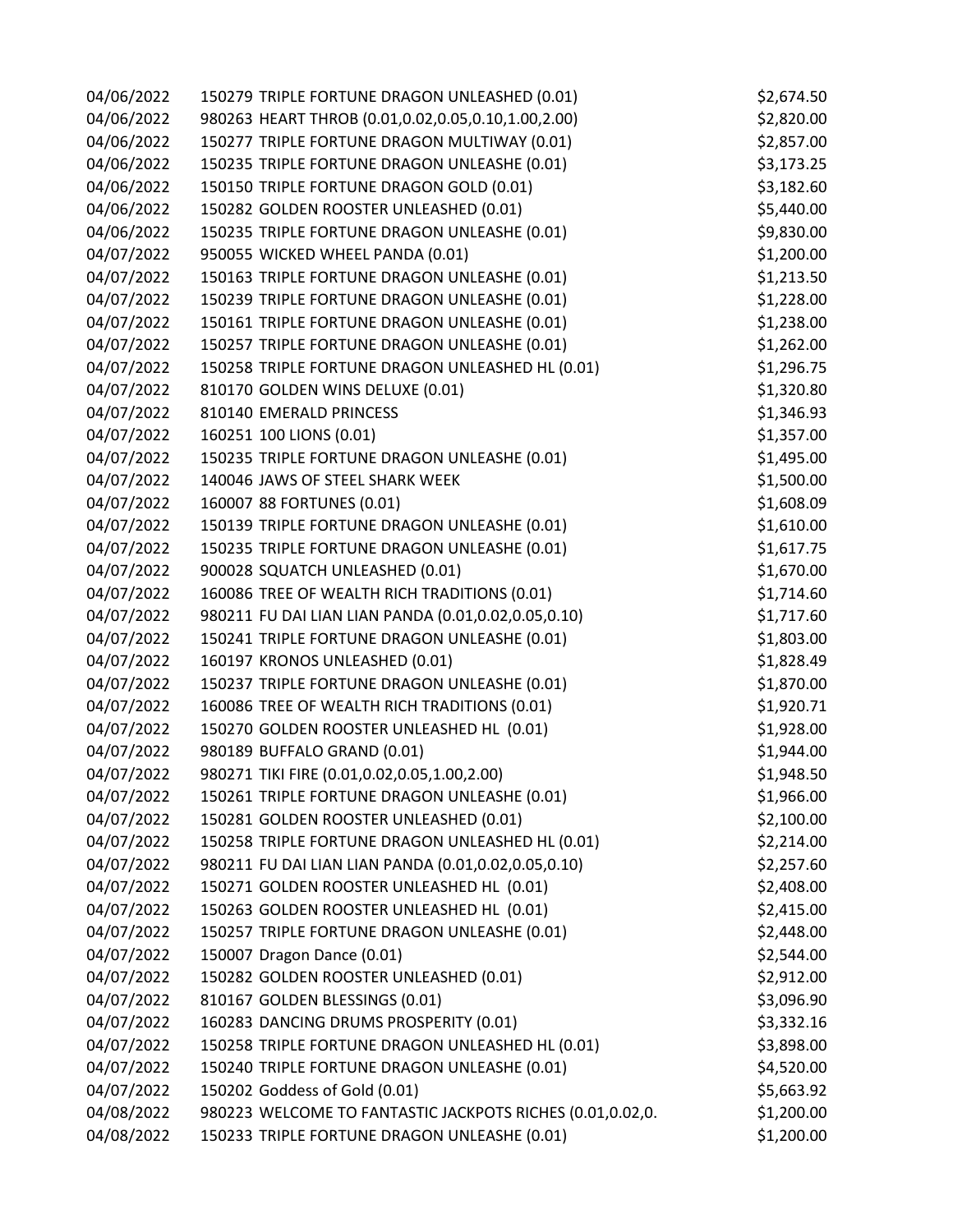| | | |
|---|---|---|
| 04/06/2022 | 150279 TRIPLE FORTUNE DRAGON UNLEASHED (0.01) | $2,674.50 |
| 04/06/2022 | 980263 HEART THROB (0.01,0.02,0.05,0.10,1.00,2.00) | $2,820.00 |
| 04/06/2022 | 150277 TRIPLE FORTUNE DRAGON MULTIWAY (0.01) | $2,857.00 |
| 04/06/2022 | 150235 TRIPLE FORTUNE DRAGON UNLEASHE (0.01) | $3,173.25 |
| 04/06/2022 | 150150 TRIPLE FORTUNE DRAGON GOLD (0.01) | $3,182.60 |
| 04/06/2022 | 150282 GOLDEN ROOSTER UNLEASHED (0.01) | $5,440.00 |
| 04/06/2022 | 150235 TRIPLE FORTUNE DRAGON UNLEASHE (0.01) | $9,830.00 |
| 04/07/2022 | 950055 WICKED WHEEL PANDA (0.01) | $1,200.00 |
| 04/07/2022 | 150163 TRIPLE FORTUNE DRAGON UNLEASHE (0.01) | $1,213.50 |
| 04/07/2022 | 150239 TRIPLE FORTUNE DRAGON UNLEASHE (0.01) | $1,228.00 |
| 04/07/2022 | 150161 TRIPLE FORTUNE DRAGON UNLEASHE (0.01) | $1,238.00 |
| 04/07/2022 | 150257 TRIPLE FORTUNE DRAGON UNLEASHE (0.01) | $1,262.00 |
| 04/07/2022 | 150258 TRIPLE FORTUNE DRAGON UNLEASHED HL (0.01) | $1,296.75 |
| 04/07/2022 | 810170 GOLDEN WINS DELUXE (0.01) | $1,320.80 |
| 04/07/2022 | 810140 EMERALD PRINCESS | $1,346.93 |
| 04/07/2022 | 160251 100 LIONS (0.01) | $1,357.00 |
| 04/07/2022 | 150235 TRIPLE FORTUNE DRAGON UNLEASHE (0.01) | $1,495.00 |
| 04/07/2022 | 140046 JAWS OF STEEL SHARK WEEK | $1,500.00 |
| 04/07/2022 | 160007 88 FORTUNES (0.01) | $1,608.09 |
| 04/07/2022 | 150139 TRIPLE FORTUNE DRAGON UNLEASHE (0.01) | $1,610.00 |
| 04/07/2022 | 150235 TRIPLE FORTUNE DRAGON UNLEASHE (0.01) | $1,617.75 |
| 04/07/2022 | 900028 SQUATCH UNLEASHED (0.01) | $1,670.00 |
| 04/07/2022 | 160086 TREE OF WEALTH RICH TRADITIONS (0.01) | $1,714.60 |
| 04/07/2022 | 980211 FU DAI LIAN LIAN PANDA (0.01,0.02,0.05,0.10) | $1,717.60 |
| 04/07/2022 | 150241 TRIPLE FORTUNE DRAGON UNLEASHE (0.01) | $1,803.00 |
| 04/07/2022 | 160197 KRONOS UNLEASHED (0.01) | $1,828.49 |
| 04/07/2022 | 150237 TRIPLE FORTUNE DRAGON UNLEASHE (0.01) | $1,870.00 |
| 04/07/2022 | 160086 TREE OF WEALTH RICH TRADITIONS (0.01) | $1,920.71 |
| 04/07/2022 | 150270 GOLDEN ROOSTER UNLEASHED HL (0.01) | $1,928.00 |
| 04/07/2022 | 980189 BUFFALO GRAND (0.01) | $1,944.00 |
| 04/07/2022 | 980271 TIKI FIRE (0.01,0.02,0.05,1.00,2.00) | $1,948.50 |
| 04/07/2022 | 150261 TRIPLE FORTUNE DRAGON UNLEASHE (0.01) | $1,966.00 |
| 04/07/2022 | 150281 GOLDEN ROOSTER UNLEASHED (0.01) | $2,100.00 |
| 04/07/2022 | 150258 TRIPLE FORTUNE DRAGON UNLEASHED HL (0.01) | $2,214.00 |
| 04/07/2022 | 980211 FU DAI LIAN LIAN PANDA (0.01,0.02,0.05,0.10) | $2,257.60 |
| 04/07/2022 | 150271 GOLDEN ROOSTER UNLEASHED HL (0.01) | $2,408.00 |
| 04/07/2022 | 150263 GOLDEN ROOSTER UNLEASHED HL (0.01) | $2,415.00 |
| 04/07/2022 | 150257 TRIPLE FORTUNE DRAGON UNLEASHE (0.01) | $2,448.00 |
| 04/07/2022 | 150007 Dragon Dance (0.01) | $2,544.00 |
| 04/07/2022 | 150282 GOLDEN ROOSTER UNLEASHED (0.01) | $2,912.00 |
| 04/07/2022 | 810167 GOLDEN BLESSINGS (0.01) | $3,096.90 |
| 04/07/2022 | 160283 DANCING DRUMS PROSPERITY (0.01) | $3,332.16 |
| 04/07/2022 | 150258 TRIPLE FORTUNE DRAGON UNLEASHED HL (0.01) | $3,898.00 |
| 04/07/2022 | 150240 TRIPLE FORTUNE DRAGON UNLEASHE (0.01) | $4,520.00 |
| 04/07/2022 | 150202 Goddess of Gold (0.01) | $5,663.92 |
| 04/08/2022 | 980223 WELCOME TO FANTASTIC JACKPOTS RICHES (0.01,0.02,0. | $1,200.00 |
| 04/08/2022 | 150233 TRIPLE FORTUNE DRAGON UNLEASHE (0.01) | $1,200.00 |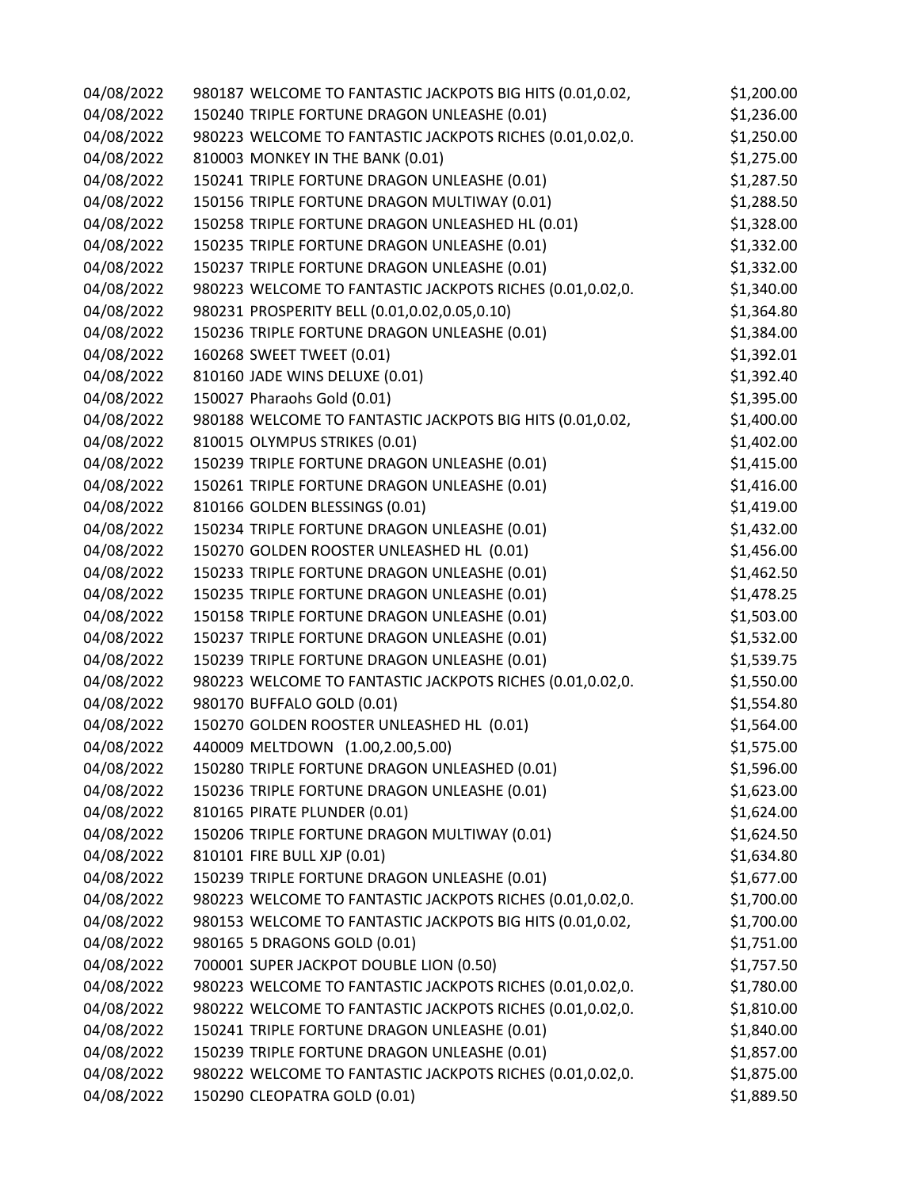| | | |
|---|---|---|
| 04/08/2022 | 980187 WELCOME TO FANTASTIC JACKPOTS BIG HITS (0.01,0.02, | $1,200.00 |
| 04/08/2022 | 150240 TRIPLE FORTUNE DRAGON UNLEASHE (0.01) | $1,236.00 |
| 04/08/2022 | 980223 WELCOME TO FANTASTIC JACKPOTS RICHES (0.01,0.02,0. | $1,250.00 |
| 04/08/2022 | 810003 MONKEY IN THE BANK (0.01) | $1,275.00 |
| 04/08/2022 | 150241 TRIPLE FORTUNE DRAGON UNLEASHE (0.01) | $1,287.50 |
| 04/08/2022 | 150156 TRIPLE FORTUNE DRAGON MULTIWAY (0.01) | $1,288.50 |
| 04/08/2022 | 150258 TRIPLE FORTUNE DRAGON UNLEASHED HL (0.01) | $1,328.00 |
| 04/08/2022 | 150235 TRIPLE FORTUNE DRAGON UNLEASHE (0.01) | $1,332.00 |
| 04/08/2022 | 150237 TRIPLE FORTUNE DRAGON UNLEASHE (0.01) | $1,332.00 |
| 04/08/2022 | 980223 WELCOME TO FANTASTIC JACKPOTS RICHES (0.01,0.02,0. | $1,340.00 |
| 04/08/2022 | 980231 PROSPERITY BELL (0.01,0.02,0.05,0.10) | $1,364.80 |
| 04/08/2022 | 150236 TRIPLE FORTUNE DRAGON UNLEASHE (0.01) | $1,384.00 |
| 04/08/2022 | 160268 SWEET TWEET (0.01) | $1,392.01 |
| 04/08/2022 | 810160 JADE WINS DELUXE (0.01) | $1,392.40 |
| 04/08/2022 | 150027 Pharaohs Gold (0.01) | $1,395.00 |
| 04/08/2022 | 980188 WELCOME TO FANTASTIC JACKPOTS BIG HITS (0.01,0.02, | $1,400.00 |
| 04/08/2022 | 810015 OLYMPUS STRIKES (0.01) | $1,402.00 |
| 04/08/2022 | 150239 TRIPLE FORTUNE DRAGON UNLEASHE (0.01) | $1,415.00 |
| 04/08/2022 | 150261 TRIPLE FORTUNE DRAGON UNLEASHE (0.01) | $1,416.00 |
| 04/08/2022 | 810166 GOLDEN BLESSINGS (0.01) | $1,419.00 |
| 04/08/2022 | 150234 TRIPLE FORTUNE DRAGON UNLEASHE (0.01) | $1,432.00 |
| 04/08/2022 | 150270 GOLDEN ROOSTER UNLEASHED HL (0.01) | $1,456.00 |
| 04/08/2022 | 150233 TRIPLE FORTUNE DRAGON UNLEASHE (0.01) | $1,462.50 |
| 04/08/2022 | 150235 TRIPLE FORTUNE DRAGON UNLEASHE (0.01) | $1,478.25 |
| 04/08/2022 | 150158 TRIPLE FORTUNE DRAGON UNLEASHE (0.01) | $1,503.00 |
| 04/08/2022 | 150237 TRIPLE FORTUNE DRAGON UNLEASHE (0.01) | $1,532.00 |
| 04/08/2022 | 150239 TRIPLE FORTUNE DRAGON UNLEASHE (0.01) | $1,539.75 |
| 04/08/2022 | 980223 WELCOME TO FANTASTIC JACKPOTS RICHES (0.01,0.02,0. | $1,550.00 |
| 04/08/2022 | 980170 BUFFALO GOLD (0.01) | $1,554.80 |
| 04/08/2022 | 150270 GOLDEN ROOSTER UNLEASHED HL (0.01) | $1,564.00 |
| 04/08/2022 | 440009 MELTDOWN (1.00,2.00,5.00) | $1,575.00 |
| 04/08/2022 | 150280 TRIPLE FORTUNE DRAGON UNLEASHED (0.01) | $1,596.00 |
| 04/08/2022 | 150236 TRIPLE FORTUNE DRAGON UNLEASHE (0.01) | $1,623.00 |
| 04/08/2022 | 810165 PIRATE PLUNDER (0.01) | $1,624.00 |
| 04/08/2022 | 150206 TRIPLE FORTUNE DRAGON MULTIWAY (0.01) | $1,624.50 |
| 04/08/2022 | 810101 FIRE BULL XJP (0.01) | $1,634.80 |
| 04/08/2022 | 150239 TRIPLE FORTUNE DRAGON UNLEASHE (0.01) | $1,677.00 |
| 04/08/2022 | 980223 WELCOME TO FANTASTIC JACKPOTS RICHES (0.01,0.02,0. | $1,700.00 |
| 04/08/2022 | 980153 WELCOME TO FANTASTIC JACKPOTS BIG HITS (0.01,0.02, | $1,700.00 |
| 04/08/2022 | 980165 5 DRAGONS GOLD (0.01) | $1,751.00 |
| 04/08/2022 | 700001 SUPER JACKPOT DOUBLE LION (0.50) | $1,757.50 |
| 04/08/2022 | 980223 WELCOME TO FANTASTIC JACKPOTS RICHES (0.01,0.02,0. | $1,780.00 |
| 04/08/2022 | 980222 WELCOME TO FANTASTIC JACKPOTS RICHES (0.01,0.02,0. | $1,810.00 |
| 04/08/2022 | 150241 TRIPLE FORTUNE DRAGON UNLEASHE (0.01) | $1,840.00 |
| 04/08/2022 | 150239 TRIPLE FORTUNE DRAGON UNLEASHE (0.01) | $1,857.00 |
| 04/08/2022 | 980222 WELCOME TO FANTASTIC JACKPOTS RICHES (0.01,0.02,0. | $1,875.00 |
| 04/08/2022 | 150290 CLEOPATRA GOLD (0.01) | $1,889.50 |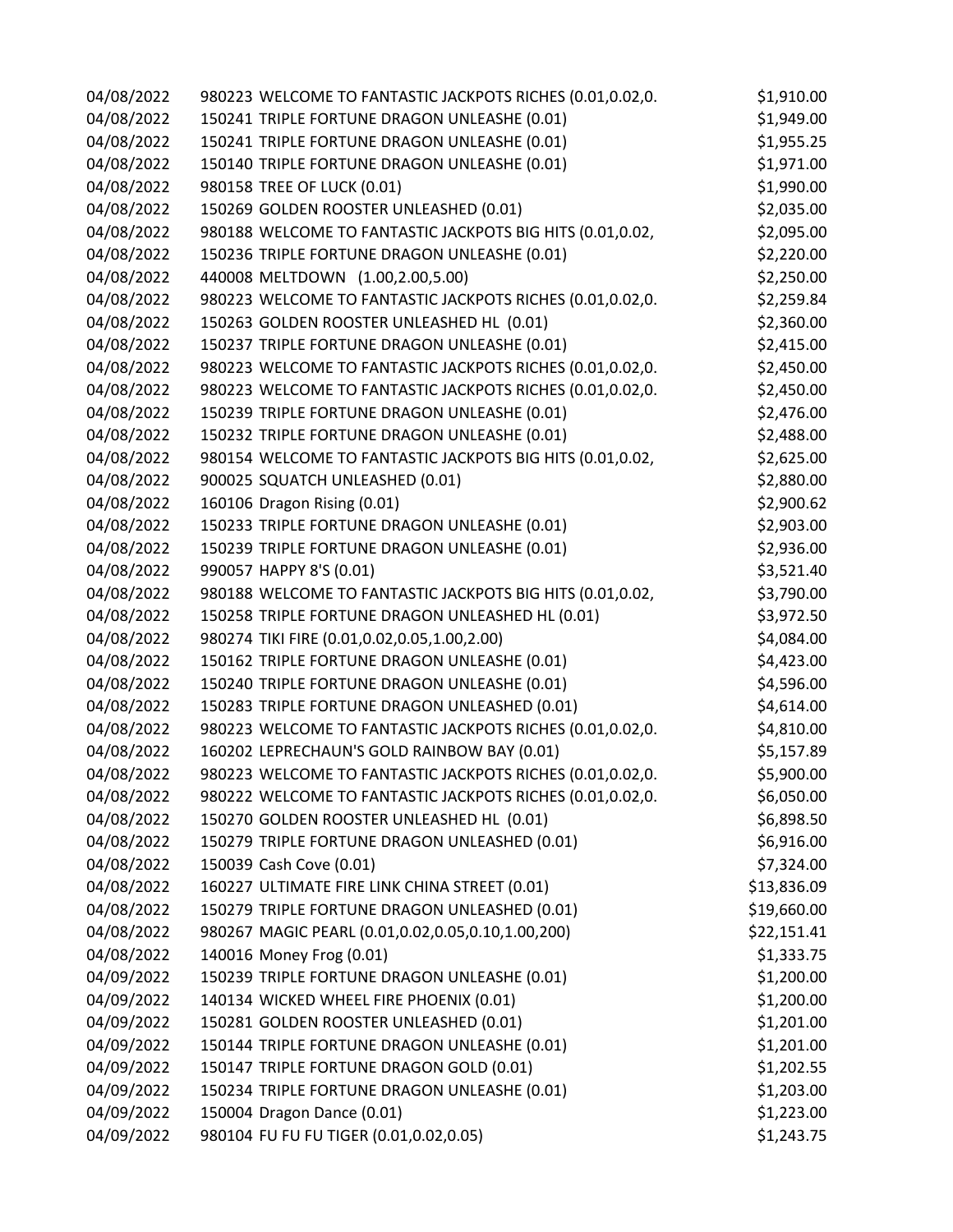| | | |
|---|---|---|
| 04/08/2022 | 980223 WELCOME TO FANTASTIC JACKPOTS RICHES (0.01,0.02,0. | $1,910.00 |
| 04/08/2022 | 150241 TRIPLE FORTUNE DRAGON UNLEASHE (0.01) | $1,949.00 |
| 04/08/2022 | 150241 TRIPLE FORTUNE DRAGON UNLEASHE (0.01) | $1,955.25 |
| 04/08/2022 | 150140 TRIPLE FORTUNE DRAGON UNLEASHE (0.01) | $1,971.00 |
| 04/08/2022 | 980158 TREE OF LUCK (0.01) | $1,990.00 |
| 04/08/2022 | 150269 GOLDEN ROOSTER UNLEASHED (0.01) | $2,035.00 |
| 04/08/2022 | 980188 WELCOME TO FANTASTIC JACKPOTS BIG HITS (0.01,0.02, | $2,095.00 |
| 04/08/2022 | 150236 TRIPLE FORTUNE DRAGON UNLEASHE (0.01) | $2,220.00 |
| 04/08/2022 | 440008 MELTDOWN (1.00,2.00,5.00) | $2,250.00 |
| 04/08/2022 | 980223 WELCOME TO FANTASTIC JACKPOTS RICHES (0.01,0.02,0. | $2,259.84 |
| 04/08/2022 | 150263 GOLDEN ROOSTER UNLEASHED HL (0.01) | $2,360.00 |
| 04/08/2022 | 150237 TRIPLE FORTUNE DRAGON UNLEASHE (0.01) | $2,415.00 |
| 04/08/2022 | 980223 WELCOME TO FANTASTIC JACKPOTS RICHES (0.01,0.02,0. | $2,450.00 |
| 04/08/2022 | 980223 WELCOME TO FANTASTIC JACKPOTS RICHES (0.01,0.02,0. | $2,450.00 |
| 04/08/2022 | 150239 TRIPLE FORTUNE DRAGON UNLEASHE (0.01) | $2,476.00 |
| 04/08/2022 | 150232 TRIPLE FORTUNE DRAGON UNLEASHE (0.01) | $2,488.00 |
| 04/08/2022 | 980154 WELCOME TO FANTASTIC JACKPOTS BIG HITS (0.01,0.02, | $2,625.00 |
| 04/08/2022 | 900025 SQUATCH UNLEASHED (0.01) | $2,880.00 |
| 04/08/2022 | 160106 Dragon Rising (0.01) | $2,900.62 |
| 04/08/2022 | 150233 TRIPLE FORTUNE DRAGON UNLEASHE (0.01) | $2,903.00 |
| 04/08/2022 | 150239 TRIPLE FORTUNE DRAGON UNLEASHE (0.01) | $2,936.00 |
| 04/08/2022 | 990057 HAPPY 8'S (0.01) | $3,521.40 |
| 04/08/2022 | 980188 WELCOME TO FANTASTIC JACKPOTS BIG HITS (0.01,0.02, | $3,790.00 |
| 04/08/2022 | 150258 TRIPLE FORTUNE DRAGON UNLEASHED HL (0.01) | $3,972.50 |
| 04/08/2022 | 980274 TIKI FIRE (0.01,0.02,0.05,1.00,2.00) | $4,084.00 |
| 04/08/2022 | 150162 TRIPLE FORTUNE DRAGON UNLEASHE (0.01) | $4,423.00 |
| 04/08/2022 | 150240 TRIPLE FORTUNE DRAGON UNLEASHE (0.01) | $4,596.00 |
| 04/08/2022 | 150283 TRIPLE FORTUNE DRAGON UNLEASHED (0.01) | $4,614.00 |
| 04/08/2022 | 980223 WELCOME TO FANTASTIC JACKPOTS RICHES (0.01,0.02,0. | $4,810.00 |
| 04/08/2022 | 160202 LEPRECHAUN'S GOLD RAINBOW BAY (0.01) | $5,157.89 |
| 04/08/2022 | 980223 WELCOME TO FANTASTIC JACKPOTS RICHES (0.01,0.02,0. | $5,900.00 |
| 04/08/2022 | 980222 WELCOME TO FANTASTIC JACKPOTS RICHES (0.01,0.02,0. | $6,050.00 |
| 04/08/2022 | 150270 GOLDEN ROOSTER UNLEASHED HL (0.01) | $6,898.50 |
| 04/08/2022 | 150279 TRIPLE FORTUNE DRAGON UNLEASHED (0.01) | $6,916.00 |
| 04/08/2022 | 150039 Cash Cove (0.01) | $7,324.00 |
| 04/08/2022 | 160227 ULTIMATE FIRE LINK CHINA STREET (0.01) | $13,836.09 |
| 04/08/2022 | 150279 TRIPLE FORTUNE DRAGON UNLEASHED (0.01) | $19,660.00 |
| 04/08/2022 | 980267 MAGIC PEARL (0.01,0.02,0.05,0.10,1.00,200) | $22,151.41 |
| 04/08/2022 | 140016 Money Frog (0.01) | $1,333.75 |
| 04/09/2022 | 150239 TRIPLE FORTUNE DRAGON UNLEASHE (0.01) | $1,200.00 |
| 04/09/2022 | 140134 WICKED WHEEL FIRE PHOENIX (0.01) | $1,200.00 |
| 04/09/2022 | 150281 GOLDEN ROOSTER UNLEASHED (0.01) | $1,201.00 |
| 04/09/2022 | 150144 TRIPLE FORTUNE DRAGON UNLEASHE (0.01) | $1,201.00 |
| 04/09/2022 | 150147 TRIPLE FORTUNE DRAGON GOLD (0.01) | $1,202.55 |
| 04/09/2022 | 150234 TRIPLE FORTUNE DRAGON UNLEASHE (0.01) | $1,203.00 |
| 04/09/2022 | 150004 Dragon Dance (0.01) | $1,223.00 |
| 04/09/2022 | 980104 FU FU FU TIGER (0.01,0.02,0.05) | $1,243.75 |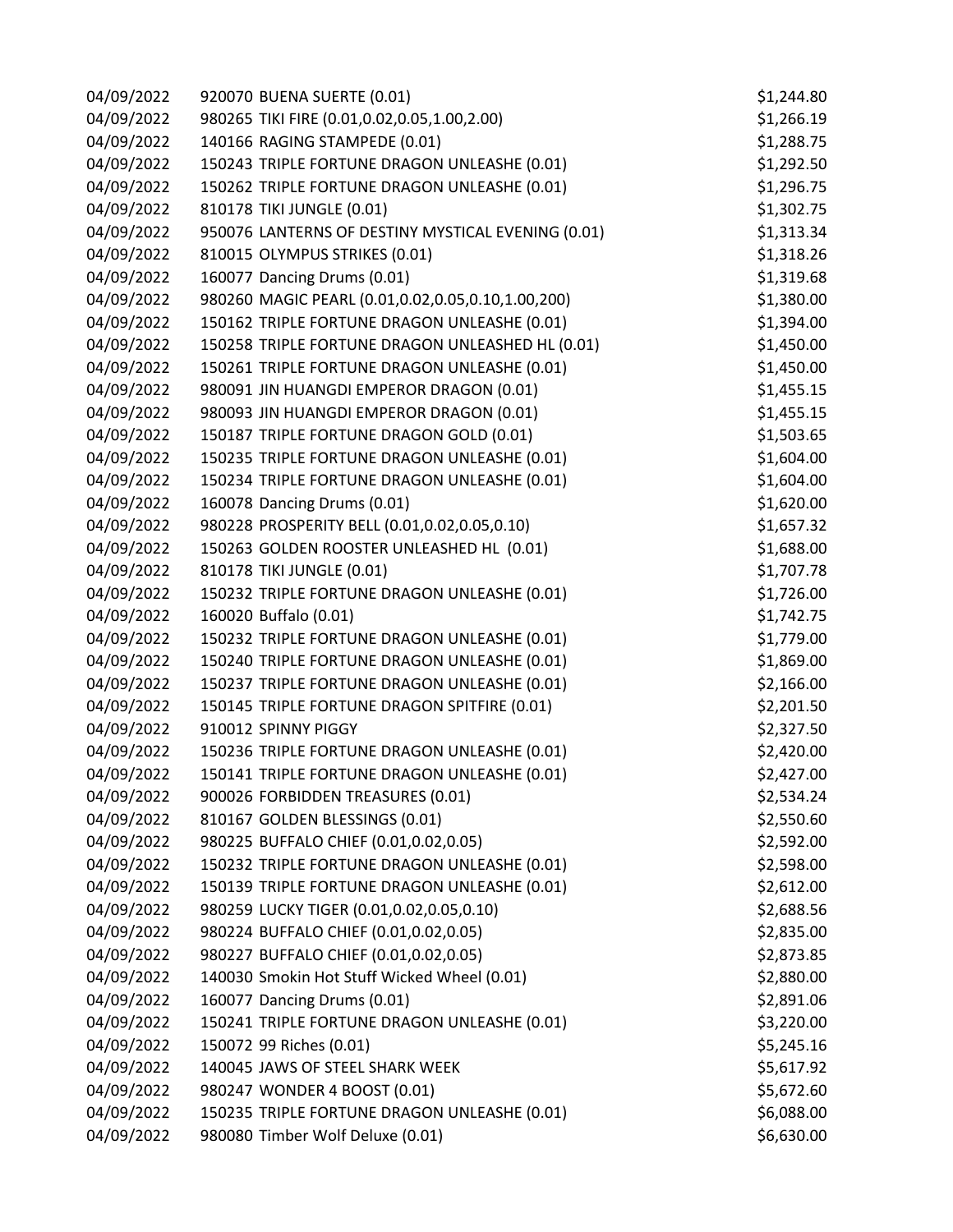| | | |
|---|---|---|
| 04/09/2022 | 920070 BUENA SUERTE (0.01) | $1,244.80 |
| 04/09/2022 | 980265 TIKI FIRE (0.01,0.02,0.05,1.00,2.00) | $1,266.19 |
| 04/09/2022 | 140166 RAGING STAMPEDE (0.01) | $1,288.75 |
| 04/09/2022 | 150243 TRIPLE FORTUNE DRAGON UNLEASHE (0.01) | $1,292.50 |
| 04/09/2022 | 150262 TRIPLE FORTUNE DRAGON UNLEASHE (0.01) | $1,296.75 |
| 04/09/2022 | 810178 TIKI JUNGLE (0.01) | $1,302.75 |
| 04/09/2022 | 950076 LANTERNS OF DESTINY MYSTICAL EVENING (0.01) | $1,313.34 |
| 04/09/2022 | 810015 OLYMPUS STRIKES (0.01) | $1,318.26 |
| 04/09/2022 | 160077 Dancing Drums (0.01) | $1,319.68 |
| 04/09/2022 | 980260 MAGIC PEARL (0.01,0.02,0.05,0.10,1.00,200) | $1,380.00 |
| 04/09/2022 | 150162 TRIPLE FORTUNE DRAGON UNLEASHE (0.01) | $1,394.00 |
| 04/09/2022 | 150258 TRIPLE FORTUNE DRAGON UNLEASHED HL (0.01) | $1,450.00 |
| 04/09/2022 | 150261 TRIPLE FORTUNE DRAGON UNLEASHE (0.01) | $1,450.00 |
| 04/09/2022 | 980091 JIN HUANGDI EMPEROR DRAGON (0.01) | $1,455.15 |
| 04/09/2022 | 980093 JIN HUANGDI EMPEROR DRAGON (0.01) | $1,455.15 |
| 04/09/2022 | 150187 TRIPLE FORTUNE DRAGON GOLD (0.01) | $1,503.65 |
| 04/09/2022 | 150235 TRIPLE FORTUNE DRAGON UNLEASHE (0.01) | $1,604.00 |
| 04/09/2022 | 150234 TRIPLE FORTUNE DRAGON UNLEASHE (0.01) | $1,604.00 |
| 04/09/2022 | 160078 Dancing Drums (0.01) | $1,620.00 |
| 04/09/2022 | 980228 PROSPERITY BELL (0.01,0.02,0.05,0.10) | $1,657.32 |
| 04/09/2022 | 150263 GOLDEN ROOSTER UNLEASHED HL (0.01) | $1,688.00 |
| 04/09/2022 | 810178 TIKI JUNGLE (0.01) | $1,707.78 |
| 04/09/2022 | 150232 TRIPLE FORTUNE DRAGON UNLEASHE (0.01) | $1,726.00 |
| 04/09/2022 | 160020 Buffalo (0.01) | $1,742.75 |
| 04/09/2022 | 150232 TRIPLE FORTUNE DRAGON UNLEASHE (0.01) | $1,779.00 |
| 04/09/2022 | 150240 TRIPLE FORTUNE DRAGON UNLEASHE (0.01) | $1,869.00 |
| 04/09/2022 | 150237 TRIPLE FORTUNE DRAGON UNLEASHE (0.01) | $2,166.00 |
| 04/09/2022 | 150145 TRIPLE FORTUNE DRAGON SPITFIRE (0.01) | $2,201.50 |
| 04/09/2022 | 910012 SPINNY PIGGY | $2,327.50 |
| 04/09/2022 | 150236 TRIPLE FORTUNE DRAGON UNLEASHE (0.01) | $2,420.00 |
| 04/09/2022 | 150141 TRIPLE FORTUNE DRAGON UNLEASHE (0.01) | $2,427.00 |
| 04/09/2022 | 900026 FORBIDDEN TREASURES (0.01) | $2,534.24 |
| 04/09/2022 | 810167 GOLDEN BLESSINGS (0.01) | $2,550.60 |
| 04/09/2022 | 980225 BUFFALO CHIEF (0.01,0.02,0.05) | $2,592.00 |
| 04/09/2022 | 150232 TRIPLE FORTUNE DRAGON UNLEASHE (0.01) | $2,598.00 |
| 04/09/2022 | 150139 TRIPLE FORTUNE DRAGON UNLEASHE (0.01) | $2,612.00 |
| 04/09/2022 | 980259 LUCKY TIGER (0.01,0.02,0.05,0.10) | $2,688.56 |
| 04/09/2022 | 980224 BUFFALO CHIEF (0.01,0.02,0.05) | $2,835.00 |
| 04/09/2022 | 980227 BUFFALO CHIEF (0.01,0.02,0.05) | $2,873.85 |
| 04/09/2022 | 140030 Smokin Hot Stuff Wicked Wheel (0.01) | $2,880.00 |
| 04/09/2022 | 160077 Dancing Drums (0.01) | $2,891.06 |
| 04/09/2022 | 150241 TRIPLE FORTUNE DRAGON UNLEASHE (0.01) | $3,220.00 |
| 04/09/2022 | 150072 99 Riches (0.01) | $5,245.16 |
| 04/09/2022 | 140045 JAWS OF STEEL SHARK WEEK | $5,617.92 |
| 04/09/2022 | 980247 WONDER 4 BOOST (0.01) | $5,672.60 |
| 04/09/2022 | 150235 TRIPLE FORTUNE DRAGON UNLEASHE (0.01) | $6,088.00 |
| 04/09/2022 | 980080 Timber Wolf Deluxe (0.01) | $6,630.00 |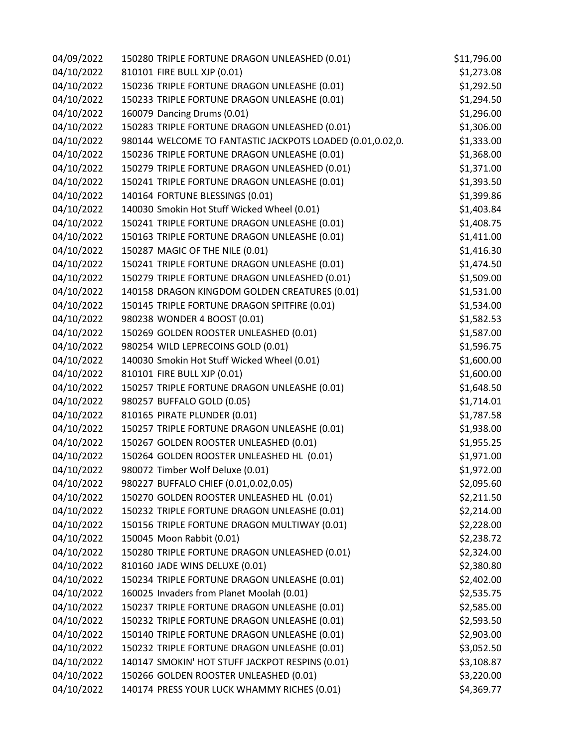| | | |
|---|---|---|
| 04/09/2022 | 150280 TRIPLE FORTUNE DRAGON UNLEASHED (0.01) | $11,796.00 |
| 04/10/2022 | 810101 FIRE BULL XJP (0.01) | $1,273.08 |
| 04/10/2022 | 150236 TRIPLE FORTUNE DRAGON UNLEASHE (0.01) | $1,292.50 |
| 04/10/2022 | 150233 TRIPLE FORTUNE DRAGON UNLEASHE (0.01) | $1,294.50 |
| 04/10/2022 | 160079 Dancing Drums (0.01) | $1,296.00 |
| 04/10/2022 | 150283 TRIPLE FORTUNE DRAGON UNLEASHED (0.01) | $1,306.00 |
| 04/10/2022 | 980144 WELCOME TO FANTASTIC JACKPOTS LOADED (0.01,0.02,0. | $1,333.00 |
| 04/10/2022 | 150236 TRIPLE FORTUNE DRAGON UNLEASHE (0.01) | $1,368.00 |
| 04/10/2022 | 150279 TRIPLE FORTUNE DRAGON UNLEASHED (0.01) | $1,371.00 |
| 04/10/2022 | 150241 TRIPLE FORTUNE DRAGON UNLEASHE (0.01) | $1,393.50 |
| 04/10/2022 | 140164 FORTUNE BLESSINGS (0.01) | $1,399.86 |
| 04/10/2022 | 140030 Smokin Hot Stuff Wicked Wheel (0.01) | $1,403.84 |
| 04/10/2022 | 150241 TRIPLE FORTUNE DRAGON UNLEASHE (0.01) | $1,408.75 |
| 04/10/2022 | 150163 TRIPLE FORTUNE DRAGON UNLEASHE (0.01) | $1,411.00 |
| 04/10/2022 | 150287 MAGIC OF THE NILE (0.01) | $1,416.30 |
| 04/10/2022 | 150241 TRIPLE FORTUNE DRAGON UNLEASHE (0.01) | $1,474.50 |
| 04/10/2022 | 150279 TRIPLE FORTUNE DRAGON UNLEASHED (0.01) | $1,509.00 |
| 04/10/2022 | 140158 DRAGON KINGDOM GOLDEN CREATURES (0.01) | $1,531.00 |
| 04/10/2022 | 150145 TRIPLE FORTUNE DRAGON SPITFIRE (0.01) | $1,534.00 |
| 04/10/2022 | 980238 WONDER 4 BOOST (0.01) | $1,582.53 |
| 04/10/2022 | 150269 GOLDEN ROOSTER UNLEASHED (0.01) | $1,587.00 |
| 04/10/2022 | 980254 WILD LEPRECOINS GOLD (0.01) | $1,596.75 |
| 04/10/2022 | 140030 Smokin Hot Stuff Wicked Wheel (0.01) | $1,600.00 |
| 04/10/2022 | 810101 FIRE BULL XJP (0.01) | $1,600.00 |
| 04/10/2022 | 150257 TRIPLE FORTUNE DRAGON UNLEASHE (0.01) | $1,648.50 |
| 04/10/2022 | 980257 BUFFALO GOLD (0.05) | $1,714.01 |
| 04/10/2022 | 810165 PIRATE PLUNDER (0.01) | $1,787.58 |
| 04/10/2022 | 150257 TRIPLE FORTUNE DRAGON UNLEASHE (0.01) | $1,938.00 |
| 04/10/2022 | 150267 GOLDEN ROOSTER UNLEASHED (0.01) | $1,955.25 |
| 04/10/2022 | 150264 GOLDEN ROOSTER UNLEASHED HL (0.01) | $1,971.00 |
| 04/10/2022 | 980072 Timber Wolf Deluxe (0.01) | $1,972.00 |
| 04/10/2022 | 980227 BUFFALO CHIEF (0.01,0.02,0.05) | $2,095.60 |
| 04/10/2022 | 150270 GOLDEN ROOSTER UNLEASHED HL (0.01) | $2,211.50 |
| 04/10/2022 | 150232 TRIPLE FORTUNE DRAGON UNLEASHE (0.01) | $2,214.00 |
| 04/10/2022 | 150156 TRIPLE FORTUNE DRAGON MULTIWAY (0.01) | $2,228.00 |
| 04/10/2022 | 150045 Moon Rabbit (0.01) | $2,238.72 |
| 04/10/2022 | 150280 TRIPLE FORTUNE DRAGON UNLEASHED (0.01) | $2,324.00 |
| 04/10/2022 | 810160 JADE WINS DELUXE (0.01) | $2,380.80 |
| 04/10/2022 | 150234 TRIPLE FORTUNE DRAGON UNLEASHE (0.01) | $2,402.00 |
| 04/10/2022 | 160025 Invaders from Planet Moolah (0.01) | $2,535.75 |
| 04/10/2022 | 150237 TRIPLE FORTUNE DRAGON UNLEASHE (0.01) | $2,585.00 |
| 04/10/2022 | 150232 TRIPLE FORTUNE DRAGON UNLEASHE (0.01) | $2,593.50 |
| 04/10/2022 | 150140 TRIPLE FORTUNE DRAGON UNLEASHE (0.01) | $2,903.00 |
| 04/10/2022 | 150232 TRIPLE FORTUNE DRAGON UNLEASHE (0.01) | $3,052.50 |
| 04/10/2022 | 140147 SMOKIN' HOT STUFF JACKPOT RESPINS (0.01) | $3,108.87 |
| 04/10/2022 | 150266 GOLDEN ROOSTER UNLEASHED (0.01) | $3,220.00 |
| 04/10/2022 | 140174 PRESS YOUR LUCK WHAMMY RICHES (0.01) | $4,369.77 |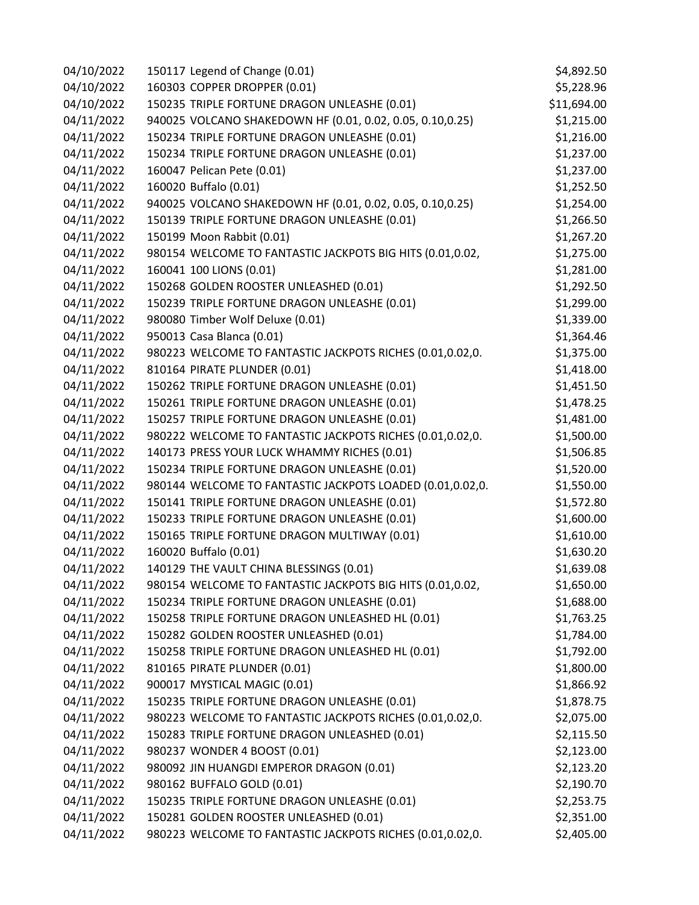| | | |
|---|---|---|
| 04/10/2022 | 150117 Legend of Change (0.01) | $4,892.50 |
| 04/10/2022 | 160303 COPPER DROPPER (0.01) | $5,228.96 |
| 04/10/2022 | 150235 TRIPLE FORTUNE DRAGON UNLEASHE (0.01) | $11,694.00 |
| 04/11/2022 | 940025 VOLCANO SHAKEDOWN HF (0.01, 0.02, 0.05, 0.10,0.25) | $1,215.00 |
| 04/11/2022 | 150234 TRIPLE FORTUNE DRAGON UNLEASHE (0.01) | $1,216.00 |
| 04/11/2022 | 150234 TRIPLE FORTUNE DRAGON UNLEASHE (0.01) | $1,237.00 |
| 04/11/2022 | 160047 Pelican Pete (0.01) | $1,237.00 |
| 04/11/2022 | 160020 Buffalo (0.01) | $1,252.50 |
| 04/11/2022 | 940025 VOLCANO SHAKEDOWN HF (0.01, 0.02, 0.05, 0.10,0.25) | $1,254.00 |
| 04/11/2022 | 150139 TRIPLE FORTUNE DRAGON UNLEASHE (0.01) | $1,266.50 |
| 04/11/2022 | 150199 Moon Rabbit (0.01) | $1,267.20 |
| 04/11/2022 | 980154 WELCOME TO FANTASTIC JACKPOTS BIG HITS (0.01,0.02, | $1,275.00 |
| 04/11/2022 | 160041 100 LIONS (0.01) | $1,281.00 |
| 04/11/2022 | 150268 GOLDEN ROOSTER UNLEASHED (0.01) | $1,292.50 |
| 04/11/2022 | 150239 TRIPLE FORTUNE DRAGON UNLEASHE (0.01) | $1,299.00 |
| 04/11/2022 | 980080 Timber Wolf Deluxe (0.01) | $1,339.00 |
| 04/11/2022 | 950013 Casa Blanca (0.01) | $1,364.46 |
| 04/11/2022 | 980223 WELCOME TO FANTASTIC JACKPOTS RICHES (0.01,0.02,0. | $1,375.00 |
| 04/11/2022 | 810164 PIRATE PLUNDER (0.01) | $1,418.00 |
| 04/11/2022 | 150262 TRIPLE FORTUNE DRAGON UNLEASHE (0.01) | $1,451.50 |
| 04/11/2022 | 150261 TRIPLE FORTUNE DRAGON UNLEASHE (0.01) | $1,478.25 |
| 04/11/2022 | 150257 TRIPLE FORTUNE DRAGON UNLEASHE (0.01) | $1,481.00 |
| 04/11/2022 | 980222 WELCOME TO FANTASTIC JACKPOTS RICHES (0.01,0.02,0. | $1,500.00 |
| 04/11/2022 | 140173 PRESS YOUR LUCK WHAMMY RICHES (0.01) | $1,506.85 |
| 04/11/2022 | 150234 TRIPLE FORTUNE DRAGON UNLEASHE (0.01) | $1,520.00 |
| 04/11/2022 | 980144 WELCOME TO FANTASTIC JACKPOTS LOADED (0.01,0.02,0. | $1,550.00 |
| 04/11/2022 | 150141 TRIPLE FORTUNE DRAGON UNLEASHE (0.01) | $1,572.80 |
| 04/11/2022 | 150233 TRIPLE FORTUNE DRAGON UNLEASHE (0.01) | $1,600.00 |
| 04/11/2022 | 150165 TRIPLE FORTUNE DRAGON MULTIWAY (0.01) | $1,610.00 |
| 04/11/2022 | 160020 Buffalo (0.01) | $1,630.20 |
| 04/11/2022 | 140129 THE VAULT CHINA BLESSINGS (0.01) | $1,639.08 |
| 04/11/2022 | 980154 WELCOME TO FANTASTIC JACKPOTS BIG HITS (0.01,0.02, | $1,650.00 |
| 04/11/2022 | 150234 TRIPLE FORTUNE DRAGON UNLEASHE (0.01) | $1,688.00 |
| 04/11/2022 | 150258 TRIPLE FORTUNE DRAGON UNLEASHED HL (0.01) | $1,763.25 |
| 04/11/2022 | 150282 GOLDEN ROOSTER UNLEASHED (0.01) | $1,784.00 |
| 04/11/2022 | 150258 TRIPLE FORTUNE DRAGON UNLEASHED HL (0.01) | $1,792.00 |
| 04/11/2022 | 810165 PIRATE PLUNDER (0.01) | $1,800.00 |
| 04/11/2022 | 900017 MYSTICAL MAGIC (0.01) | $1,866.92 |
| 04/11/2022 | 150235 TRIPLE FORTUNE DRAGON UNLEASHE (0.01) | $1,878.75 |
| 04/11/2022 | 980223 WELCOME TO FANTASTIC JACKPOTS RICHES (0.01,0.02,0. | $2,075.00 |
| 04/11/2022 | 150283 TRIPLE FORTUNE DRAGON UNLEASHED (0.01) | $2,115.50 |
| 04/11/2022 | 980237 WONDER 4 BOOST (0.01) | $2,123.00 |
| 04/11/2022 | 980092 JIN HUANGDI EMPEROR DRAGON (0.01) | $2,123.20 |
| 04/11/2022 | 980162 BUFFALO GOLD (0.01) | $2,190.70 |
| 04/11/2022 | 150235 TRIPLE FORTUNE DRAGON UNLEASHE (0.01) | $2,253.75 |
| 04/11/2022 | 150281 GOLDEN ROOSTER UNLEASHED (0.01) | $2,351.00 |
| 04/11/2022 | 980223 WELCOME TO FANTASTIC JACKPOTS RICHES (0.01,0.02,0. | $2,405.00 |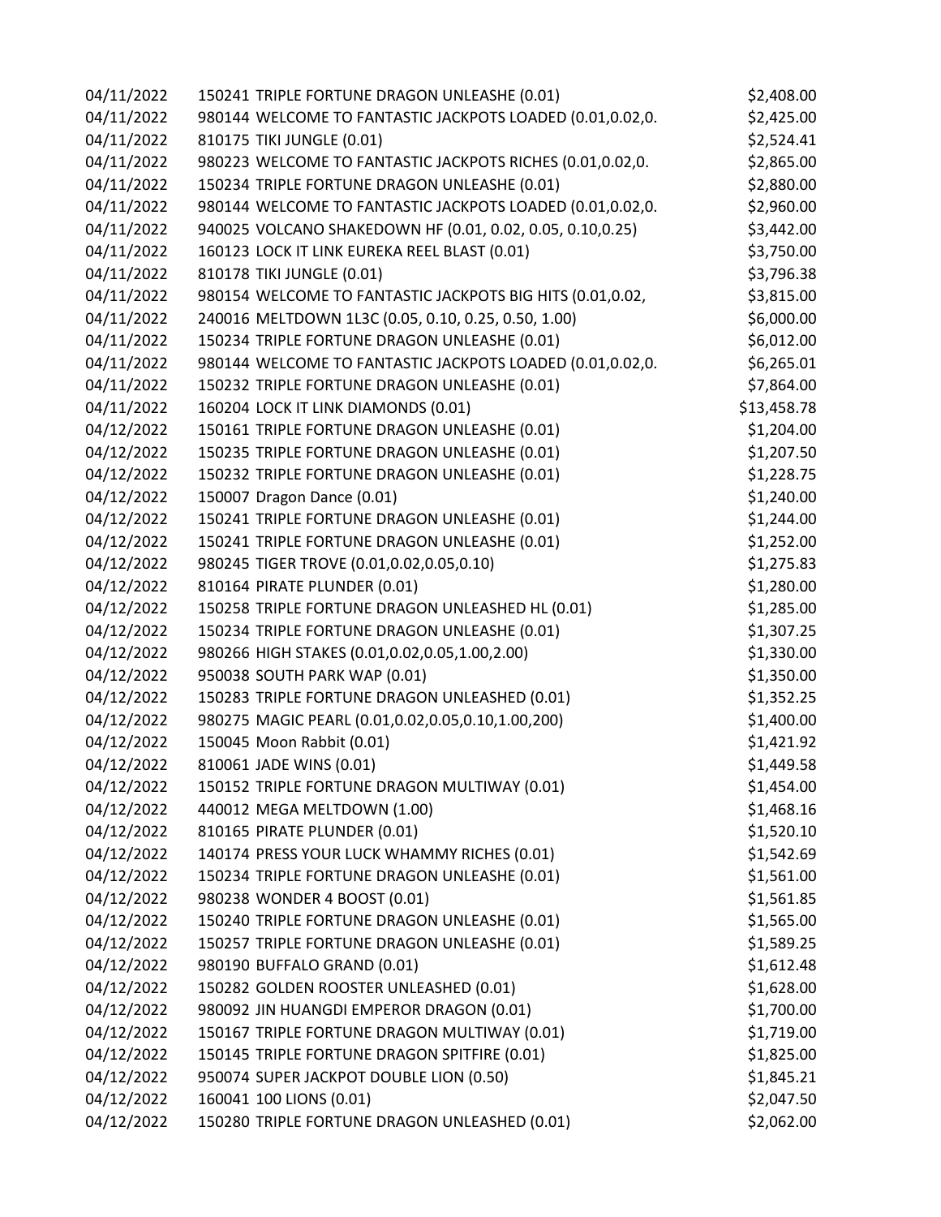| | | |
|---|---|---|
| 04/11/2022 | 150241 TRIPLE FORTUNE DRAGON UNLEASHE (0.01) | $2,408.00 |
| 04/11/2022 | 980144 WELCOME TO FANTASTIC JACKPOTS LOADED (0.01,0.02,0. | $2,425.00 |
| 04/11/2022 | 810175 TIKI JUNGLE (0.01) | $2,524.41 |
| 04/11/2022 | 980223 WELCOME TO FANTASTIC JACKPOTS RICHES (0.01,0.02,0. | $2,865.00 |
| 04/11/2022 | 150234 TRIPLE FORTUNE DRAGON UNLEASHE (0.01) | $2,880.00 |
| 04/11/2022 | 980144 WELCOME TO FANTASTIC JACKPOTS LOADED (0.01,0.02,0. | $2,960.00 |
| 04/11/2022 | 940025 VOLCANO SHAKEDOWN HF (0.01, 0.02, 0.05, 0.10,0.25) | $3,442.00 |
| 04/11/2022 | 160123 LOCK IT LINK EUREKA REEL BLAST (0.01) | $3,750.00 |
| 04/11/2022 | 810178 TIKI JUNGLE (0.01) | $3,796.38 |
| 04/11/2022 | 980154 WELCOME TO FANTASTIC JACKPOTS BIG HITS (0.01,0.02, | $3,815.00 |
| 04/11/2022 | 240016 MELTDOWN 1L3C (0.05, 0.10, 0.25, 0.50, 1.00) | $6,000.00 |
| 04/11/2022 | 150234 TRIPLE FORTUNE DRAGON UNLEASHE (0.01) | $6,012.00 |
| 04/11/2022 | 980144 WELCOME TO FANTASTIC JACKPOTS LOADED (0.01,0.02,0. | $6,265.01 |
| 04/11/2022 | 150232 TRIPLE FORTUNE DRAGON UNLEASHE (0.01) | $7,864.00 |
| 04/11/2022 | 160204 LOCK IT LINK DIAMONDS (0.01) | $13,458.78 |
| 04/12/2022 | 150161 TRIPLE FORTUNE DRAGON UNLEASHE (0.01) | $1,204.00 |
| 04/12/2022 | 150235 TRIPLE FORTUNE DRAGON UNLEASHE (0.01) | $1,207.50 |
| 04/12/2022 | 150232 TRIPLE FORTUNE DRAGON UNLEASHE (0.01) | $1,228.75 |
| 04/12/2022 | 150007 Dragon Dance (0.01) | $1,240.00 |
| 04/12/2022 | 150241 TRIPLE FORTUNE DRAGON UNLEASHE (0.01) | $1,244.00 |
| 04/12/2022 | 150241 TRIPLE FORTUNE DRAGON UNLEASHE (0.01) | $1,252.00 |
| 04/12/2022 | 980245 TIGER TROVE (0.01,0.02,0.05,0.10) | $1,275.83 |
| 04/12/2022 | 810164 PIRATE PLUNDER (0.01) | $1,280.00 |
| 04/12/2022 | 150258 TRIPLE FORTUNE DRAGON UNLEASHED HL (0.01) | $1,285.00 |
| 04/12/2022 | 150234 TRIPLE FORTUNE DRAGON UNLEASHE (0.01) | $1,307.25 |
| 04/12/2022 | 980266 HIGH STAKES (0.01,0.02,0.05,1.00,2.00) | $1,330.00 |
| 04/12/2022 | 950038 SOUTH PARK WAP (0.01) | $1,350.00 |
| 04/12/2022 | 150283 TRIPLE FORTUNE DRAGON UNLEASHED (0.01) | $1,352.25 |
| 04/12/2022 | 980275 MAGIC PEARL (0.01,0.02,0.05,0.10,1.00,200) | $1,400.00 |
| 04/12/2022 | 150045 Moon Rabbit (0.01) | $1,421.92 |
| 04/12/2022 | 810061 JADE WINS (0.01) | $1,449.58 |
| 04/12/2022 | 150152 TRIPLE FORTUNE DRAGON MULTIWAY (0.01) | $1,454.00 |
| 04/12/2022 | 440012 MEGA MELTDOWN (1.00) | $1,468.16 |
| 04/12/2022 | 810165 PIRATE PLUNDER (0.01) | $1,520.10 |
| 04/12/2022 | 140174 PRESS YOUR LUCK WHAMMY RICHES (0.01) | $1,542.69 |
| 04/12/2022 | 150234 TRIPLE FORTUNE DRAGON UNLEASHE (0.01) | $1,561.00 |
| 04/12/2022 | 980238 WONDER 4 BOOST (0.01) | $1,561.85 |
| 04/12/2022 | 150240 TRIPLE FORTUNE DRAGON UNLEASHE (0.01) | $1,565.00 |
| 04/12/2022 | 150257 TRIPLE FORTUNE DRAGON UNLEASHE (0.01) | $1,589.25 |
| 04/12/2022 | 980190 BUFFALO GRAND (0.01) | $1,612.48 |
| 04/12/2022 | 150282 GOLDEN ROOSTER UNLEASHED (0.01) | $1,628.00 |
| 04/12/2022 | 980092 JIN HUANGDI EMPEROR DRAGON (0.01) | $1,700.00 |
| 04/12/2022 | 150167 TRIPLE FORTUNE DRAGON MULTIWAY (0.01) | $1,719.00 |
| 04/12/2022 | 150145 TRIPLE FORTUNE DRAGON SPITFIRE (0.01) | $1,825.00 |
| 04/12/2022 | 950074 SUPER JACKPOT DOUBLE LION (0.50) | $1,845.21 |
| 04/12/2022 | 160041 100 LIONS (0.01) | $2,047.50 |
| 04/12/2022 | 150280 TRIPLE FORTUNE DRAGON UNLEASHED (0.01) | $2,062.00 |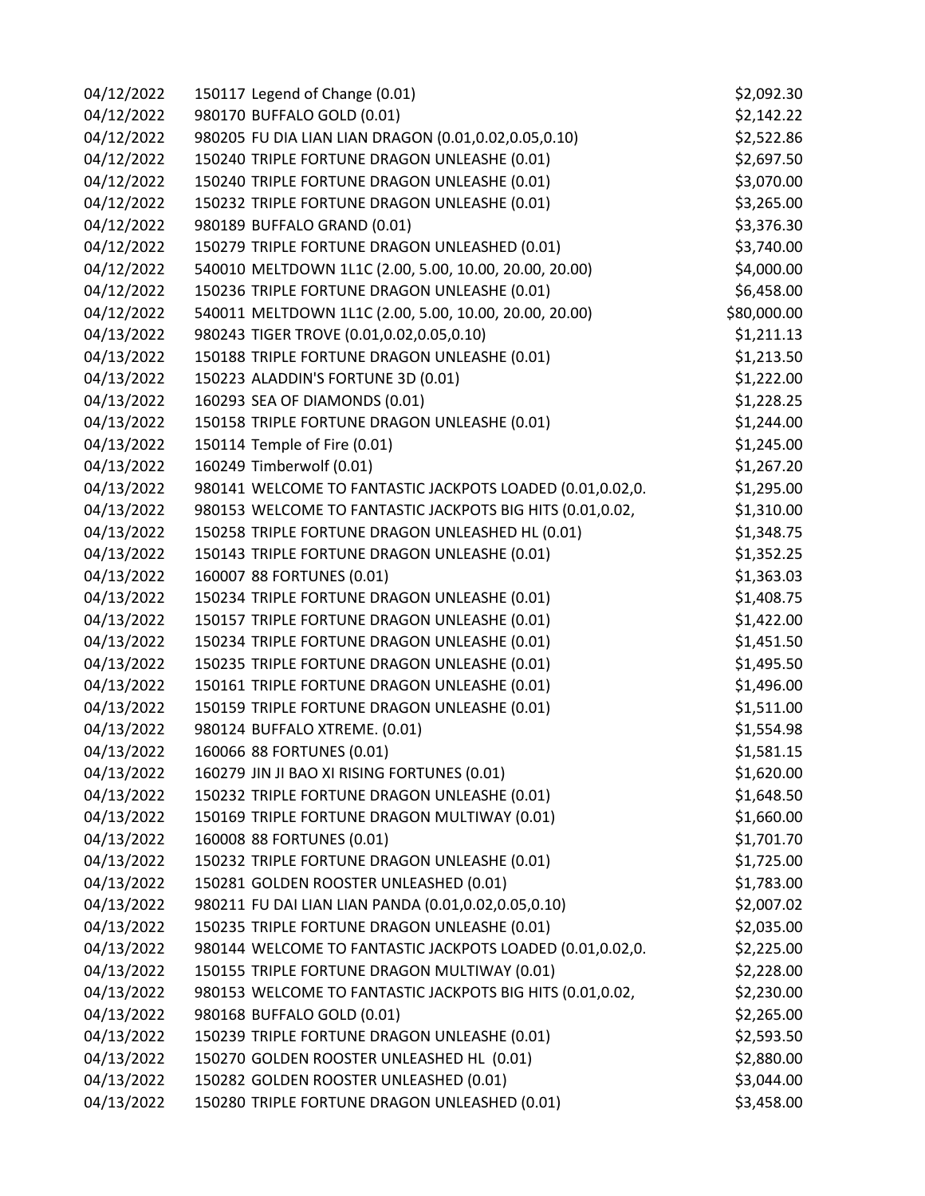| | | |
|---|---|---|
| 04/12/2022 | 150117 Legend of Change (0.01) | $2,092.30 |
| 04/12/2022 | 980170 BUFFALO GOLD (0.01) | $2,142.22 |
| 04/12/2022 | 980205 FU DIA LIAN LIAN DRAGON (0.01,0.02,0.05,0.10) | $2,522.86 |
| 04/12/2022 | 150240 TRIPLE FORTUNE DRAGON UNLEASHE (0.01) | $2,697.50 |
| 04/12/2022 | 150240 TRIPLE FORTUNE DRAGON UNLEASHE (0.01) | $3,070.00 |
| 04/12/2022 | 150232 TRIPLE FORTUNE DRAGON UNLEASHE (0.01) | $3,265.00 |
| 04/12/2022 | 980189 BUFFALO GRAND (0.01) | $3,376.30 |
| 04/12/2022 | 150279 TRIPLE FORTUNE DRAGON UNLEASHED (0.01) | $3,740.00 |
| 04/12/2022 | 540010 MELTDOWN 1L1C (2.00, 5.00, 10.00, 20.00, 20.00) | $4,000.00 |
| 04/12/2022 | 150236 TRIPLE FORTUNE DRAGON UNLEASHE (0.01) | $6,458.00 |
| 04/12/2022 | 540011 MELTDOWN 1L1C (2.00, 5.00, 10.00, 20.00, 20.00) | $80,000.00 |
| 04/13/2022 | 980243 TIGER TROVE (0.01,0.02,0.05,0.10) | $1,211.13 |
| 04/13/2022 | 150188 TRIPLE FORTUNE DRAGON UNLEASHE (0.01) | $1,213.50 |
| 04/13/2022 | 150223 ALADDIN'S FORTUNE 3D (0.01) | $1,222.00 |
| 04/13/2022 | 160293 SEA OF DIAMONDS (0.01) | $1,228.25 |
| 04/13/2022 | 150158 TRIPLE FORTUNE DRAGON UNLEASHE (0.01) | $1,244.00 |
| 04/13/2022 | 150114 Temple of Fire (0.01) | $1,245.00 |
| 04/13/2022 | 160249 Timberwolf (0.01) | $1,267.20 |
| 04/13/2022 | 980141 WELCOME TO FANTASTIC JACKPOTS LOADED (0.01,0.02,0. | $1,295.00 |
| 04/13/2022 | 980153 WELCOME TO FANTASTIC JACKPOTS BIG HITS (0.01,0.02, | $1,310.00 |
| 04/13/2022 | 150258 TRIPLE FORTUNE DRAGON UNLEASHED HL (0.01) | $1,348.75 |
| 04/13/2022 | 150143 TRIPLE FORTUNE DRAGON UNLEASHE (0.01) | $1,352.25 |
| 04/13/2022 | 160007 88 FORTUNES (0.01) | $1,363.03 |
| 04/13/2022 | 150234 TRIPLE FORTUNE DRAGON UNLEASHE (0.01) | $1,408.75 |
| 04/13/2022 | 150157 TRIPLE FORTUNE DRAGON UNLEASHE (0.01) | $1,422.00 |
| 04/13/2022 | 150234 TRIPLE FORTUNE DRAGON UNLEASHE (0.01) | $1,451.50 |
| 04/13/2022 | 150235 TRIPLE FORTUNE DRAGON UNLEASHE (0.01) | $1,495.50 |
| 04/13/2022 | 150161 TRIPLE FORTUNE DRAGON UNLEASHE (0.01) | $1,496.00 |
| 04/13/2022 | 150159 TRIPLE FORTUNE DRAGON UNLEASHE (0.01) | $1,511.00 |
| 04/13/2022 | 980124 BUFFALO XTREME. (0.01) | $1,554.98 |
| 04/13/2022 | 160066 88 FORTUNES (0.01) | $1,581.15 |
| 04/13/2022 | 160279 JIN JI BAO XI RISING FORTUNES (0.01) | $1,620.00 |
| 04/13/2022 | 150232 TRIPLE FORTUNE DRAGON UNLEASHE (0.01) | $1,648.50 |
| 04/13/2022 | 150169 TRIPLE FORTUNE DRAGON MULTIWAY (0.01) | $1,660.00 |
| 04/13/2022 | 160008 88 FORTUNES (0.01) | $1,701.70 |
| 04/13/2022 | 150232 TRIPLE FORTUNE DRAGON UNLEASHE (0.01) | $1,725.00 |
| 04/13/2022 | 150281 GOLDEN ROOSTER UNLEASHED (0.01) | $1,783.00 |
| 04/13/2022 | 980211 FU DAI LIAN LIAN PANDA (0.01,0.02,0.05,0.10) | $2,007.02 |
| 04/13/2022 | 150235 TRIPLE FORTUNE DRAGON UNLEASHE (0.01) | $2,035.00 |
| 04/13/2022 | 980144 WELCOME TO FANTASTIC JACKPOTS LOADED (0.01,0.02,0. | $2,225.00 |
| 04/13/2022 | 150155 TRIPLE FORTUNE DRAGON MULTIWAY (0.01) | $2,228.00 |
| 04/13/2022 | 980153 WELCOME TO FANTASTIC JACKPOTS BIG HITS (0.01,0.02, | $2,230.00 |
| 04/13/2022 | 980168 BUFFALO GOLD (0.01) | $2,265.00 |
| 04/13/2022 | 150239 TRIPLE FORTUNE DRAGON UNLEASHE (0.01) | $2,593.50 |
| 04/13/2022 | 150270 GOLDEN ROOSTER UNLEASHED HL (0.01) | $2,880.00 |
| 04/13/2022 | 150282 GOLDEN ROOSTER UNLEASHED (0.01) | $3,044.00 |
| 04/13/2022 | 150280 TRIPLE FORTUNE DRAGON UNLEASHED (0.01) | $3,458.00 |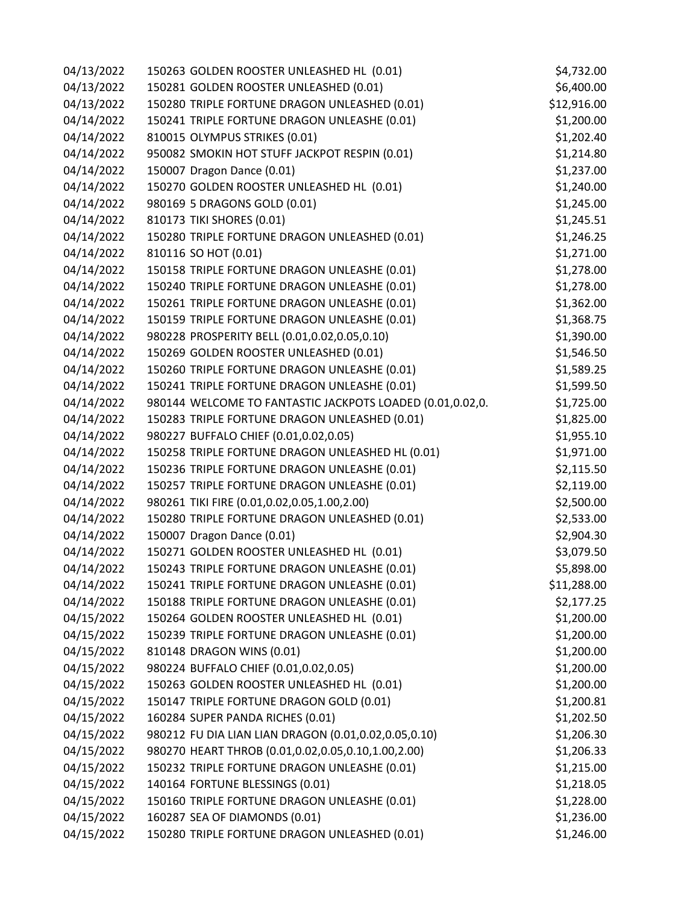| | | |
|---|---|---|
| 04/13/2022 | 150263 GOLDEN ROOSTER UNLEASHED HL (0.01) | $4,732.00 |
| 04/13/2022 | 150281 GOLDEN ROOSTER UNLEASHED (0.01) | $6,400.00 |
| 04/13/2022 | 150280 TRIPLE FORTUNE DRAGON UNLEASHED (0.01) | $12,916.00 |
| 04/14/2022 | 150241 TRIPLE FORTUNE DRAGON UNLEASHE (0.01) | $1,200.00 |
| 04/14/2022 | 810015 OLYMPUS STRIKES (0.01) | $1,202.40 |
| 04/14/2022 | 950082 SMOKIN HOT STUFF JACKPOT RESPIN (0.01) | $1,214.80 |
| 04/14/2022 | 150007 Dragon Dance (0.01) | $1,237.00 |
| 04/14/2022 | 150270 GOLDEN ROOSTER UNLEASHED HL (0.01) | $1,240.00 |
| 04/14/2022 | 980169 5 DRAGONS GOLD (0.01) | $1,245.00 |
| 04/14/2022 | 810173 TIKI SHORES (0.01) | $1,245.51 |
| 04/14/2022 | 150280 TRIPLE FORTUNE DRAGON UNLEASHED (0.01) | $1,246.25 |
| 04/14/2022 | 810116 SO HOT (0.01) | $1,271.00 |
| 04/14/2022 | 150158 TRIPLE FORTUNE DRAGON UNLEASHE (0.01) | $1,278.00 |
| 04/14/2022 | 150240 TRIPLE FORTUNE DRAGON UNLEASHE (0.01) | $1,278.00 |
| 04/14/2022 | 150261 TRIPLE FORTUNE DRAGON UNLEASHE (0.01) | $1,362.00 |
| 04/14/2022 | 150159 TRIPLE FORTUNE DRAGON UNLEASHE (0.01) | $1,368.75 |
| 04/14/2022 | 980228 PROSPERITY BELL (0.01,0.02,0.05,0.10) | $1,390.00 |
| 04/14/2022 | 150269 GOLDEN ROOSTER UNLEASHED (0.01) | $1,546.50 |
| 04/14/2022 | 150260 TRIPLE FORTUNE DRAGON UNLEASHE (0.01) | $1,589.25 |
| 04/14/2022 | 150241 TRIPLE FORTUNE DRAGON UNLEASHE (0.01) | $1,599.50 |
| 04/14/2022 | 980144 WELCOME TO FANTASTIC JACKPOTS LOADED (0.01,0.02,0. | $1,725.00 |
| 04/14/2022 | 150283 TRIPLE FORTUNE DRAGON UNLEASHED (0.01) | $1,825.00 |
| 04/14/2022 | 980227 BUFFALO CHIEF (0.01,0.02,0.05) | $1,955.10 |
| 04/14/2022 | 150258 TRIPLE FORTUNE DRAGON UNLEASHED HL (0.01) | $1,971.00 |
| 04/14/2022 | 150236 TRIPLE FORTUNE DRAGON UNLEASHE (0.01) | $2,115.50 |
| 04/14/2022 | 150257 TRIPLE FORTUNE DRAGON UNLEASHE (0.01) | $2,119.00 |
| 04/14/2022 | 980261 TIKI FIRE (0.01,0.02,0.05,1.00,2.00) | $2,500.00 |
| 04/14/2022 | 150280 TRIPLE FORTUNE DRAGON UNLEASHED (0.01) | $2,533.00 |
| 04/14/2022 | 150007 Dragon Dance (0.01) | $2,904.30 |
| 04/14/2022 | 150271 GOLDEN ROOSTER UNLEASHED HL (0.01) | $3,079.50 |
| 04/14/2022 | 150243 TRIPLE FORTUNE DRAGON UNLEASHE (0.01) | $5,898.00 |
| 04/14/2022 | 150241 TRIPLE FORTUNE DRAGON UNLEASHE (0.01) | $11,288.00 |
| 04/14/2022 | 150188 TRIPLE FORTUNE DRAGON UNLEASHE (0.01) | $2,177.25 |
| 04/15/2022 | 150264 GOLDEN ROOSTER UNLEASHED HL (0.01) | $1,200.00 |
| 04/15/2022 | 150239 TRIPLE FORTUNE DRAGON UNLEASHE (0.01) | $1,200.00 |
| 04/15/2022 | 810148 DRAGON WINS (0.01) | $1,200.00 |
| 04/15/2022 | 980224 BUFFALO CHIEF (0.01,0.02,0.05) | $1,200.00 |
| 04/15/2022 | 150263 GOLDEN ROOSTER UNLEASHED HL (0.01) | $1,200.00 |
| 04/15/2022 | 150147 TRIPLE FORTUNE DRAGON GOLD (0.01) | $1,200.81 |
| 04/15/2022 | 160284 SUPER PANDA RICHES (0.01) | $1,202.50 |
| 04/15/2022 | 980212 FU DIA LIAN LIAN DRAGON (0.01,0.02,0.05,0.10) | $1,206.30 |
| 04/15/2022 | 980270 HEART THROB (0.01,0.02,0.05,0.10,1.00,2.00) | $1,206.33 |
| 04/15/2022 | 150232 TRIPLE FORTUNE DRAGON UNLEASHE (0.01) | $1,215.00 |
| 04/15/2022 | 140164 FORTUNE BLESSINGS (0.01) | $1,218.05 |
| 04/15/2022 | 150160 TRIPLE FORTUNE DRAGON UNLEASHE (0.01) | $1,228.00 |
| 04/15/2022 | 160287 SEA OF DIAMONDS (0.01) | $1,236.00 |
| 04/15/2022 | 150280 TRIPLE FORTUNE DRAGON UNLEASHED (0.01) | $1,246.00 |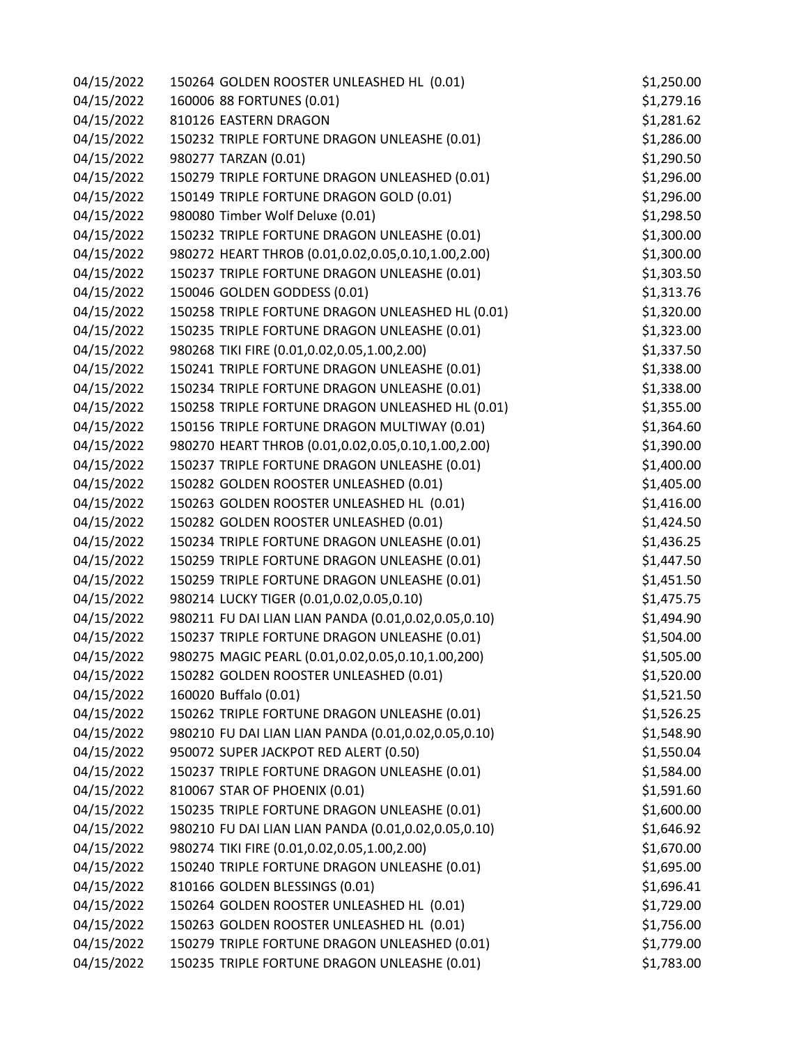| | | |
|---|---|---|
| 04/15/2022 | 150264 GOLDEN ROOSTER UNLEASHED HL (0.01) | $1,250.00 |
| 04/15/2022 | 160006 88 FORTUNES (0.01) | $1,279.16 |
| 04/15/2022 | 810126 EASTERN DRAGON | $1,281.62 |
| 04/15/2022 | 150232 TRIPLE FORTUNE DRAGON UNLEASHE (0.01) | $1,286.00 |
| 04/15/2022 | 980277 TARZAN (0.01) | $1,290.50 |
| 04/15/2022 | 150279 TRIPLE FORTUNE DRAGON UNLEASHED (0.01) | $1,296.00 |
| 04/15/2022 | 150149 TRIPLE FORTUNE DRAGON GOLD (0.01) | $1,296.00 |
| 04/15/2022 | 980080 Timber Wolf Deluxe (0.01) | $1,298.50 |
| 04/15/2022 | 150232 TRIPLE FORTUNE DRAGON UNLEASHE (0.01) | $1,300.00 |
| 04/15/2022 | 980272 HEART THROB (0.01,0.02,0.05,0.10,1.00,2.00) | $1,300.00 |
| 04/15/2022 | 150237 TRIPLE FORTUNE DRAGON UNLEASHE (0.01) | $1,303.50 |
| 04/15/2022 | 150046 GOLDEN GODDESS (0.01) | $1,313.76 |
| 04/15/2022 | 150258 TRIPLE FORTUNE DRAGON UNLEASHED HL (0.01) | $1,320.00 |
| 04/15/2022 | 150235 TRIPLE FORTUNE DRAGON UNLEASHE (0.01) | $1,323.00 |
| 04/15/2022 | 980268 TIKI FIRE (0.01,0.02,0.05,1.00,2.00) | $1,337.50 |
| 04/15/2022 | 150241 TRIPLE FORTUNE DRAGON UNLEASHE (0.01) | $1,338.00 |
| 04/15/2022 | 150234 TRIPLE FORTUNE DRAGON UNLEASHE (0.01) | $1,338.00 |
| 04/15/2022 | 150258 TRIPLE FORTUNE DRAGON UNLEASHED HL (0.01) | $1,355.00 |
| 04/15/2022 | 150156 TRIPLE FORTUNE DRAGON MULTIWAY (0.01) | $1,364.60 |
| 04/15/2022 | 980270 HEART THROB (0.01,0.02,0.05,0.10,1.00,2.00) | $1,390.00 |
| 04/15/2022 | 150237 TRIPLE FORTUNE DRAGON UNLEASHE (0.01) | $1,400.00 |
| 04/15/2022 | 150282 GOLDEN ROOSTER UNLEASHED (0.01) | $1,405.00 |
| 04/15/2022 | 150263 GOLDEN ROOSTER UNLEASHED HL (0.01) | $1,416.00 |
| 04/15/2022 | 150282 GOLDEN ROOSTER UNLEASHED (0.01) | $1,424.50 |
| 04/15/2022 | 150234 TRIPLE FORTUNE DRAGON UNLEASHE (0.01) | $1,436.25 |
| 04/15/2022 | 150259 TRIPLE FORTUNE DRAGON UNLEASHE (0.01) | $1,447.50 |
| 04/15/2022 | 150259 TRIPLE FORTUNE DRAGON UNLEASHE (0.01) | $1,451.50 |
| 04/15/2022 | 980214 LUCKY TIGER (0.01,0.02,0.05,0.10) | $1,475.75 |
| 04/15/2022 | 980211 FU DAI LIAN LIAN PANDA (0.01,0.02,0.05,0.10) | $1,494.90 |
| 04/15/2022 | 150237 TRIPLE FORTUNE DRAGON UNLEASHE (0.01) | $1,504.00 |
| 04/15/2022 | 980275 MAGIC PEARL (0.01,0.02,0.05,0.10,1.00,200) | $1,505.00 |
| 04/15/2022 | 150282 GOLDEN ROOSTER UNLEASHED (0.01) | $1,520.00 |
| 04/15/2022 | 160020 Buffalo (0.01) | $1,521.50 |
| 04/15/2022 | 150262 TRIPLE FORTUNE DRAGON UNLEASHE (0.01) | $1,526.25 |
| 04/15/2022 | 980210 FU DAI LIAN LIAN PANDA (0.01,0.02,0.05,0.10) | $1,548.90 |
| 04/15/2022 | 950072 SUPER JACKPOT RED ALERT (0.50) | $1,550.04 |
| 04/15/2022 | 150237 TRIPLE FORTUNE DRAGON UNLEASHE (0.01) | $1,584.00 |
| 04/15/2022 | 810067 STAR OF PHOENIX (0.01) | $1,591.60 |
| 04/15/2022 | 150235 TRIPLE FORTUNE DRAGON UNLEASHE (0.01) | $1,600.00 |
| 04/15/2022 | 980210 FU DAI LIAN LIAN PANDA (0.01,0.02,0.05,0.10) | $1,646.92 |
| 04/15/2022 | 980274 TIKI FIRE (0.01,0.02,0.05,1.00,2.00) | $1,670.00 |
| 04/15/2022 | 150240 TRIPLE FORTUNE DRAGON UNLEASHE (0.01) | $1,695.00 |
| 04/15/2022 | 810166 GOLDEN BLESSINGS (0.01) | $1,696.41 |
| 04/15/2022 | 150264 GOLDEN ROOSTER UNLEASHED HL (0.01) | $1,729.00 |
| 04/15/2022 | 150263 GOLDEN ROOSTER UNLEASHED HL (0.01) | $1,756.00 |
| 04/15/2022 | 150279 TRIPLE FORTUNE DRAGON UNLEASHED (0.01) | $1,779.00 |
| 04/15/2022 | 150235 TRIPLE FORTUNE DRAGON UNLEASHE (0.01) | $1,783.00 |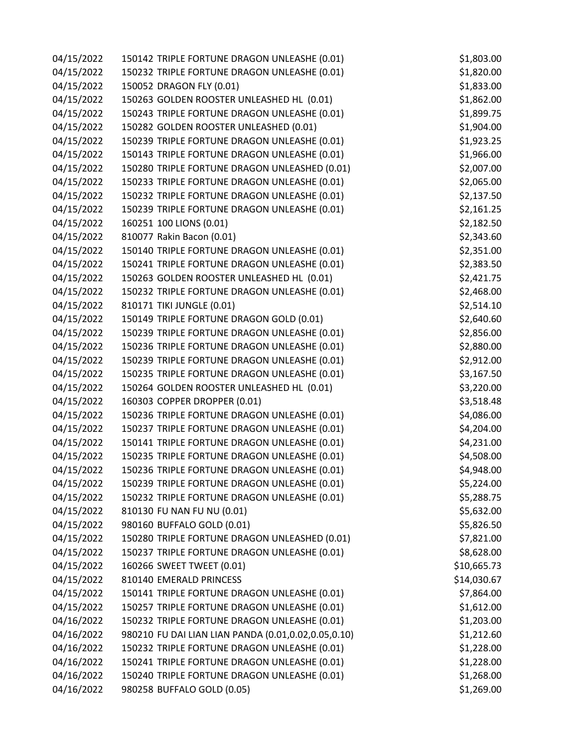| | | |
|---|---|---|
| 04/15/2022 | 150142 TRIPLE FORTUNE DRAGON UNLEASHE (0.01) | $1,803.00 |
| 04/15/2022 | 150232 TRIPLE FORTUNE DRAGON UNLEASHE (0.01) | $1,820.00 |
| 04/15/2022 | 150052 DRAGON FLY (0.01) | $1,833.00 |
| 04/15/2022 | 150263 GOLDEN ROOSTER UNLEASHED HL (0.01) | $1,862.00 |
| 04/15/2022 | 150243 TRIPLE FORTUNE DRAGON UNLEASHE (0.01) | $1,899.75 |
| 04/15/2022 | 150282 GOLDEN ROOSTER UNLEASHED (0.01) | $1,904.00 |
| 04/15/2022 | 150239 TRIPLE FORTUNE DRAGON UNLEASHE (0.01) | $1,923.25 |
| 04/15/2022 | 150143 TRIPLE FORTUNE DRAGON UNLEASHE (0.01) | $1,966.00 |
| 04/15/2022 | 150280 TRIPLE FORTUNE DRAGON UNLEASHED (0.01) | $2,007.00 |
| 04/15/2022 | 150233 TRIPLE FORTUNE DRAGON UNLEASHE (0.01) | $2,065.00 |
| 04/15/2022 | 150232 TRIPLE FORTUNE DRAGON UNLEASHE (0.01) | $2,137.50 |
| 04/15/2022 | 150239 TRIPLE FORTUNE DRAGON UNLEASHE (0.01) | $2,161.25 |
| 04/15/2022 | 160251 100 LIONS (0.01) | $2,182.50 |
| 04/15/2022 | 810077 Rakin Bacon (0.01) | $2,343.60 |
| 04/15/2022 | 150140 TRIPLE FORTUNE DRAGON UNLEASHE (0.01) | $2,351.00 |
| 04/15/2022 | 150241 TRIPLE FORTUNE DRAGON UNLEASHE (0.01) | $2,383.50 |
| 04/15/2022 | 150263 GOLDEN ROOSTER UNLEASHED HL (0.01) | $2,421.75 |
| 04/15/2022 | 150232 TRIPLE FORTUNE DRAGON UNLEASHE (0.01) | $2,468.00 |
| 04/15/2022 | 810171 TIKI JUNGLE (0.01) | $2,514.10 |
| 04/15/2022 | 150149 TRIPLE FORTUNE DRAGON GOLD (0.01) | $2,640.60 |
| 04/15/2022 | 150239 TRIPLE FORTUNE DRAGON UNLEASHE (0.01) | $2,856.00 |
| 04/15/2022 | 150236 TRIPLE FORTUNE DRAGON UNLEASHE (0.01) | $2,880.00 |
| 04/15/2022 | 150239 TRIPLE FORTUNE DRAGON UNLEASHE (0.01) | $2,912.00 |
| 04/15/2022 | 150235 TRIPLE FORTUNE DRAGON UNLEASHE (0.01) | $3,167.50 |
| 04/15/2022 | 150264 GOLDEN ROOSTER UNLEASHED HL (0.01) | $3,220.00 |
| 04/15/2022 | 160303 COPPER DROPPER (0.01) | $3,518.48 |
| 04/15/2022 | 150236 TRIPLE FORTUNE DRAGON UNLEASHE (0.01) | $4,086.00 |
| 04/15/2022 | 150237 TRIPLE FORTUNE DRAGON UNLEASHE (0.01) | $4,204.00 |
| 04/15/2022 | 150141 TRIPLE FORTUNE DRAGON UNLEASHE (0.01) | $4,231.00 |
| 04/15/2022 | 150235 TRIPLE FORTUNE DRAGON UNLEASHE (0.01) | $4,508.00 |
| 04/15/2022 | 150236 TRIPLE FORTUNE DRAGON UNLEASHE (0.01) | $4,948.00 |
| 04/15/2022 | 150239 TRIPLE FORTUNE DRAGON UNLEASHE (0.01) | $5,224.00 |
| 04/15/2022 | 150232 TRIPLE FORTUNE DRAGON UNLEASHE (0.01) | $5,288.75 |
| 04/15/2022 | 810130 FU NAN FU NU (0.01) | $5,632.00 |
| 04/15/2022 | 980160 BUFFALO GOLD (0.01) | $5,826.50 |
| 04/15/2022 | 150280 TRIPLE FORTUNE DRAGON UNLEASHED (0.01) | $7,821.00 |
| 04/15/2022 | 150237 TRIPLE FORTUNE DRAGON UNLEASHE (0.01) | $8,628.00 |
| 04/15/2022 | 160266 SWEET TWEET (0.01) | $10,665.73 |
| 04/15/2022 | 810140 EMERALD PRINCESS | $14,030.67 |
| 04/15/2022 | 150141 TRIPLE FORTUNE DRAGON UNLEASHE (0.01) | $7,864.00 |
| 04/15/2022 | 150257 TRIPLE FORTUNE DRAGON UNLEASHE (0.01) | $1,612.00 |
| 04/16/2022 | 150232 TRIPLE FORTUNE DRAGON UNLEASHE (0.01) | $1,203.00 |
| 04/16/2022 | 980210 FU DAI LIAN LIAN PANDA (0.01,0.02,0.05,0.10) | $1,212.60 |
| 04/16/2022 | 150232 TRIPLE FORTUNE DRAGON UNLEASHE (0.01) | $1,228.00 |
| 04/16/2022 | 150241 TRIPLE FORTUNE DRAGON UNLEASHE (0.01) | $1,228.00 |
| 04/16/2022 | 150240 TRIPLE FORTUNE DRAGON UNLEASHE (0.01) | $1,268.00 |
| 04/16/2022 | 980258 BUFFALO GOLD (0.05) | $1,269.00 |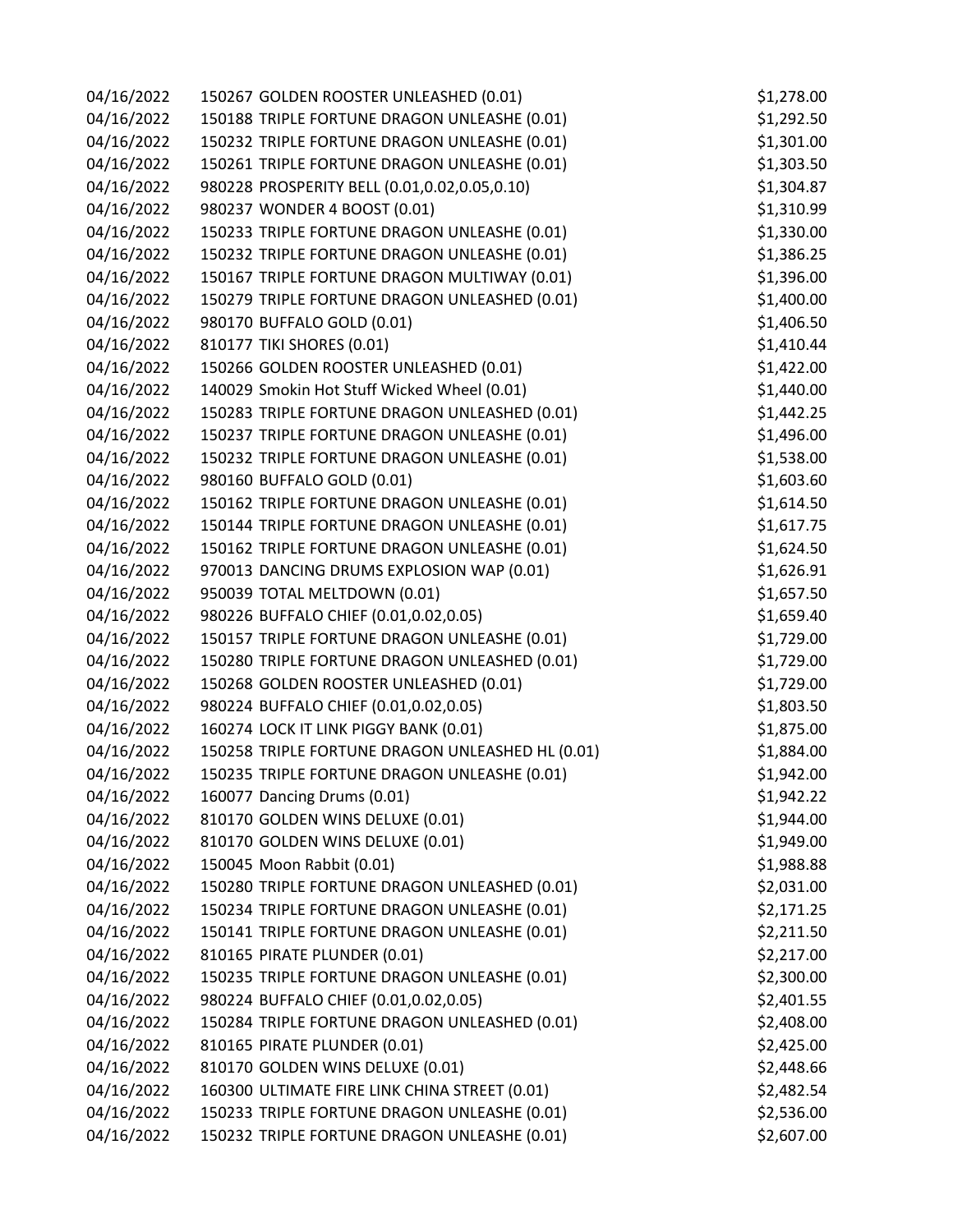| | | |
|---|---|---|
| 04/16/2022 | 150267 GOLDEN ROOSTER UNLEASHED (0.01) | $1,278.00 |
| 04/16/2022 | 150188 TRIPLE FORTUNE DRAGON UNLEASHE (0.01) | $1,292.50 |
| 04/16/2022 | 150232 TRIPLE FORTUNE DRAGON UNLEASHE (0.01) | $1,301.00 |
| 04/16/2022 | 150261 TRIPLE FORTUNE DRAGON UNLEASHE (0.01) | $1,303.50 |
| 04/16/2022 | 980228 PROSPERITY BELL (0.01,0.02,0.05,0.10) | $1,304.87 |
| 04/16/2022 | 980237 WONDER 4 BOOST (0.01) | $1,310.99 |
| 04/16/2022 | 150233 TRIPLE FORTUNE DRAGON UNLEASHE (0.01) | $1,330.00 |
| 04/16/2022 | 150232 TRIPLE FORTUNE DRAGON UNLEASHE (0.01) | $1,386.25 |
| 04/16/2022 | 150167 TRIPLE FORTUNE DRAGON MULTIWAY (0.01) | $1,396.00 |
| 04/16/2022 | 150279 TRIPLE FORTUNE DRAGON UNLEASHED (0.01) | $1,400.00 |
| 04/16/2022 | 980170 BUFFALO GOLD (0.01) | $1,406.50 |
| 04/16/2022 | 810177 TIKI SHORES (0.01) | $1,410.44 |
| 04/16/2022 | 150266 GOLDEN ROOSTER UNLEASHED (0.01) | $1,422.00 |
| 04/16/2022 | 140029 Smokin Hot Stuff Wicked Wheel (0.01) | $1,440.00 |
| 04/16/2022 | 150283 TRIPLE FORTUNE DRAGON UNLEASHED (0.01) | $1,442.25 |
| 04/16/2022 | 150237 TRIPLE FORTUNE DRAGON UNLEASHE (0.01) | $1,496.00 |
| 04/16/2022 | 150232 TRIPLE FORTUNE DRAGON UNLEASHE (0.01) | $1,538.00 |
| 04/16/2022 | 980160 BUFFALO GOLD (0.01) | $1,603.60 |
| 04/16/2022 | 150162 TRIPLE FORTUNE DRAGON UNLEASHE (0.01) | $1,614.50 |
| 04/16/2022 | 150144 TRIPLE FORTUNE DRAGON UNLEASHE (0.01) | $1,617.75 |
| 04/16/2022 | 150162 TRIPLE FORTUNE DRAGON UNLEASHE (0.01) | $1,624.50 |
| 04/16/2022 | 970013 DANCING DRUMS EXPLOSION WAP (0.01) | $1,626.91 |
| 04/16/2022 | 950039 TOTAL MELTDOWN (0.01) | $1,657.50 |
| 04/16/2022 | 980226 BUFFALO CHIEF (0.01,0.02,0.05) | $1,659.40 |
| 04/16/2022 | 150157 TRIPLE FORTUNE DRAGON UNLEASHE (0.01) | $1,729.00 |
| 04/16/2022 | 150280 TRIPLE FORTUNE DRAGON UNLEASHED (0.01) | $1,729.00 |
| 04/16/2022 | 150268 GOLDEN ROOSTER UNLEASHED (0.01) | $1,729.00 |
| 04/16/2022 | 980224 BUFFALO CHIEF (0.01,0.02,0.05) | $1,803.50 |
| 04/16/2022 | 160274 LOCK IT LINK PIGGY BANK (0.01) | $1,875.00 |
| 04/16/2022 | 150258 TRIPLE FORTUNE DRAGON UNLEASHED HL (0.01) | $1,884.00 |
| 04/16/2022 | 150235 TRIPLE FORTUNE DRAGON UNLEASHE (0.01) | $1,942.00 |
| 04/16/2022 | 160077 Dancing Drums (0.01) | $1,942.22 |
| 04/16/2022 | 810170 GOLDEN WINS DELUXE (0.01) | $1,944.00 |
| 04/16/2022 | 810170 GOLDEN WINS DELUXE (0.01) | $1,949.00 |
| 04/16/2022 | 150045 Moon Rabbit (0.01) | $1,988.88 |
| 04/16/2022 | 150280 TRIPLE FORTUNE DRAGON UNLEASHED (0.01) | $2,031.00 |
| 04/16/2022 | 150234 TRIPLE FORTUNE DRAGON UNLEASHE (0.01) | $2,171.25 |
| 04/16/2022 | 150141 TRIPLE FORTUNE DRAGON UNLEASHE (0.01) | $2,211.50 |
| 04/16/2022 | 810165 PIRATE PLUNDER (0.01) | $2,217.00 |
| 04/16/2022 | 150235 TRIPLE FORTUNE DRAGON UNLEASHE (0.01) | $2,300.00 |
| 04/16/2022 | 980224 BUFFALO CHIEF (0.01,0.02,0.05) | $2,401.55 |
| 04/16/2022 | 150284 TRIPLE FORTUNE DRAGON UNLEASHED (0.01) | $2,408.00 |
| 04/16/2022 | 810165 PIRATE PLUNDER (0.01) | $2,425.00 |
| 04/16/2022 | 810170 GOLDEN WINS DELUXE (0.01) | $2,448.66 |
| 04/16/2022 | 160300 ULTIMATE FIRE LINK CHINA STREET (0.01) | $2,482.54 |
| 04/16/2022 | 150233 TRIPLE FORTUNE DRAGON UNLEASHE (0.01) | $2,536.00 |
| 04/16/2022 | 150232 TRIPLE FORTUNE DRAGON UNLEASHE (0.01) | $2,607.00 |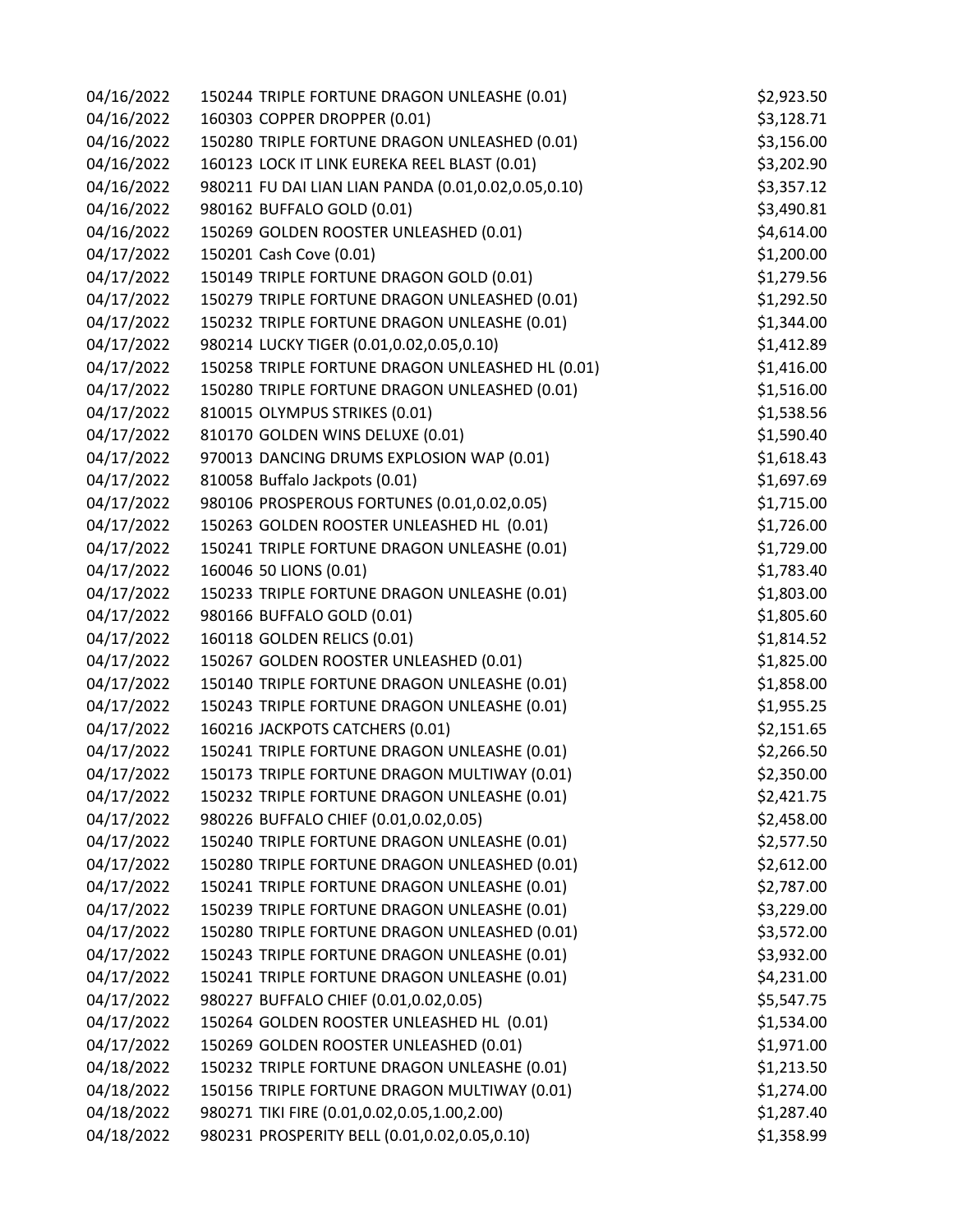| | | |
|---|---|---|
| 04/16/2022 | 150244 TRIPLE FORTUNE DRAGON UNLEASHE (0.01) | $2,923.50 |
| 04/16/2022 | 160303 COPPER DROPPER (0.01) | $3,128.71 |
| 04/16/2022 | 150280 TRIPLE FORTUNE DRAGON UNLEASHED (0.01) | $3,156.00 |
| 04/16/2022 | 160123 LOCK IT LINK EUREKA REEL BLAST (0.01) | $3,202.90 |
| 04/16/2022 | 980211 FU DAI LIAN LIAN PANDA (0.01,0.02,0.05,0.10) | $3,357.12 |
| 04/16/2022 | 980162 BUFFALO GOLD (0.01) | $3,490.81 |
| 04/16/2022 | 150269 GOLDEN ROOSTER UNLEASHED (0.01) | $4,614.00 |
| 04/17/2022 | 150201 Cash Cove (0.01) | $1,200.00 |
| 04/17/2022 | 150149 TRIPLE FORTUNE DRAGON GOLD (0.01) | $1,279.56 |
| 04/17/2022 | 150279 TRIPLE FORTUNE DRAGON UNLEASHED (0.01) | $1,292.50 |
| 04/17/2022 | 150232 TRIPLE FORTUNE DRAGON UNLEASHE (0.01) | $1,344.00 |
| 04/17/2022 | 980214 LUCKY TIGER (0.01,0.02,0.05,0.10) | $1,412.89 |
| 04/17/2022 | 150258 TRIPLE FORTUNE DRAGON UNLEASHED HL (0.01) | $1,416.00 |
| 04/17/2022 | 150280 TRIPLE FORTUNE DRAGON UNLEASHED (0.01) | $1,516.00 |
| 04/17/2022 | 810015 OLYMPUS STRIKES (0.01) | $1,538.56 |
| 04/17/2022 | 810170 GOLDEN WINS DELUXE (0.01) | $1,590.40 |
| 04/17/2022 | 970013 DANCING DRUMS EXPLOSION WAP (0.01) | $1,618.43 |
| 04/17/2022 | 810058 Buffalo Jackpots (0.01) | $1,697.69 |
| 04/17/2022 | 980106 PROSPEROUS FORTUNES (0.01,0.02,0.05) | $1,715.00 |
| 04/17/2022 | 150263 GOLDEN ROOSTER UNLEASHED HL (0.01) | $1,726.00 |
| 04/17/2022 | 150241 TRIPLE FORTUNE DRAGON UNLEASHE (0.01) | $1,729.00 |
| 04/17/2022 | 160046 50 LIONS (0.01) | $1,783.40 |
| 04/17/2022 | 150233 TRIPLE FORTUNE DRAGON UNLEASHE (0.01) | $1,803.00 |
| 04/17/2022 | 980166 BUFFALO GOLD (0.01) | $1,805.60 |
| 04/17/2022 | 160118 GOLDEN RELICS (0.01) | $1,814.52 |
| 04/17/2022 | 150267 GOLDEN ROOSTER UNLEASHED (0.01) | $1,825.00 |
| 04/17/2022 | 150140 TRIPLE FORTUNE DRAGON UNLEASHE (0.01) | $1,858.00 |
| 04/17/2022 | 150243 TRIPLE FORTUNE DRAGON UNLEASHE (0.01) | $1,955.25 |
| 04/17/2022 | 160216 JACKPOTS CATCHERS (0.01) | $2,151.65 |
| 04/17/2022 | 150241 TRIPLE FORTUNE DRAGON UNLEASHE (0.01) | $2,266.50 |
| 04/17/2022 | 150173 TRIPLE FORTUNE DRAGON MULTIWAY (0.01) | $2,350.00 |
| 04/17/2022 | 150232 TRIPLE FORTUNE DRAGON UNLEASHE (0.01) | $2,421.75 |
| 04/17/2022 | 980226 BUFFALO CHIEF (0.01,0.02,0.05) | $2,458.00 |
| 04/17/2022 | 150240 TRIPLE FORTUNE DRAGON UNLEASHE (0.01) | $2,577.50 |
| 04/17/2022 | 150280 TRIPLE FORTUNE DRAGON UNLEASHED (0.01) | $2,612.00 |
| 04/17/2022 | 150241 TRIPLE FORTUNE DRAGON UNLEASHE (0.01) | $2,787.00 |
| 04/17/2022 | 150239 TRIPLE FORTUNE DRAGON UNLEASHE (0.01) | $3,229.00 |
| 04/17/2022 | 150280 TRIPLE FORTUNE DRAGON UNLEASHED (0.01) | $3,572.00 |
| 04/17/2022 | 150243 TRIPLE FORTUNE DRAGON UNLEASHE (0.01) | $3,932.00 |
| 04/17/2022 | 150241 TRIPLE FORTUNE DRAGON UNLEASHE (0.01) | $4,231.00 |
| 04/17/2022 | 980227 BUFFALO CHIEF (0.01,0.02,0.05) | $5,547.75 |
| 04/17/2022 | 150264 GOLDEN ROOSTER UNLEASHED HL (0.01) | $1,534.00 |
| 04/17/2022 | 150269 GOLDEN ROOSTER UNLEASHED (0.01) | $1,971.00 |
| 04/18/2022 | 150232 TRIPLE FORTUNE DRAGON UNLEASHE (0.01) | $1,213.50 |
| 04/18/2022 | 150156 TRIPLE FORTUNE DRAGON MULTIWAY (0.01) | $1,274.00 |
| 04/18/2022 | 980271 TIKI FIRE (0.01,0.02,0.05,1.00,2.00) | $1,287.40 |
| 04/18/2022 | 980231 PROSPERITY BELL (0.01,0.02,0.05,0.10) | $1,358.99 |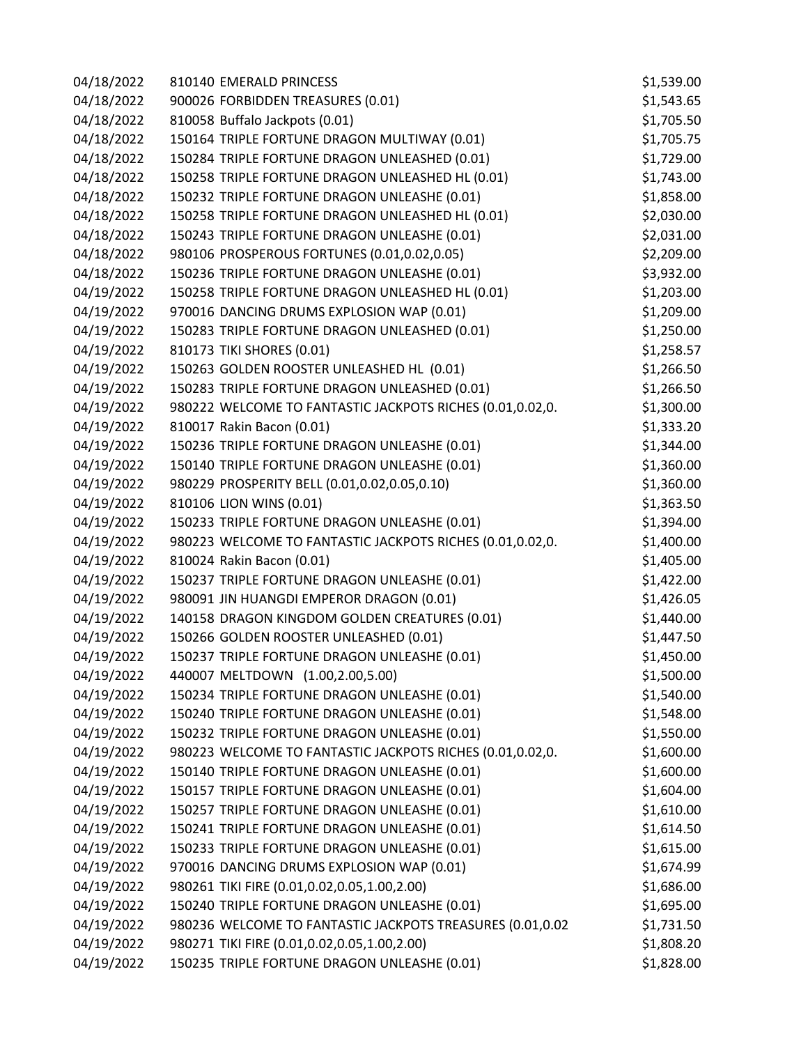| | | |
|---|---|---|
| 04/18/2022 | 810140 EMERALD PRINCESS | $1,539.00 |
| 04/18/2022 | 900026 FORBIDDEN TREASURES (0.01) | $1,543.65 |
| 04/18/2022 | 810058 Buffalo Jackpots (0.01) | $1,705.50 |
| 04/18/2022 | 150164 TRIPLE FORTUNE DRAGON MULTIWAY (0.01) | $1,705.75 |
| 04/18/2022 | 150284 TRIPLE FORTUNE DRAGON UNLEASHED (0.01) | $1,729.00 |
| 04/18/2022 | 150258 TRIPLE FORTUNE DRAGON UNLEASHED HL (0.01) | $1,743.00 |
| 04/18/2022 | 150232 TRIPLE FORTUNE DRAGON UNLEASHE (0.01) | $1,858.00 |
| 04/18/2022 | 150258 TRIPLE FORTUNE DRAGON UNLEASHED HL (0.01) | $2,030.00 |
| 04/18/2022 | 150243 TRIPLE FORTUNE DRAGON UNLEASHE (0.01) | $2,031.00 |
| 04/18/2022 | 980106 PROSPEROUS FORTUNES (0.01,0.02,0.05) | $2,209.00 |
| 04/18/2022 | 150236 TRIPLE FORTUNE DRAGON UNLEASHE (0.01) | $3,932.00 |
| 04/19/2022 | 150258 TRIPLE FORTUNE DRAGON UNLEASHED HL (0.01) | $1,203.00 |
| 04/19/2022 | 970016 DANCING DRUMS EXPLOSION WAP (0.01) | $1,209.00 |
| 04/19/2022 | 150283 TRIPLE FORTUNE DRAGON UNLEASHED (0.01) | $1,250.00 |
| 04/19/2022 | 810173 TIKI SHORES (0.01) | $1,258.57 |
| 04/19/2022 | 150263 GOLDEN ROOSTER UNLEASHED HL (0.01) | $1,266.50 |
| 04/19/2022 | 150283 TRIPLE FORTUNE DRAGON UNLEASHED (0.01) | $1,266.50 |
| 04/19/2022 | 980222 WELCOME TO FANTASTIC JACKPOTS RICHES (0.01,0.02,0. | $1,300.00 |
| 04/19/2022 | 810017 Rakin Bacon (0.01) | $1,333.20 |
| 04/19/2022 | 150236 TRIPLE FORTUNE DRAGON UNLEASHE (0.01) | $1,344.00 |
| 04/19/2022 | 150140 TRIPLE FORTUNE DRAGON UNLEASHE (0.01) | $1,360.00 |
| 04/19/2022 | 980229 PROSPERITY BELL (0.01,0.02,0.05,0.10) | $1,360.00 |
| 04/19/2022 | 810106 LION WINS (0.01) | $1,363.50 |
| 04/19/2022 | 150233 TRIPLE FORTUNE DRAGON UNLEASHE (0.01) | $1,394.00 |
| 04/19/2022 | 980223 WELCOME TO FANTASTIC JACKPOTS RICHES (0.01,0.02,0. | $1,400.00 |
| 04/19/2022 | 810024 Rakin Bacon (0.01) | $1,405.00 |
| 04/19/2022 | 150237 TRIPLE FORTUNE DRAGON UNLEASHE (0.01) | $1,422.00 |
| 04/19/2022 | 980091 JIN HUANGDI EMPEROR DRAGON (0.01) | $1,426.05 |
| 04/19/2022 | 140158 DRAGON KINGDOM GOLDEN CREATURES (0.01) | $1,440.00 |
| 04/19/2022 | 150266 GOLDEN ROOSTER UNLEASHED (0.01) | $1,447.50 |
| 04/19/2022 | 150237 TRIPLE FORTUNE DRAGON UNLEASHE (0.01) | $1,450.00 |
| 04/19/2022 | 440007 MELTDOWN (1.00,2.00,5.00) | $1,500.00 |
| 04/19/2022 | 150234 TRIPLE FORTUNE DRAGON UNLEASHE (0.01) | $1,540.00 |
| 04/19/2022 | 150240 TRIPLE FORTUNE DRAGON UNLEASHE (0.01) | $1,548.00 |
| 04/19/2022 | 150232 TRIPLE FORTUNE DRAGON UNLEASHE (0.01) | $1,550.00 |
| 04/19/2022 | 980223 WELCOME TO FANTASTIC JACKPOTS RICHES (0.01,0.02,0. | $1,600.00 |
| 04/19/2022 | 150140 TRIPLE FORTUNE DRAGON UNLEASHE (0.01) | $1,600.00 |
| 04/19/2022 | 150157 TRIPLE FORTUNE DRAGON UNLEASHE (0.01) | $1,604.00 |
| 04/19/2022 | 150257 TRIPLE FORTUNE DRAGON UNLEASHE (0.01) | $1,610.00 |
| 04/19/2022 | 150241 TRIPLE FORTUNE DRAGON UNLEASHE (0.01) | $1,614.50 |
| 04/19/2022 | 150233 TRIPLE FORTUNE DRAGON UNLEASHE (0.01) | $1,615.00 |
| 04/19/2022 | 970016 DANCING DRUMS EXPLOSION WAP (0.01) | $1,674.99 |
| 04/19/2022 | 980261 TIKI FIRE (0.01,0.02,0.05,1.00,2.00) | $1,686.00 |
| 04/19/2022 | 150240 TRIPLE FORTUNE DRAGON UNLEASHE (0.01) | $1,695.00 |
| 04/19/2022 | 980236 WELCOME TO FANTASTIC JACKPOTS TREASURES (0.01,0.02 | $1,731.50 |
| 04/19/2022 | 980271 TIKI FIRE (0.01,0.02,0.05,1.00,2.00) | $1,808.20 |
| 04/19/2022 | 150235 TRIPLE FORTUNE DRAGON UNLEASHE (0.01) | $1,828.00 |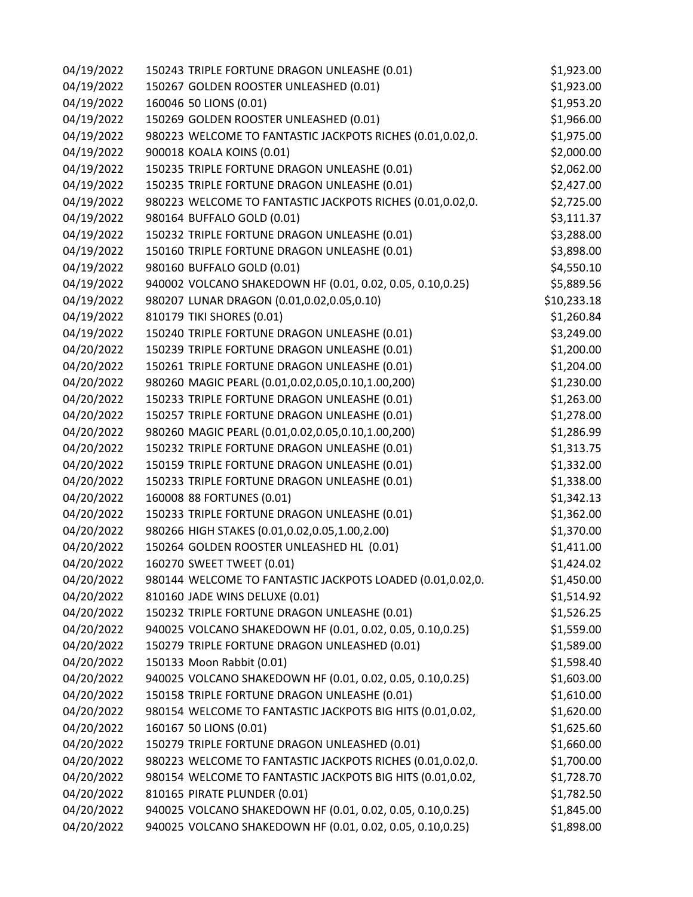| | | |
|---|---|---|
| 04/19/2022 | 150243 TRIPLE FORTUNE DRAGON UNLEASHE (0.01) | $1,923.00 |
| 04/19/2022 | 150267 GOLDEN ROOSTER UNLEASHED (0.01) | $1,923.00 |
| 04/19/2022 | 160046 50 LIONS (0.01) | $1,953.20 |
| 04/19/2022 | 150269 GOLDEN ROOSTER UNLEASHED (0.01) | $1,966.00 |
| 04/19/2022 | 980223 WELCOME TO FANTASTIC JACKPOTS RICHES (0.01,0.02,0. | $1,975.00 |
| 04/19/2022 | 900018 KOALA KOINS (0.01) | $2,000.00 |
| 04/19/2022 | 150235 TRIPLE FORTUNE DRAGON UNLEASHE (0.01) | $2,062.00 |
| 04/19/2022 | 150235 TRIPLE FORTUNE DRAGON UNLEASHE (0.01) | $2,427.00 |
| 04/19/2022 | 980223 WELCOME TO FANTASTIC JACKPOTS RICHES (0.01,0.02,0. | $2,725.00 |
| 04/19/2022 | 980164 BUFFALO GOLD (0.01) | $3,111.37 |
| 04/19/2022 | 150232 TRIPLE FORTUNE DRAGON UNLEASHE (0.01) | $3,288.00 |
| 04/19/2022 | 150160 TRIPLE FORTUNE DRAGON UNLEASHE (0.01) | $3,898.00 |
| 04/19/2022 | 980160 BUFFALO GOLD (0.01) | $4,550.10 |
| 04/19/2022 | 940002 VOLCANO SHAKEDOWN HF (0.01, 0.02, 0.05, 0.10,0.25) | $5,889.56 |
| 04/19/2022 | 980207 LUNAR DRAGON (0.01,0.02,0.05,0.10) | $10,233.18 |
| 04/19/2022 | 810179 TIKI SHORES (0.01) | $1,260.84 |
| 04/19/2022 | 150240 TRIPLE FORTUNE DRAGON UNLEASHE (0.01) | $3,249.00 |
| 04/20/2022 | 150239 TRIPLE FORTUNE DRAGON UNLEASHE (0.01) | $1,200.00 |
| 04/20/2022 | 150261 TRIPLE FORTUNE DRAGON UNLEASHE (0.01) | $1,204.00 |
| 04/20/2022 | 980260 MAGIC PEARL (0.01,0.02,0.05,0.10,1.00,200) | $1,230.00 |
| 04/20/2022 | 150233 TRIPLE FORTUNE DRAGON UNLEASHE (0.01) | $1,263.00 |
| 04/20/2022 | 150257 TRIPLE FORTUNE DRAGON UNLEASHE (0.01) | $1,278.00 |
| 04/20/2022 | 980260 MAGIC PEARL (0.01,0.02,0.05,0.10,1.00,200) | $1,286.99 |
| 04/20/2022 | 150232 TRIPLE FORTUNE DRAGON UNLEASHE (0.01) | $1,313.75 |
| 04/20/2022 | 150159 TRIPLE FORTUNE DRAGON UNLEASHE (0.01) | $1,332.00 |
| 04/20/2022 | 150233 TRIPLE FORTUNE DRAGON UNLEASHE (0.01) | $1,338.00 |
| 04/20/2022 | 160008 88 FORTUNES (0.01) | $1,342.13 |
| 04/20/2022 | 150233 TRIPLE FORTUNE DRAGON UNLEASHE (0.01) | $1,362.00 |
| 04/20/2022 | 980266 HIGH STAKES (0.01,0.02,0.05,1.00,2.00) | $1,370.00 |
| 04/20/2022 | 150264 GOLDEN ROOSTER UNLEASHED HL (0.01) | $1,411.00 |
| 04/20/2022 | 160270 SWEET TWEET (0.01) | $1,424.02 |
| 04/20/2022 | 980144 WELCOME TO FANTASTIC JACKPOTS LOADED (0.01,0.02,0. | $1,450.00 |
| 04/20/2022 | 810160 JADE WINS DELUXE (0.01) | $1,514.92 |
| 04/20/2022 | 150232 TRIPLE FORTUNE DRAGON UNLEASHE (0.01) | $1,526.25 |
| 04/20/2022 | 940025 VOLCANO SHAKEDOWN HF (0.01, 0.02, 0.05, 0.10,0.25) | $1,559.00 |
| 04/20/2022 | 150279 TRIPLE FORTUNE DRAGON UNLEASHED (0.01) | $1,589.00 |
| 04/20/2022 | 150133 Moon Rabbit (0.01) | $1,598.40 |
| 04/20/2022 | 940025 VOLCANO SHAKEDOWN HF (0.01, 0.02, 0.05, 0.10,0.25) | $1,603.00 |
| 04/20/2022 | 150158 TRIPLE FORTUNE DRAGON UNLEASHE (0.01) | $1,610.00 |
| 04/20/2022 | 980154 WELCOME TO FANTASTIC JACKPOTS BIG HITS (0.01,0.02, | $1,620.00 |
| 04/20/2022 | 160167 50 LIONS (0.01) | $1,625.60 |
| 04/20/2022 | 150279 TRIPLE FORTUNE DRAGON UNLEASHED (0.01) | $1,660.00 |
| 04/20/2022 | 980223 WELCOME TO FANTASTIC JACKPOTS RICHES (0.01,0.02,0. | $1,700.00 |
| 04/20/2022 | 980154 WELCOME TO FANTASTIC JACKPOTS BIG HITS (0.01,0.02, | $1,728.70 |
| 04/20/2022 | 810165 PIRATE PLUNDER (0.01) | $1,782.50 |
| 04/20/2022 | 940025 VOLCANO SHAKEDOWN HF (0.01, 0.02, 0.05, 0.10,0.25) | $1,845.00 |
| 04/20/2022 | 940025 VOLCANO SHAKEDOWN HF (0.01, 0.02, 0.05, 0.10,0.25) | $1,898.00 |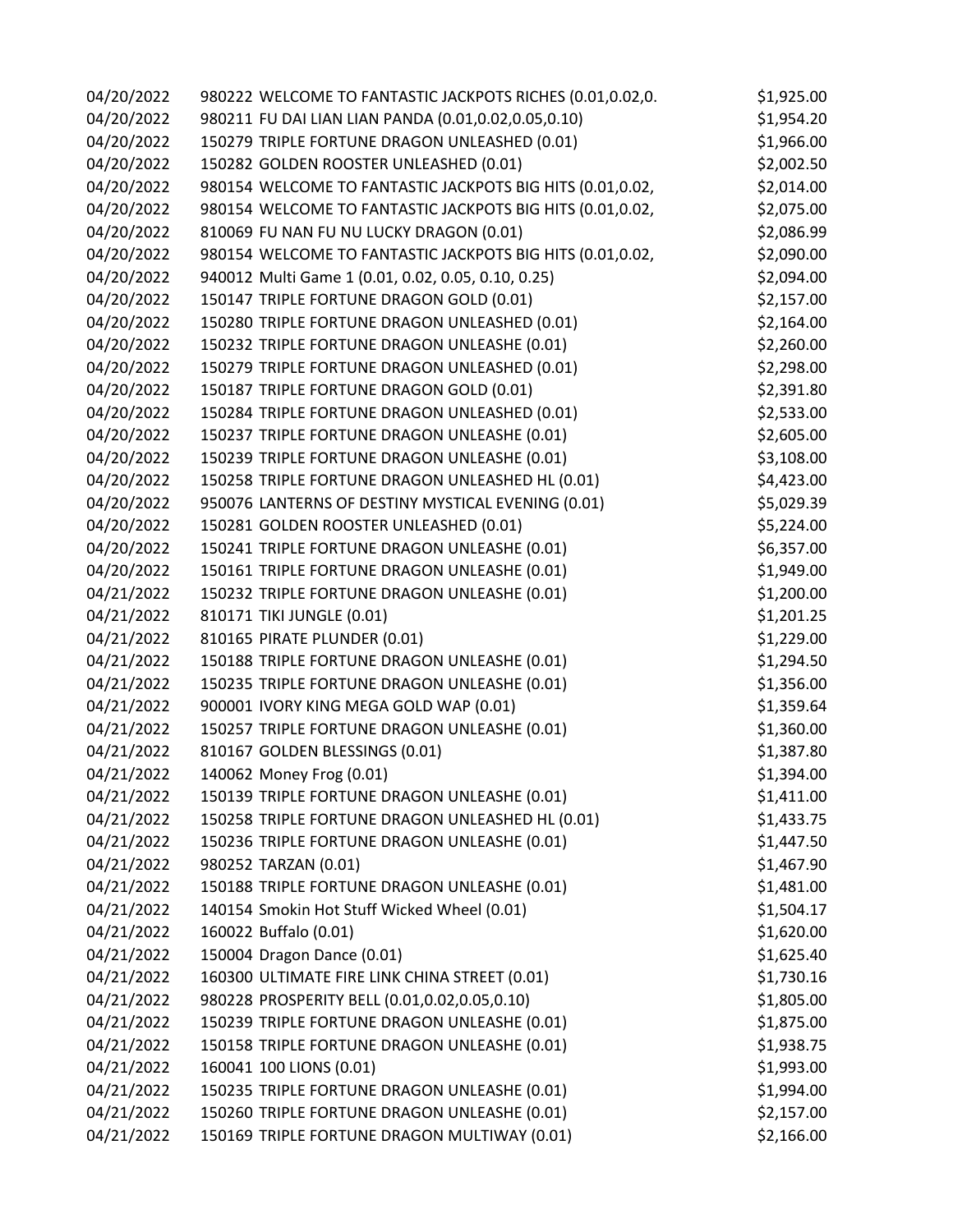| | | |
|---|---|---|
| 04/20/2022 | 980222 WELCOME TO FANTASTIC JACKPOTS RICHES (0.01,0.02,0. | $1,925.00 |
| 04/20/2022 | 980211 FU DAI LIAN LIAN PANDA (0.01,0.02,0.05,0.10) | $1,954.20 |
| 04/20/2022 | 150279 TRIPLE FORTUNE DRAGON UNLEASHED (0.01) | $1,966.00 |
| 04/20/2022 | 150282 GOLDEN ROOSTER UNLEASHED (0.01) | $2,002.50 |
| 04/20/2022 | 980154 WELCOME TO FANTASTIC JACKPOTS BIG HITS (0.01,0.02, | $2,014.00 |
| 04/20/2022 | 980154 WELCOME TO FANTASTIC JACKPOTS BIG HITS (0.01,0.02, | $2,075.00 |
| 04/20/2022 | 810069 FU NAN FU NU LUCKY DRAGON (0.01) | $2,086.99 |
| 04/20/2022 | 980154 WELCOME TO FANTASTIC JACKPOTS BIG HITS (0.01,0.02, | $2,090.00 |
| 04/20/2022 | 940012 Multi Game 1 (0.01, 0.02, 0.05, 0.10, 0.25) | $2,094.00 |
| 04/20/2022 | 150147 TRIPLE FORTUNE DRAGON GOLD (0.01) | $2,157.00 |
| 04/20/2022 | 150280 TRIPLE FORTUNE DRAGON UNLEASHED (0.01) | $2,164.00 |
| 04/20/2022 | 150232 TRIPLE FORTUNE DRAGON UNLEASHE (0.01) | $2,260.00 |
| 04/20/2022 | 150279 TRIPLE FORTUNE DRAGON UNLEASHED (0.01) | $2,298.00 |
| 04/20/2022 | 150187 TRIPLE FORTUNE DRAGON GOLD (0.01) | $2,391.80 |
| 04/20/2022 | 150284 TRIPLE FORTUNE DRAGON UNLEASHED (0.01) | $2,533.00 |
| 04/20/2022 | 150237 TRIPLE FORTUNE DRAGON UNLEASHE (0.01) | $2,605.00 |
| 04/20/2022 | 150239 TRIPLE FORTUNE DRAGON UNLEASHE (0.01) | $3,108.00 |
| 04/20/2022 | 150258 TRIPLE FORTUNE DRAGON UNLEASHED HL (0.01) | $4,423.00 |
| 04/20/2022 | 950076 LANTERNS OF DESTINY MYSTICAL EVENING (0.01) | $5,029.39 |
| 04/20/2022 | 150281 GOLDEN ROOSTER UNLEASHED (0.01) | $5,224.00 |
| 04/20/2022 | 150241 TRIPLE FORTUNE DRAGON UNLEASHE (0.01) | $6,357.00 |
| 04/20/2022 | 150161 TRIPLE FORTUNE DRAGON UNLEASHE (0.01) | $1,949.00 |
| 04/21/2022 | 150232 TRIPLE FORTUNE DRAGON UNLEASHE (0.01) | $1,200.00 |
| 04/21/2022 | 810171 TIKI JUNGLE (0.01) | $1,201.25 |
| 04/21/2022 | 810165 PIRATE PLUNDER (0.01) | $1,229.00 |
| 04/21/2022 | 150188 TRIPLE FORTUNE DRAGON UNLEASHE (0.01) | $1,294.50 |
| 04/21/2022 | 150235 TRIPLE FORTUNE DRAGON UNLEASHE (0.01) | $1,356.00 |
| 04/21/2022 | 900001 IVORY KING MEGA GOLD WAP (0.01) | $1,359.64 |
| 04/21/2022 | 150257 TRIPLE FORTUNE DRAGON UNLEASHE (0.01) | $1,360.00 |
| 04/21/2022 | 810167 GOLDEN BLESSINGS (0.01) | $1,387.80 |
| 04/21/2022 | 140062 Money Frog (0.01) | $1,394.00 |
| 04/21/2022 | 150139 TRIPLE FORTUNE DRAGON UNLEASHE (0.01) | $1,411.00 |
| 04/21/2022 | 150258 TRIPLE FORTUNE DRAGON UNLEASHED HL (0.01) | $1,433.75 |
| 04/21/2022 | 150236 TRIPLE FORTUNE DRAGON UNLEASHE (0.01) | $1,447.50 |
| 04/21/2022 | 980252 TARZAN (0.01) | $1,467.90 |
| 04/21/2022 | 150188 TRIPLE FORTUNE DRAGON UNLEASHE (0.01) | $1,481.00 |
| 04/21/2022 | 140154 Smokin Hot Stuff Wicked Wheel (0.01) | $1,504.17 |
| 04/21/2022 | 160022 Buffalo (0.01) | $1,620.00 |
| 04/21/2022 | 150004 Dragon Dance (0.01) | $1,625.40 |
| 04/21/2022 | 160300 ULTIMATE FIRE LINK CHINA STREET (0.01) | $1,730.16 |
| 04/21/2022 | 980228 PROSPERITY BELL (0.01,0.02,0.05,0.10) | $1,805.00 |
| 04/21/2022 | 150239 TRIPLE FORTUNE DRAGON UNLEASHE (0.01) | $1,875.00 |
| 04/21/2022 | 150158 TRIPLE FORTUNE DRAGON UNLEASHE (0.01) | $1,938.75 |
| 04/21/2022 | 160041 100 LIONS (0.01) | $1,993.00 |
| 04/21/2022 | 150235 TRIPLE FORTUNE DRAGON UNLEASHE (0.01) | $1,994.00 |
| 04/21/2022 | 150260 TRIPLE FORTUNE DRAGON UNLEASHE (0.01) | $2,157.00 |
| 04/21/2022 | 150169 TRIPLE FORTUNE DRAGON MULTIWAY (0.01) | $2,166.00 |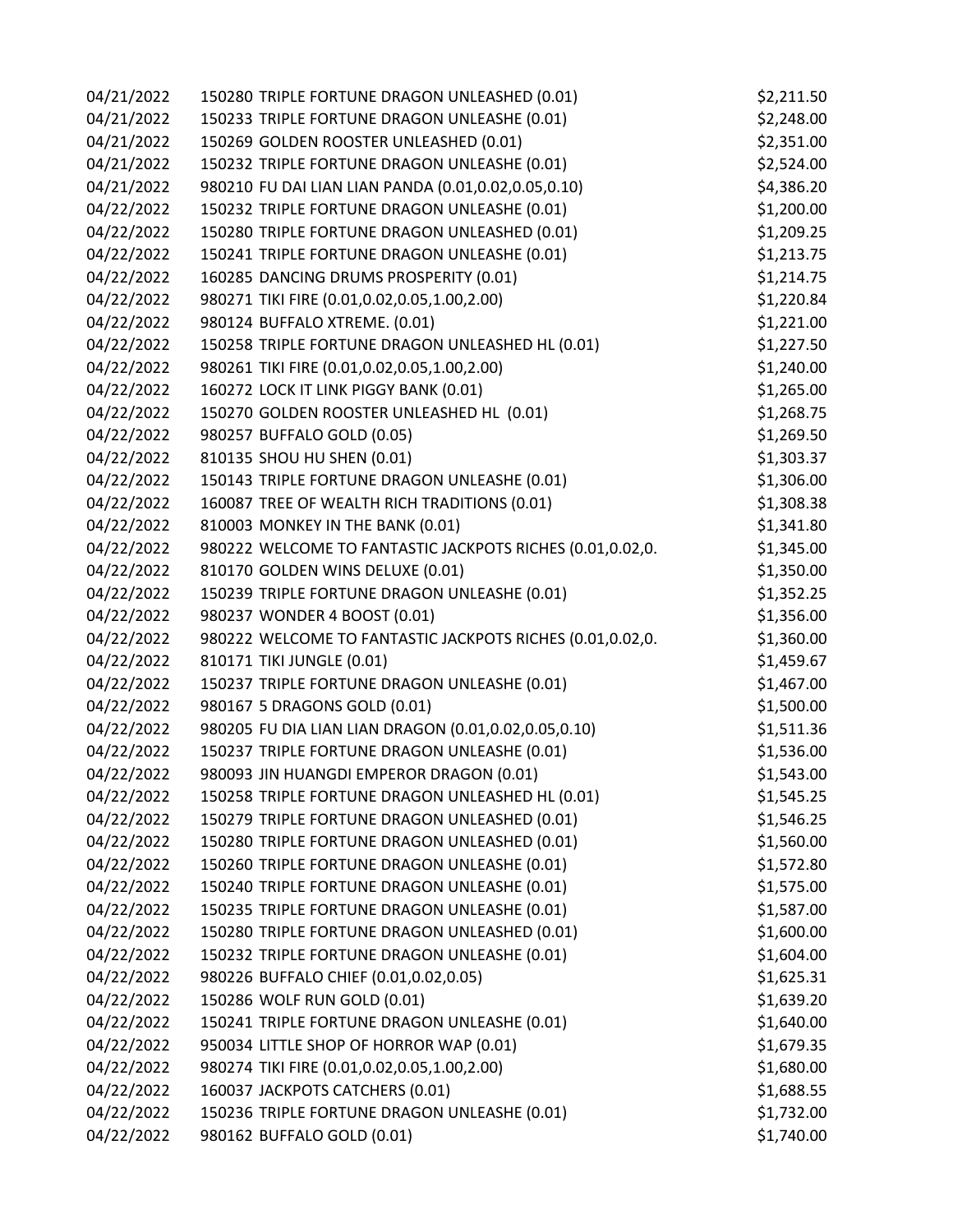| | | |
|---|---|---|
| 04/21/2022 | 150280 TRIPLE FORTUNE DRAGON UNLEASHED (0.01) | $2,211.50 |
| 04/21/2022 | 150233 TRIPLE FORTUNE DRAGON UNLEASHE (0.01) | $2,248.00 |
| 04/21/2022 | 150269 GOLDEN ROOSTER UNLEASHED (0.01) | $2,351.00 |
| 04/21/2022 | 150232 TRIPLE FORTUNE DRAGON UNLEASHE (0.01) | $2,524.00 |
| 04/21/2022 | 980210 FU DAI LIAN LIAN PANDA (0.01,0.02,0.05,0.10) | $4,386.20 |
| 04/22/2022 | 150232 TRIPLE FORTUNE DRAGON UNLEASHE (0.01) | $1,200.00 |
| 04/22/2022 | 150280 TRIPLE FORTUNE DRAGON UNLEASHED (0.01) | $1,209.25 |
| 04/22/2022 | 150241 TRIPLE FORTUNE DRAGON UNLEASHE (0.01) | $1,213.75 |
| 04/22/2022 | 160285 DANCING DRUMS PROSPERITY (0.01) | $1,214.75 |
| 04/22/2022 | 980271 TIKI FIRE (0.01,0.02,0.05,1.00,2.00) | $1,220.84 |
| 04/22/2022 | 980124 BUFFALO XTREME. (0.01) | $1,221.00 |
| 04/22/2022 | 150258 TRIPLE FORTUNE DRAGON UNLEASHED HL (0.01) | $1,227.50 |
| 04/22/2022 | 980261 TIKI FIRE (0.01,0.02,0.05,1.00,2.00) | $1,240.00 |
| 04/22/2022 | 160272 LOCK IT LINK PIGGY BANK (0.01) | $1,265.00 |
| 04/22/2022 | 150270 GOLDEN ROOSTER UNLEASHED HL (0.01) | $1,268.75 |
| 04/22/2022 | 980257 BUFFALO GOLD (0.05) | $1,269.50 |
| 04/22/2022 | 810135 SHOU HU SHEN (0.01) | $1,303.37 |
| 04/22/2022 | 150143 TRIPLE FORTUNE DRAGON UNLEASHE (0.01) | $1,306.00 |
| 04/22/2022 | 160087 TREE OF WEALTH RICH TRADITIONS (0.01) | $1,308.38 |
| 04/22/2022 | 810003 MONKEY IN THE BANK (0.01) | $1,341.80 |
| 04/22/2022 | 980222 WELCOME TO FANTASTIC JACKPOTS RICHES (0.01,0.02,0. | $1,345.00 |
| 04/22/2022 | 810170 GOLDEN WINS DELUXE (0.01) | $1,350.00 |
| 04/22/2022 | 150239 TRIPLE FORTUNE DRAGON UNLEASHE (0.01) | $1,352.25 |
| 04/22/2022 | 980237 WONDER 4 BOOST (0.01) | $1,356.00 |
| 04/22/2022 | 980222 WELCOME TO FANTASTIC JACKPOTS RICHES (0.01,0.02,0. | $1,360.00 |
| 04/22/2022 | 810171 TIKI JUNGLE (0.01) | $1,459.67 |
| 04/22/2022 | 150237 TRIPLE FORTUNE DRAGON UNLEASHE (0.01) | $1,467.00 |
| 04/22/2022 | 980167 5 DRAGONS GOLD (0.01) | $1,500.00 |
| 04/22/2022 | 980205 FU DIA LIAN LIAN DRAGON (0.01,0.02,0.05,0.10) | $1,511.36 |
| 04/22/2022 | 150237 TRIPLE FORTUNE DRAGON UNLEASHE (0.01) | $1,536.00 |
| 04/22/2022 | 980093 JIN HUANGDI EMPEROR DRAGON (0.01) | $1,543.00 |
| 04/22/2022 | 150258 TRIPLE FORTUNE DRAGON UNLEASHED HL (0.01) | $1,545.25 |
| 04/22/2022 | 150279 TRIPLE FORTUNE DRAGON UNLEASHED (0.01) | $1,546.25 |
| 04/22/2022 | 150280 TRIPLE FORTUNE DRAGON UNLEASHED (0.01) | $1,560.00 |
| 04/22/2022 | 150260 TRIPLE FORTUNE DRAGON UNLEASHE (0.01) | $1,572.80 |
| 04/22/2022 | 150240 TRIPLE FORTUNE DRAGON UNLEASHE (0.01) | $1,575.00 |
| 04/22/2022 | 150235 TRIPLE FORTUNE DRAGON UNLEASHE (0.01) | $1,587.00 |
| 04/22/2022 | 150280 TRIPLE FORTUNE DRAGON UNLEASHED (0.01) | $1,600.00 |
| 04/22/2022 | 150232 TRIPLE FORTUNE DRAGON UNLEASHE (0.01) | $1,604.00 |
| 04/22/2022 | 980226 BUFFALO CHIEF (0.01,0.02,0.05) | $1,625.31 |
| 04/22/2022 | 150286 WOLF RUN GOLD (0.01) | $1,639.20 |
| 04/22/2022 | 150241 TRIPLE FORTUNE DRAGON UNLEASHE (0.01) | $1,640.00 |
| 04/22/2022 | 950034 LITTLE SHOP OF HORROR WAP (0.01) | $1,679.35 |
| 04/22/2022 | 980274 TIKI FIRE (0.01,0.02,0.05,1.00,2.00) | $1,680.00 |
| 04/22/2022 | 160037 JACKPOTS CATCHERS (0.01) | $1,688.55 |
| 04/22/2022 | 150236 TRIPLE FORTUNE DRAGON UNLEASHE (0.01) | $1,732.00 |
| 04/22/2022 | 980162 BUFFALO GOLD (0.01) | $1,740.00 |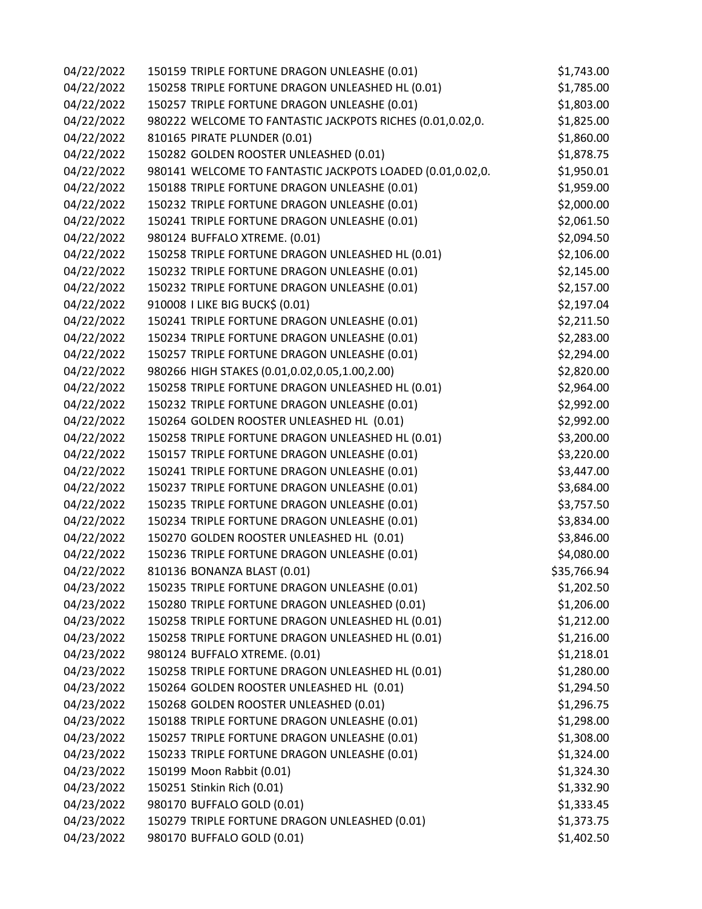| | | |
|---|---|---|
| 04/22/2022 | 150159 TRIPLE FORTUNE DRAGON UNLEASHE (0.01) | $1,743.00 |
| 04/22/2022 | 150258 TRIPLE FORTUNE DRAGON UNLEASHED HL (0.01) | $1,785.00 |
| 04/22/2022 | 150257 TRIPLE FORTUNE DRAGON UNLEASHE (0.01) | $1,803.00 |
| 04/22/2022 | 980222 WELCOME TO FANTASTIC JACKPOTS RICHES (0.01,0.02,0. | $1,825.00 |
| 04/22/2022 | 810165 PIRATE PLUNDER (0.01) | $1,860.00 |
| 04/22/2022 | 150282 GOLDEN ROOSTER UNLEASHED (0.01) | $1,878.75 |
| 04/22/2022 | 980141 WELCOME TO FANTASTIC JACKPOTS LOADED (0.01,0.02,0. | $1,950.01 |
| 04/22/2022 | 150188 TRIPLE FORTUNE DRAGON UNLEASHE (0.01) | $1,959.00 |
| 04/22/2022 | 150232 TRIPLE FORTUNE DRAGON UNLEASHE (0.01) | $2,000.00 |
| 04/22/2022 | 150241 TRIPLE FORTUNE DRAGON UNLEASHE (0.01) | $2,061.50 |
| 04/22/2022 | 980124 BUFFALO XTREME. (0.01) | $2,094.50 |
| 04/22/2022 | 150258 TRIPLE FORTUNE DRAGON UNLEASHED HL (0.01) | $2,106.00 |
| 04/22/2022 | 150232 TRIPLE FORTUNE DRAGON UNLEASHE (0.01) | $2,145.00 |
| 04/22/2022 | 150232 TRIPLE FORTUNE DRAGON UNLEASHE (0.01) | $2,157.00 |
| 04/22/2022 | 910008 I LIKE BIG BUCK$ (0.01) | $2,197.04 |
| 04/22/2022 | 150241 TRIPLE FORTUNE DRAGON UNLEASHE (0.01) | $2,211.50 |
| 04/22/2022 | 150234 TRIPLE FORTUNE DRAGON UNLEASHE (0.01) | $2,283.00 |
| 04/22/2022 | 150257 TRIPLE FORTUNE DRAGON UNLEASHE (0.01) | $2,294.00 |
| 04/22/2022 | 980266 HIGH STAKES (0.01,0.02,0.05,1.00,2.00) | $2,820.00 |
| 04/22/2022 | 150258 TRIPLE FORTUNE DRAGON UNLEASHED HL (0.01) | $2,964.00 |
| 04/22/2022 | 150232 TRIPLE FORTUNE DRAGON UNLEASHE (0.01) | $2,992.00 |
| 04/22/2022 | 150264 GOLDEN ROOSTER UNLEASHED HL (0.01) | $2,992.00 |
| 04/22/2022 | 150258 TRIPLE FORTUNE DRAGON UNLEASHED HL (0.01) | $3,200.00 |
| 04/22/2022 | 150157 TRIPLE FORTUNE DRAGON UNLEASHE (0.01) | $3,220.00 |
| 04/22/2022 | 150241 TRIPLE FORTUNE DRAGON UNLEASHE (0.01) | $3,447.00 |
| 04/22/2022 | 150237 TRIPLE FORTUNE DRAGON UNLEASHE (0.01) | $3,684.00 |
| 04/22/2022 | 150235 TRIPLE FORTUNE DRAGON UNLEASHE (0.01) | $3,757.50 |
| 04/22/2022 | 150234 TRIPLE FORTUNE DRAGON UNLEASHE (0.01) | $3,834.00 |
| 04/22/2022 | 150270 GOLDEN ROOSTER UNLEASHED HL (0.01) | $3,846.00 |
| 04/22/2022 | 150236 TRIPLE FORTUNE DRAGON UNLEASHE (0.01) | $4,080.00 |
| 04/22/2022 | 810136 BONANZA BLAST (0.01) | $35,766.94 |
| 04/23/2022 | 150235 TRIPLE FORTUNE DRAGON UNLEASHE (0.01) | $1,202.50 |
| 04/23/2022 | 150280 TRIPLE FORTUNE DRAGON UNLEASHED (0.01) | $1,206.00 |
| 04/23/2022 | 150258 TRIPLE FORTUNE DRAGON UNLEASHED HL (0.01) | $1,212.00 |
| 04/23/2022 | 150258 TRIPLE FORTUNE DRAGON UNLEASHED HL (0.01) | $1,216.00 |
| 04/23/2022 | 980124 BUFFALO XTREME. (0.01) | $1,218.01 |
| 04/23/2022 | 150258 TRIPLE FORTUNE DRAGON UNLEASHED HL (0.01) | $1,280.00 |
| 04/23/2022 | 150264 GOLDEN ROOSTER UNLEASHED HL (0.01) | $1,294.50 |
| 04/23/2022 | 150268 GOLDEN ROOSTER UNLEASHED (0.01) | $1,296.75 |
| 04/23/2022 | 150188 TRIPLE FORTUNE DRAGON UNLEASHE (0.01) | $1,298.00 |
| 04/23/2022 | 150257 TRIPLE FORTUNE DRAGON UNLEASHE (0.01) | $1,308.00 |
| 04/23/2022 | 150233 TRIPLE FORTUNE DRAGON UNLEASHE (0.01) | $1,324.00 |
| 04/23/2022 | 150199 Moon Rabbit (0.01) | $1,324.30 |
| 04/23/2022 | 150251 Stinkin Rich (0.01) | $1,332.90 |
| 04/23/2022 | 980170 BUFFALO GOLD (0.01) | $1,333.45 |
| 04/23/2022 | 150279 TRIPLE FORTUNE DRAGON UNLEASHED (0.01) | $1,373.75 |
| 04/23/2022 | 980170 BUFFALO GOLD (0.01) | $1,402.50 |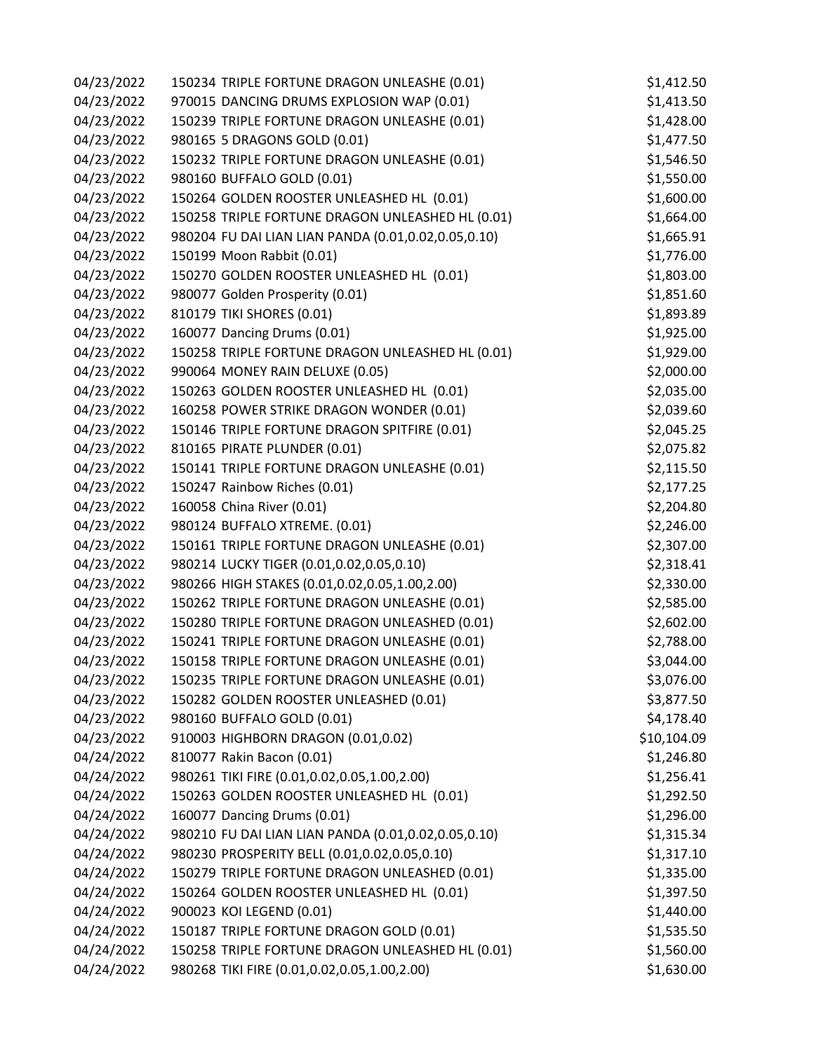| | | |
|---|---|---|
| 04/23/2022 | 150234 TRIPLE FORTUNE DRAGON UNLEASHE (0.01) | $1,412.50 |
| 04/23/2022 | 970015 DANCING DRUMS EXPLOSION WAP (0.01) | $1,413.50 |
| 04/23/2022 | 150239 TRIPLE FORTUNE DRAGON UNLEASHE (0.01) | $1,428.00 |
| 04/23/2022 | 980165 5 DRAGONS GOLD (0.01) | $1,477.50 |
| 04/23/2022 | 150232 TRIPLE FORTUNE DRAGON UNLEASHE (0.01) | $1,546.50 |
| 04/23/2022 | 980160 BUFFALO GOLD (0.01) | $1,550.00 |
| 04/23/2022 | 150264 GOLDEN ROOSTER UNLEASHED HL (0.01) | $1,600.00 |
| 04/23/2022 | 150258 TRIPLE FORTUNE DRAGON UNLEASHED HL (0.01) | $1,664.00 |
| 04/23/2022 | 980204 FU DAI LIAN LIAN PANDA (0.01,0.02,0.05,0.10) | $1,665.91 |
| 04/23/2022 | 150199 Moon Rabbit (0.01) | $1,776.00 |
| 04/23/2022 | 150270 GOLDEN ROOSTER UNLEASHED HL (0.01) | $1,803.00 |
| 04/23/2022 | 980077 Golden Prosperity (0.01) | $1,851.60 |
| 04/23/2022 | 810179 TIKI SHORES (0.01) | $1,893.89 |
| 04/23/2022 | 160077 Dancing Drums (0.01) | $1,925.00 |
| 04/23/2022 | 150258 TRIPLE FORTUNE DRAGON UNLEASHED HL (0.01) | $1,929.00 |
| 04/23/2022 | 990064 MONEY RAIN DELUXE (0.05) | $2,000.00 |
| 04/23/2022 | 150263 GOLDEN ROOSTER UNLEASHED HL (0.01) | $2,035.00 |
| 04/23/2022 | 160258 POWER STRIKE DRAGON WONDER (0.01) | $2,039.60 |
| 04/23/2022 | 150146 TRIPLE FORTUNE DRAGON SPITFIRE (0.01) | $2,045.25 |
| 04/23/2022 | 810165 PIRATE PLUNDER (0.01) | $2,075.82 |
| 04/23/2022 | 150141 TRIPLE FORTUNE DRAGON UNLEASHE (0.01) | $2,115.50 |
| 04/23/2022 | 150247 Rainbow Riches (0.01) | $2,177.25 |
| 04/23/2022 | 160058 China River (0.01) | $2,204.80 |
| 04/23/2022 | 980124 BUFFALO XTREME. (0.01) | $2,246.00 |
| 04/23/2022 | 150161 TRIPLE FORTUNE DRAGON UNLEASHE (0.01) | $2,307.00 |
| 04/23/2022 | 980214 LUCKY TIGER (0.01,0.02,0.05,0.10) | $2,318.41 |
| 04/23/2022 | 980266 HIGH STAKES (0.01,0.02,0.05,1.00,2.00) | $2,330.00 |
| 04/23/2022 | 150262 TRIPLE FORTUNE DRAGON UNLEASHE (0.01) | $2,585.00 |
| 04/23/2022 | 150280 TRIPLE FORTUNE DRAGON UNLEASHED (0.01) | $2,602.00 |
| 04/23/2022 | 150241 TRIPLE FORTUNE DRAGON UNLEASHE (0.01) | $2,788.00 |
| 04/23/2022 | 150158 TRIPLE FORTUNE DRAGON UNLEASHE (0.01) | $3,044.00 |
| 04/23/2022 | 150235 TRIPLE FORTUNE DRAGON UNLEASHE (0.01) | $3,076.00 |
| 04/23/2022 | 150282 GOLDEN ROOSTER UNLEASHED (0.01) | $3,877.50 |
| 04/23/2022 | 980160 BUFFALO GOLD (0.01) | $4,178.40 |
| 04/23/2022 | 910003 HIGHBORN DRAGON (0.01,0.02) | $10,104.09 |
| 04/24/2022 | 810077 Rakin Bacon (0.01) | $1,246.80 |
| 04/24/2022 | 980261 TIKI FIRE (0.01,0.02,0.05,1.00,2.00) | $1,256.41 |
| 04/24/2022 | 150263 GOLDEN ROOSTER UNLEASHED HL (0.01) | $1,292.50 |
| 04/24/2022 | 160077 Dancing Drums (0.01) | $1,296.00 |
| 04/24/2022 | 980210 FU DAI LIAN LIAN PANDA (0.01,0.02,0.05,0.10) | $1,315.34 |
| 04/24/2022 | 980230 PROSPERITY BELL (0.01,0.02,0.05,0.10) | $1,317.10 |
| 04/24/2022 | 150279 TRIPLE FORTUNE DRAGON UNLEASHED (0.01) | $1,335.00 |
| 04/24/2022 | 150264 GOLDEN ROOSTER UNLEASHED HL (0.01) | $1,397.50 |
| 04/24/2022 | 900023 KOI LEGEND (0.01) | $1,440.00 |
| 04/24/2022 | 150187 TRIPLE FORTUNE DRAGON GOLD (0.01) | $1,535.50 |
| 04/24/2022 | 150258 TRIPLE FORTUNE DRAGON UNLEASHED HL (0.01) | $1,560.00 |
| 04/24/2022 | 980268 TIKI FIRE (0.01,0.02,0.05,1.00,2.00) | $1,630.00 |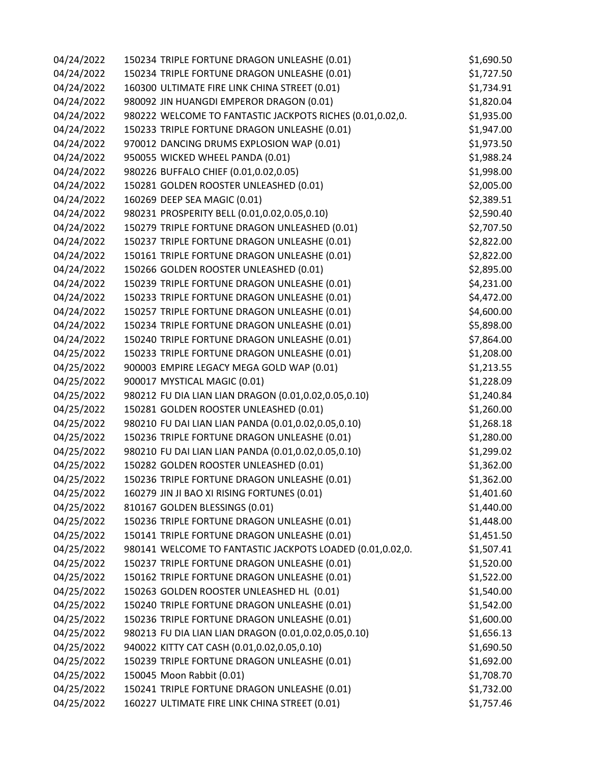| | | |
|---|---|---|
| 04/24/2022 | 150234 TRIPLE FORTUNE DRAGON UNLEASHE (0.01) | $1,690.50 |
| 04/24/2022 | 150234 TRIPLE FORTUNE DRAGON UNLEASHE (0.01) | $1,727.50 |
| 04/24/2022 | 160300 ULTIMATE FIRE LINK CHINA STREET (0.01) | $1,734.91 |
| 04/24/2022 | 980092 JIN HUANGDI EMPEROR DRAGON (0.01) | $1,820.04 |
| 04/24/2022 | 980222 WELCOME TO FANTASTIC JACKPOTS RICHES (0.01,0.02,0. | $1,935.00 |
| 04/24/2022 | 150233 TRIPLE FORTUNE DRAGON UNLEASHE (0.01) | $1,947.00 |
| 04/24/2022 | 970012 DANCING DRUMS EXPLOSION WAP (0.01) | $1,973.50 |
| 04/24/2022 | 950055 WICKED WHEEL PANDA (0.01) | $1,988.24 |
| 04/24/2022 | 980226 BUFFALO CHIEF (0.01,0.02,0.05) | $1,998.00 |
| 04/24/2022 | 150281 GOLDEN ROOSTER UNLEASHED (0.01) | $2,005.00 |
| 04/24/2022 | 160269 DEEP SEA MAGIC (0.01) | $2,389.51 |
| 04/24/2022 | 980231 PROSPERITY BELL (0.01,0.02,0.05,0.10) | $2,590.40 |
| 04/24/2022 | 150279 TRIPLE FORTUNE DRAGON UNLEASHED (0.01) | $2,707.50 |
| 04/24/2022 | 150237 TRIPLE FORTUNE DRAGON UNLEASHE (0.01) | $2,822.00 |
| 04/24/2022 | 150161 TRIPLE FORTUNE DRAGON UNLEASHE (0.01) | $2,822.00 |
| 04/24/2022 | 150266 GOLDEN ROOSTER UNLEASHED (0.01) | $2,895.00 |
| 04/24/2022 | 150239 TRIPLE FORTUNE DRAGON UNLEASHE (0.01) | $4,231.00 |
| 04/24/2022 | 150233 TRIPLE FORTUNE DRAGON UNLEASHE (0.01) | $4,472.00 |
| 04/24/2022 | 150257 TRIPLE FORTUNE DRAGON UNLEASHE (0.01) | $4,600.00 |
| 04/24/2022 | 150234 TRIPLE FORTUNE DRAGON UNLEASHE (0.01) | $5,898.00 |
| 04/24/2022 | 150240 TRIPLE FORTUNE DRAGON UNLEASHE (0.01) | $7,864.00 |
| 04/25/2022 | 150233 TRIPLE FORTUNE DRAGON UNLEASHE (0.01) | $1,208.00 |
| 04/25/2022 | 900003 EMPIRE LEGACY MEGA GOLD WAP (0.01) | $1,213.55 |
| 04/25/2022 | 900017 MYSTICAL MAGIC (0.01) | $1,228.09 |
| 04/25/2022 | 980212 FU DIA LIAN LIAN DRAGON (0.01,0.02,0.05,0.10) | $1,240.84 |
| 04/25/2022 | 150281 GOLDEN ROOSTER UNLEASHED (0.01) | $1,260.00 |
| 04/25/2022 | 980210 FU DAI LIAN LIAN PANDA (0.01,0.02,0.05,0.10) | $1,268.18 |
| 04/25/2022 | 150236 TRIPLE FORTUNE DRAGON UNLEASHE (0.01) | $1,280.00 |
| 04/25/2022 | 980210 FU DAI LIAN LIAN PANDA (0.01,0.02,0.05,0.10) | $1,299.02 |
| 04/25/2022 | 150282 GOLDEN ROOSTER UNLEASHED (0.01) | $1,362.00 |
| 04/25/2022 | 150236 TRIPLE FORTUNE DRAGON UNLEASHE (0.01) | $1,362.00 |
| 04/25/2022 | 160279 JIN JI BAO XI RISING FORTUNES (0.01) | $1,401.60 |
| 04/25/2022 | 810167 GOLDEN BLESSINGS (0.01) | $1,440.00 |
| 04/25/2022 | 150236 TRIPLE FORTUNE DRAGON UNLEASHE (0.01) | $1,448.00 |
| 04/25/2022 | 150141 TRIPLE FORTUNE DRAGON UNLEASHE (0.01) | $1,451.50 |
| 04/25/2022 | 980141 WELCOME TO FANTASTIC JACKPOTS LOADED (0.01,0.02,0. | $1,507.41 |
| 04/25/2022 | 150237 TRIPLE FORTUNE DRAGON UNLEASHE (0.01) | $1,520.00 |
| 04/25/2022 | 150162 TRIPLE FORTUNE DRAGON UNLEASHE (0.01) | $1,522.00 |
| 04/25/2022 | 150263 GOLDEN ROOSTER UNLEASHED HL (0.01) | $1,540.00 |
| 04/25/2022 | 150240 TRIPLE FORTUNE DRAGON UNLEASHE (0.01) | $1,542.00 |
| 04/25/2022 | 150236 TRIPLE FORTUNE DRAGON UNLEASHE (0.01) | $1,600.00 |
| 04/25/2022 | 980213 FU DIA LIAN LIAN DRAGON (0.01,0.02,0.05,0.10) | $1,656.13 |
| 04/25/2022 | 940022 KITTY CAT CASH (0.01,0.02,0.05,0.10) | $1,690.50 |
| 04/25/2022 | 150239 TRIPLE FORTUNE DRAGON UNLEASHE (0.01) | $1,692.00 |
| 04/25/2022 | 150045 Moon Rabbit (0.01) | $1,708.70 |
| 04/25/2022 | 150241 TRIPLE FORTUNE DRAGON UNLEASHE (0.01) | $1,732.00 |
| 04/25/2022 | 160227 ULTIMATE FIRE LINK CHINA STREET (0.01) | $1,757.46 |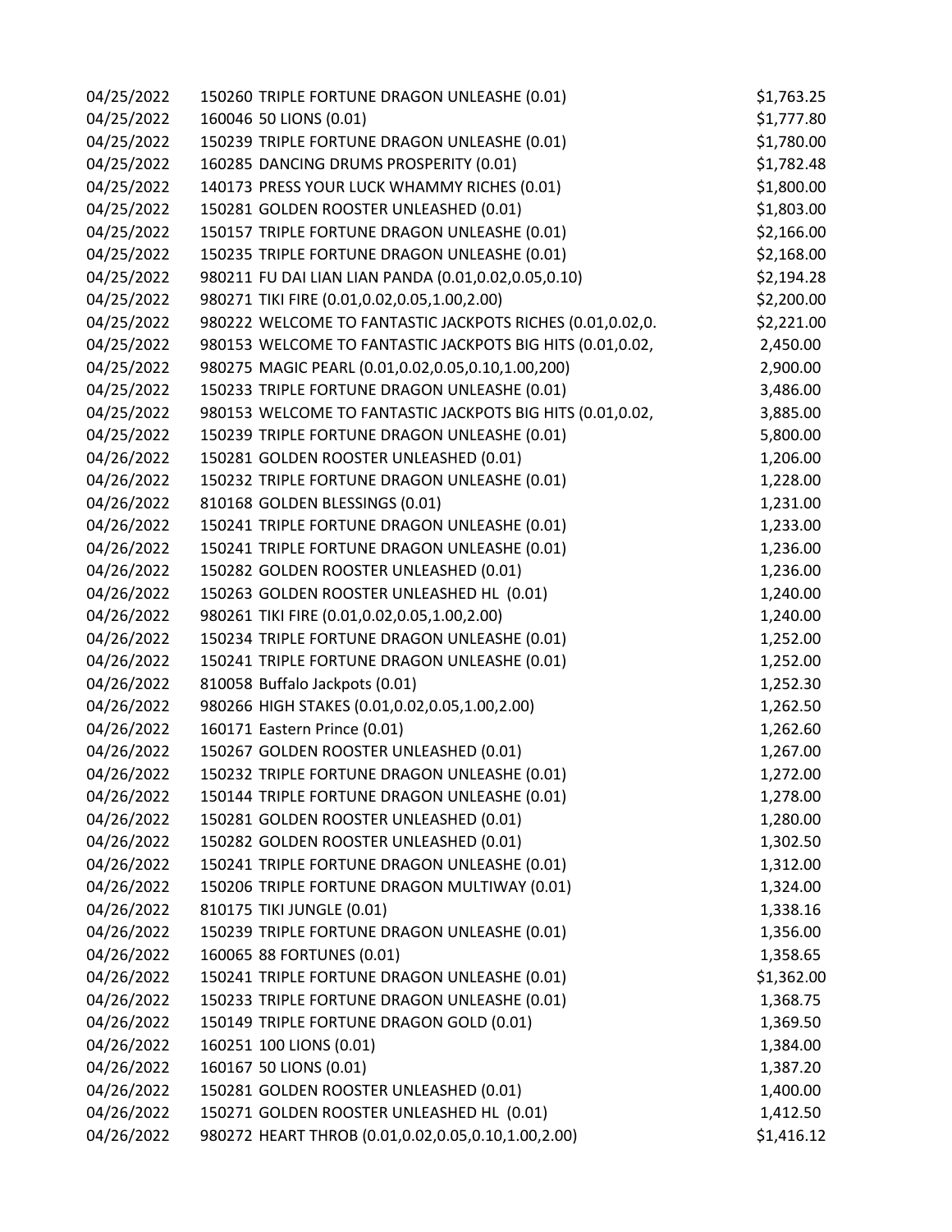| | | |
|---|---|---|
| 04/25/2022 | 150260 TRIPLE FORTUNE DRAGON UNLEASHE (0.01) | $1,763.25 |
| 04/25/2022 | 160046 50 LIONS (0.01) | $1,777.80 |
| 04/25/2022 | 150239 TRIPLE FORTUNE DRAGON UNLEASHE (0.01) | $1,780.00 |
| 04/25/2022 | 160285 DANCING DRUMS PROSPERITY (0.01) | $1,782.48 |
| 04/25/2022 | 140173 PRESS YOUR LUCK WHAMMY RICHES (0.01) | $1,800.00 |
| 04/25/2022 | 150281 GOLDEN ROOSTER UNLEASHED (0.01) | $1,803.00 |
| 04/25/2022 | 150157 TRIPLE FORTUNE DRAGON UNLEASHE (0.01) | $2,166.00 |
| 04/25/2022 | 150235 TRIPLE FORTUNE DRAGON UNLEASHE (0.01) | $2,168.00 |
| 04/25/2022 | 980211 FU DAI LIAN LIAN PANDA (0.01,0.02,0.05,0.10) | $2,194.28 |
| 04/25/2022 | 980271 TIKI FIRE (0.01,0.02,0.05,1.00,2.00) | $2,200.00 |
| 04/25/2022 | 980222 WELCOME TO FANTASTIC JACKPOTS RICHES (0.01,0.02,0. | $2,221.00 |
| 04/25/2022 | 980153 WELCOME TO FANTASTIC JACKPOTS BIG HITS (0.01,0.02, | 2,450.00 |
| 04/25/2022 | 980275 MAGIC PEARL (0.01,0.02,0.05,0.10,1.00,200) | 2,900.00 |
| 04/25/2022 | 150233 TRIPLE FORTUNE DRAGON UNLEASHE (0.01) | 3,486.00 |
| 04/25/2022 | 980153 WELCOME TO FANTASTIC JACKPOTS BIG HITS (0.01,0.02, | 3,885.00 |
| 04/25/2022 | 150239 TRIPLE FORTUNE DRAGON UNLEASHE (0.01) | 5,800.00 |
| 04/26/2022 | 150281 GOLDEN ROOSTER UNLEASHED (0.01) | 1,206.00 |
| 04/26/2022 | 150232 TRIPLE FORTUNE DRAGON UNLEASHE (0.01) | 1,228.00 |
| 04/26/2022 | 810168 GOLDEN BLESSINGS (0.01) | 1,231.00 |
| 04/26/2022 | 150241 TRIPLE FORTUNE DRAGON UNLEASHE (0.01) | 1,233.00 |
| 04/26/2022 | 150241 TRIPLE FORTUNE DRAGON UNLEASHE (0.01) | 1,236.00 |
| 04/26/2022 | 150282 GOLDEN ROOSTER UNLEASHED (0.01) | 1,236.00 |
| 04/26/2022 | 150263 GOLDEN ROOSTER UNLEASHED HL (0.01) | 1,240.00 |
| 04/26/2022 | 980261 TIKI FIRE (0.01,0.02,0.05,1.00,2.00) | 1,240.00 |
| 04/26/2022 | 150234 TRIPLE FORTUNE DRAGON UNLEASHE (0.01) | 1,252.00 |
| 04/26/2022 | 150241 TRIPLE FORTUNE DRAGON UNLEASHE (0.01) | 1,252.00 |
| 04/26/2022 | 810058 Buffalo Jackpots (0.01) | 1,252.30 |
| 04/26/2022 | 980266 HIGH STAKES (0.01,0.02,0.05,1.00,2.00) | 1,262.50 |
| 04/26/2022 | 160171 Eastern Prince (0.01) | 1,262.60 |
| 04/26/2022 | 150267 GOLDEN ROOSTER UNLEASHED (0.01) | 1,267.00 |
| 04/26/2022 | 150232 TRIPLE FORTUNE DRAGON UNLEASHE (0.01) | 1,272.00 |
| 04/26/2022 | 150144 TRIPLE FORTUNE DRAGON UNLEASHE (0.01) | 1,278.00 |
| 04/26/2022 | 150281 GOLDEN ROOSTER UNLEASHED (0.01) | 1,280.00 |
| 04/26/2022 | 150282 GOLDEN ROOSTER UNLEASHED (0.01) | 1,302.50 |
| 04/26/2022 | 150241 TRIPLE FORTUNE DRAGON UNLEASHE (0.01) | 1,312.00 |
| 04/26/2022 | 150206 TRIPLE FORTUNE DRAGON MULTIWAY (0.01) | 1,324.00 |
| 04/26/2022 | 810175 TIKI JUNGLE (0.01) | 1,338.16 |
| 04/26/2022 | 150239 TRIPLE FORTUNE DRAGON UNLEASHE (0.01) | 1,356.00 |
| 04/26/2022 | 160065 88 FORTUNES (0.01) | 1,358.65 |
| 04/26/2022 | 150241 TRIPLE FORTUNE DRAGON UNLEASHE (0.01) | $1,362.00 |
| 04/26/2022 | 150233 TRIPLE FORTUNE DRAGON UNLEASHE (0.01) | 1,368.75 |
| 04/26/2022 | 150149 TRIPLE FORTUNE DRAGON GOLD (0.01) | 1,369.50 |
| 04/26/2022 | 160251 100 LIONS (0.01) | 1,384.00 |
| 04/26/2022 | 160167 50 LIONS (0.01) | 1,387.20 |
| 04/26/2022 | 150281 GOLDEN ROOSTER UNLEASHED (0.01) | 1,400.00 |
| 04/26/2022 | 150271 GOLDEN ROOSTER UNLEASHED HL (0.01) | 1,412.50 |
| 04/26/2022 | 980272 HEART THROB (0.01,0.02,0.05,0.10,1.00,2.00) | $1,416.12 |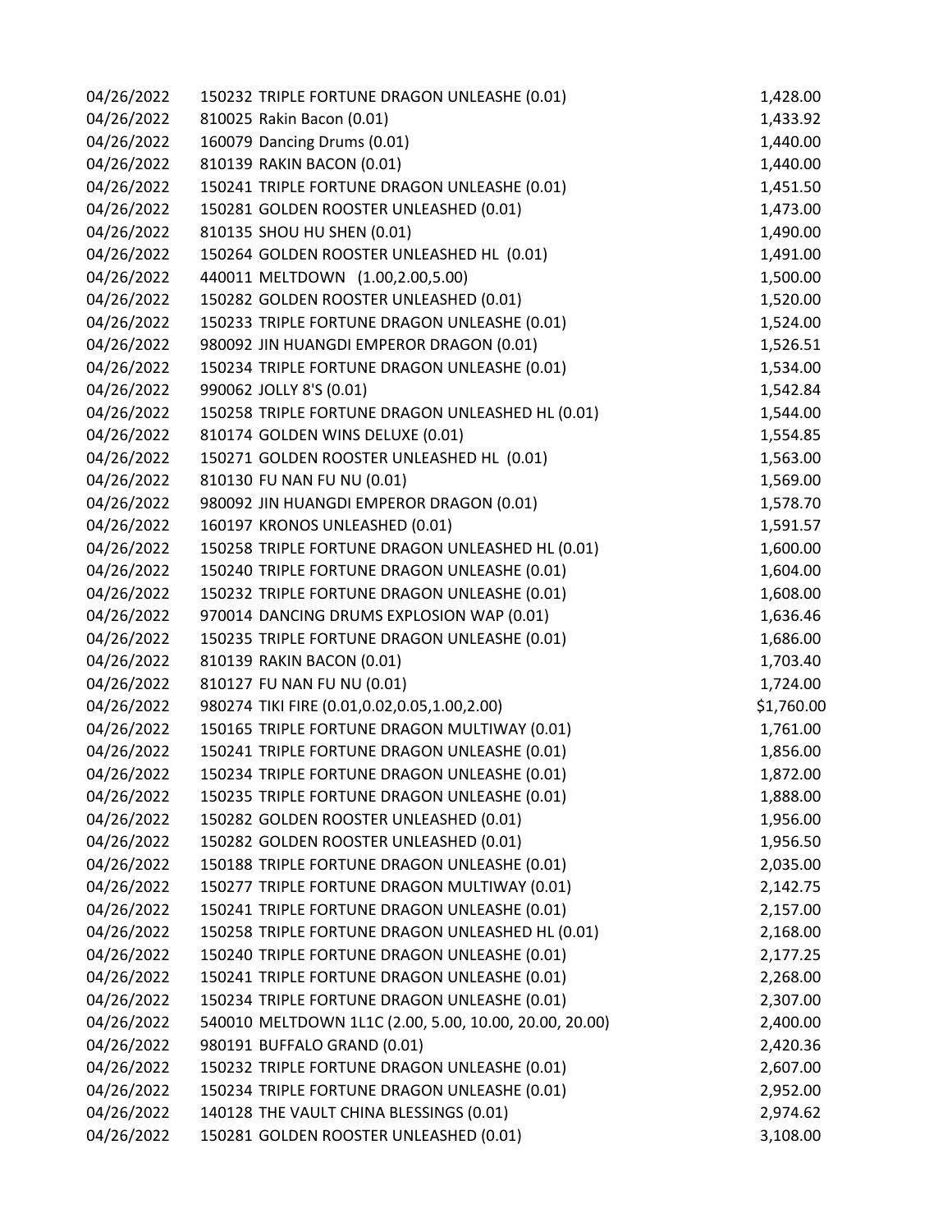| | | |
|---|---|---|
| 04/26/2022 | 150232 TRIPLE FORTUNE DRAGON UNLEASHE (0.01) | 1,428.00 |
| 04/26/2022 | 810025 Rakin Bacon (0.01) | 1,433.92 |
| 04/26/2022 | 160079 Dancing Drums (0.01) | 1,440.00 |
| 04/26/2022 | 810139 RAKIN BACON (0.01) | 1,440.00 |
| 04/26/2022 | 150241 TRIPLE FORTUNE DRAGON UNLEASHE (0.01) | 1,451.50 |
| 04/26/2022 | 150281 GOLDEN ROOSTER UNLEASHED (0.01) | 1,473.00 |
| 04/26/2022 | 810135 SHOU HU SHEN (0.01) | 1,490.00 |
| 04/26/2022 | 150264 GOLDEN ROOSTER UNLEASHED HL (0.01) | 1,491.00 |
| 04/26/2022 | 440011 MELTDOWN (1.00,2.00,5.00) | 1,500.00 |
| 04/26/2022 | 150282 GOLDEN ROOSTER UNLEASHED (0.01) | 1,520.00 |
| 04/26/2022 | 150233 TRIPLE FORTUNE DRAGON UNLEASHE (0.01) | 1,524.00 |
| 04/26/2022 | 980092 JIN HUANGDI EMPEROR DRAGON (0.01) | 1,526.51 |
| 04/26/2022 | 150234 TRIPLE FORTUNE DRAGON UNLEASHE (0.01) | 1,534.00 |
| 04/26/2022 | 990062 JOLLY 8'S (0.01) | 1,542.84 |
| 04/26/2022 | 150258 TRIPLE FORTUNE DRAGON UNLEASHED HL (0.01) | 1,544.00 |
| 04/26/2022 | 810174 GOLDEN WINS DELUXE (0.01) | 1,554.85 |
| 04/26/2022 | 150271 GOLDEN ROOSTER UNLEASHED HL (0.01) | 1,563.00 |
| 04/26/2022 | 810130 FU NAN FU NU (0.01) | 1,569.00 |
| 04/26/2022 | 980092 JIN HUANGDI EMPEROR DRAGON (0.01) | 1,578.70 |
| 04/26/2022 | 160197 KRONOS UNLEASHED (0.01) | 1,591.57 |
| 04/26/2022 | 150258 TRIPLE FORTUNE DRAGON UNLEASHED HL (0.01) | 1,600.00 |
| 04/26/2022 | 150240 TRIPLE FORTUNE DRAGON UNLEASHE (0.01) | 1,604.00 |
| 04/26/2022 | 150232 TRIPLE FORTUNE DRAGON UNLEASHE (0.01) | 1,608.00 |
| 04/26/2022 | 970014 DANCING DRUMS EXPLOSION WAP (0.01) | 1,636.46 |
| 04/26/2022 | 150235 TRIPLE FORTUNE DRAGON UNLEASHE (0.01) | 1,686.00 |
| 04/26/2022 | 810139 RAKIN BACON (0.01) | 1,703.40 |
| 04/26/2022 | 810127 FU NAN FU NU (0.01) | 1,724.00 |
| 04/26/2022 | 980274 TIKI FIRE (0.01,0.02,0.05,1.00,2.00) | $1,760.00 |
| 04/26/2022 | 150165 TRIPLE FORTUNE DRAGON MULTIWAY (0.01) | 1,761.00 |
| 04/26/2022 | 150241 TRIPLE FORTUNE DRAGON UNLEASHE (0.01) | 1,856.00 |
| 04/26/2022 | 150234 TRIPLE FORTUNE DRAGON UNLEASHE (0.01) | 1,872.00 |
| 04/26/2022 | 150235 TRIPLE FORTUNE DRAGON UNLEASHE (0.01) | 1,888.00 |
| 04/26/2022 | 150282 GOLDEN ROOSTER UNLEASHED (0.01) | 1,956.00 |
| 04/26/2022 | 150282 GOLDEN ROOSTER UNLEASHED (0.01) | 1,956.50 |
| 04/26/2022 | 150188 TRIPLE FORTUNE DRAGON UNLEASHE (0.01) | 2,035.00 |
| 04/26/2022 | 150277 TRIPLE FORTUNE DRAGON MULTIWAY (0.01) | 2,142.75 |
| 04/26/2022 | 150241 TRIPLE FORTUNE DRAGON UNLEASHE (0.01) | 2,157.00 |
| 04/26/2022 | 150258 TRIPLE FORTUNE DRAGON UNLEASHED HL (0.01) | 2,168.00 |
| 04/26/2022 | 150240 TRIPLE FORTUNE DRAGON UNLEASHE (0.01) | 2,177.25 |
| 04/26/2022 | 150241 TRIPLE FORTUNE DRAGON UNLEASHE (0.01) | 2,268.00 |
| 04/26/2022 | 150234 TRIPLE FORTUNE DRAGON UNLEASHE (0.01) | 2,307.00 |
| 04/26/2022 | 540010 MELTDOWN 1L1C (2.00, 5.00, 10.00, 20.00, 20.00) | 2,400.00 |
| 04/26/2022 | 980191 BUFFALO GRAND (0.01) | 2,420.36 |
| 04/26/2022 | 150232 TRIPLE FORTUNE DRAGON UNLEASHE (0.01) | 2,607.00 |
| 04/26/2022 | 150234 TRIPLE FORTUNE DRAGON UNLEASHE (0.01) | 2,952.00 |
| 04/26/2022 | 140128 THE VAULT CHINA BLESSINGS (0.01) | 2,974.62 |
| 04/26/2022 | 150281 GOLDEN ROOSTER UNLEASHED (0.01) | 3,108.00 |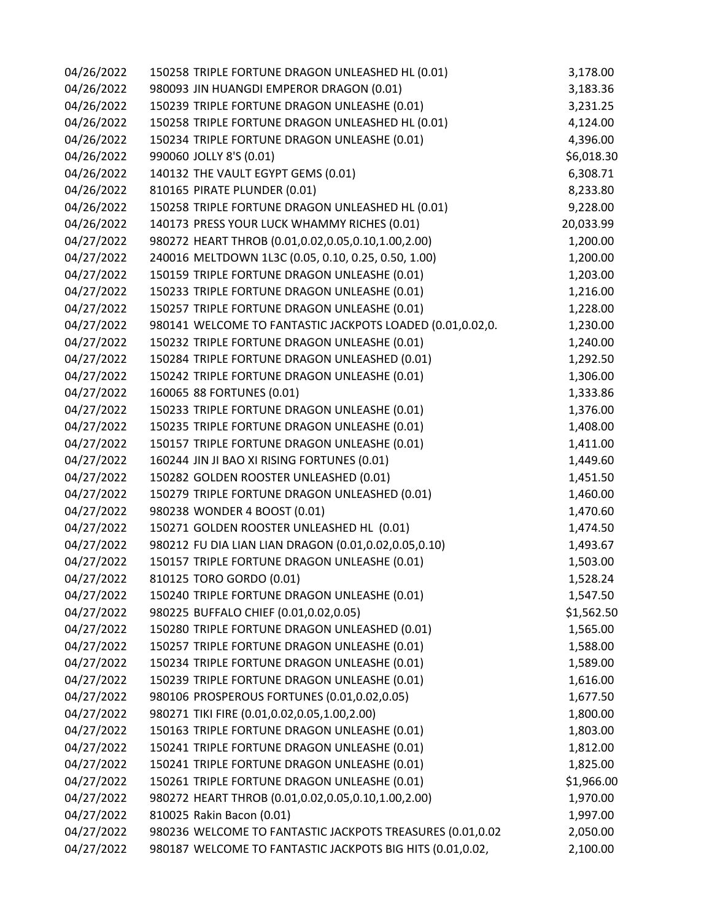| | | |
|---|---|---|
| 04/26/2022 | 150258 TRIPLE FORTUNE DRAGON UNLEASHED HL (0.01) | 3,178.00 |
| 04/26/2022 | 980093 JIN HUANGDI EMPEROR DRAGON (0.01) | 3,183.36 |
| 04/26/2022 | 150239 TRIPLE FORTUNE DRAGON UNLEASHE (0.01) | 3,231.25 |
| 04/26/2022 | 150258 TRIPLE FORTUNE DRAGON UNLEASHED HL (0.01) | 4,124.00 |
| 04/26/2022 | 150234 TRIPLE FORTUNE DRAGON UNLEASHE (0.01) | 4,396.00 |
| 04/26/2022 | 990060 JOLLY 8'S (0.01) | $6,018.30 |
| 04/26/2022 | 140132 THE VAULT EGYPT GEMS (0.01) | 6,308.71 |
| 04/26/2022 | 810165 PIRATE PLUNDER (0.01) | 8,233.80 |
| 04/26/2022 | 150258 TRIPLE FORTUNE DRAGON UNLEASHED HL (0.01) | 9,228.00 |
| 04/26/2022 | 140173 PRESS YOUR LUCK WHAMMY RICHES (0.01) | 20,033.99 |
| 04/27/2022 | 980272 HEART THROB (0.01,0.02,0.05,0.10,1.00,2.00) | 1,200.00 |
| 04/27/2022 | 240016 MELTDOWN 1L3C (0.05, 0.10, 0.25, 0.50, 1.00) | 1,200.00 |
| 04/27/2022 | 150159 TRIPLE FORTUNE DRAGON UNLEASHE (0.01) | 1,203.00 |
| 04/27/2022 | 150233 TRIPLE FORTUNE DRAGON UNLEASHE (0.01) | 1,216.00 |
| 04/27/2022 | 150257 TRIPLE FORTUNE DRAGON UNLEASHE (0.01) | 1,228.00 |
| 04/27/2022 | 980141 WELCOME TO FANTASTIC JACKPOTS LOADED (0.01,0.02,0. | 1,230.00 |
| 04/27/2022 | 150232 TRIPLE FORTUNE DRAGON UNLEASHE (0.01) | 1,240.00 |
| 04/27/2022 | 150284 TRIPLE FORTUNE DRAGON UNLEASHED (0.01) | 1,292.50 |
| 04/27/2022 | 150242 TRIPLE FORTUNE DRAGON UNLEASHE (0.01) | 1,306.00 |
| 04/27/2022 | 160065 88 FORTUNES (0.01) | 1,333.86 |
| 04/27/2022 | 150233 TRIPLE FORTUNE DRAGON UNLEASHE (0.01) | 1,376.00 |
| 04/27/2022 | 150235 TRIPLE FORTUNE DRAGON UNLEASHE (0.01) | 1,408.00 |
| 04/27/2022 | 150157 TRIPLE FORTUNE DRAGON UNLEASHE (0.01) | 1,411.00 |
| 04/27/2022 | 160244 JIN JI BAO XI RISING FORTUNES (0.01) | 1,449.60 |
| 04/27/2022 | 150282 GOLDEN ROOSTER UNLEASHED (0.01) | 1,451.50 |
| 04/27/2022 | 150279 TRIPLE FORTUNE DRAGON UNLEASHED (0.01) | 1,460.00 |
| 04/27/2022 | 980238 WONDER 4 BOOST (0.01) | 1,470.60 |
| 04/27/2022 | 150271 GOLDEN ROOSTER UNLEASHED HL (0.01) | 1,474.50 |
| 04/27/2022 | 980212 FU DIA LIAN LIAN DRAGON (0.01,0.02,0.05,0.10) | 1,493.67 |
| 04/27/2022 | 150157 TRIPLE FORTUNE DRAGON UNLEASHE (0.01) | 1,503.00 |
| 04/27/2022 | 810125 TORO GORDO (0.01) | 1,528.24 |
| 04/27/2022 | 150240 TRIPLE FORTUNE DRAGON UNLEASHE (0.01) | 1,547.50 |
| 04/27/2022 | 980225 BUFFALO CHIEF (0.01,0.02,0.05) | $1,562.50 |
| 04/27/2022 | 150280 TRIPLE FORTUNE DRAGON UNLEASHED (0.01) | 1,565.00 |
| 04/27/2022 | 150257 TRIPLE FORTUNE DRAGON UNLEASHE (0.01) | 1,588.00 |
| 04/27/2022 | 150234 TRIPLE FORTUNE DRAGON UNLEASHE (0.01) | 1,589.00 |
| 04/27/2022 | 150239 TRIPLE FORTUNE DRAGON UNLEASHE (0.01) | 1,616.00 |
| 04/27/2022 | 980106 PROSPEROUS FORTUNES (0.01,0.02,0.05) | 1,677.50 |
| 04/27/2022 | 980271 TIKI FIRE (0.01,0.02,0.05,1.00,2.00) | 1,800.00 |
| 04/27/2022 | 150163 TRIPLE FORTUNE DRAGON UNLEASHE (0.01) | 1,803.00 |
| 04/27/2022 | 150241 TRIPLE FORTUNE DRAGON UNLEASHE (0.01) | 1,812.00 |
| 04/27/2022 | 150241 TRIPLE FORTUNE DRAGON UNLEASHE (0.01) | 1,825.00 |
| 04/27/2022 | 150261 TRIPLE FORTUNE DRAGON UNLEASHE (0.01) | $1,966.00 |
| 04/27/2022 | 980272 HEART THROB (0.01,0.02,0.05,0.10,1.00,2.00) | 1,970.00 |
| 04/27/2022 | 810025 Rakin Bacon (0.01) | 1,997.00 |
| 04/27/2022 | 980236 WELCOME TO FANTASTIC JACKPOTS TREASURES (0.01,0.02 | 2,050.00 |
| 04/27/2022 | 980187 WELCOME TO FANTASTIC JACKPOTS BIG HITS (0.01,0.02, | 2,100.00 |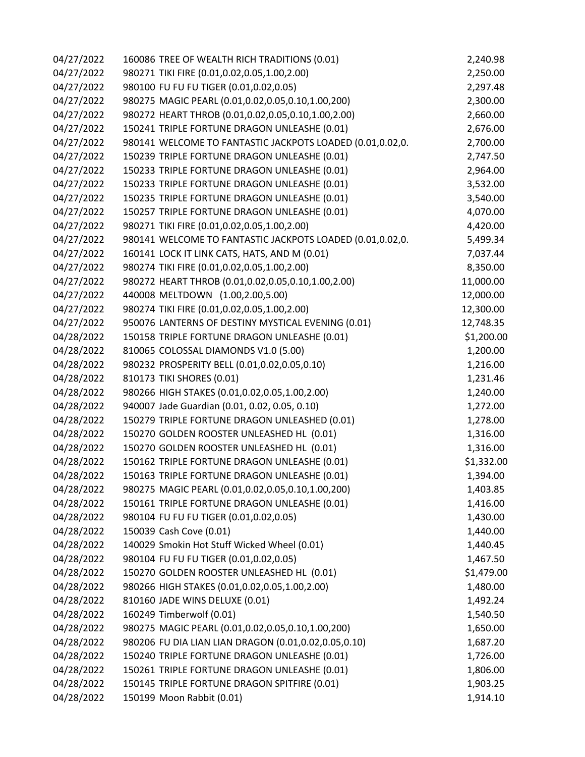| | | |
|---|---|---|
| 04/27/2022 | 160086 TREE OF WEALTH RICH TRADITIONS (0.01) | 2,240.98 |
| 04/27/2022 | 980271 TIKI FIRE (0.01,0.02,0.05,1.00,2.00) | 2,250.00 |
| 04/27/2022 | 980100 FU FU FU TIGER (0.01,0.02,0.05) | 2,297.48 |
| 04/27/2022 | 980275 MAGIC PEARL (0.01,0.02,0.05,0.10,1.00,200) | 2,300.00 |
| 04/27/2022 | 980272 HEART THROB (0.01,0.02,0.05,0.10,1.00,2.00) | 2,660.00 |
| 04/27/2022 | 150241 TRIPLE FORTUNE DRAGON UNLEASHE (0.01) | 2,676.00 |
| 04/27/2022 | 980141 WELCOME TO FANTASTIC JACKPOTS LOADED (0.01,0.02,0. | 2,700.00 |
| 04/27/2022 | 150239 TRIPLE FORTUNE DRAGON UNLEASHE (0.01) | 2,747.50 |
| 04/27/2022 | 150233 TRIPLE FORTUNE DRAGON UNLEASHE (0.01) | 2,964.00 |
| 04/27/2022 | 150233 TRIPLE FORTUNE DRAGON UNLEASHE (0.01) | 3,532.00 |
| 04/27/2022 | 150235 TRIPLE FORTUNE DRAGON UNLEASHE (0.01) | 3,540.00 |
| 04/27/2022 | 150257 TRIPLE FORTUNE DRAGON UNLEASHE (0.01) | 4,070.00 |
| 04/27/2022 | 980271 TIKI FIRE (0.01,0.02,0.05,1.00,2.00) | 4,420.00 |
| 04/27/2022 | 980141 WELCOME TO FANTASTIC JACKPOTS LOADED (0.01,0.02,0. | 5,499.34 |
| 04/27/2022 | 160141 LOCK IT LINK CATS, HATS, AND M (0.01) | 7,037.44 |
| 04/27/2022 | 980274 TIKI FIRE (0.01,0.02,0.05,1.00,2.00) | 8,350.00 |
| 04/27/2022 | 980272 HEART THROB (0.01,0.02,0.05,0.10,1.00,2.00) | 11,000.00 |
| 04/27/2022 | 440008 MELTDOWN (1.00,2.00,5.00) | 12,000.00 |
| 04/27/2022 | 980274 TIKI FIRE (0.01,0.02,0.05,1.00,2.00) | 12,300.00 |
| 04/27/2022 | 950076 LANTERNS OF DESTINY MYSTICAL EVENING (0.01) | 12,748.35 |
| 04/28/2022 | 150158 TRIPLE FORTUNE DRAGON UNLEASHE (0.01) | $1,200.00 |
| 04/28/2022 | 810065 COLOSSAL DIAMONDS V1.0 (5.00) | 1,200.00 |
| 04/28/2022 | 980232 PROSPERITY BELL (0.01,0.02,0.05,0.10) | 1,216.00 |
| 04/28/2022 | 810173 TIKI SHORES (0.01) | 1,231.46 |
| 04/28/2022 | 980266 HIGH STAKES (0.01,0.02,0.05,1.00,2.00) | 1,240.00 |
| 04/28/2022 | 940007 Jade Guardian (0.01, 0.02, 0.05, 0.10) | 1,272.00 |
| 04/28/2022 | 150279 TRIPLE FORTUNE DRAGON UNLEASHED (0.01) | 1,278.00 |
| 04/28/2022 | 150270 GOLDEN ROOSTER UNLEASHED HL (0.01) | 1,316.00 |
| 04/28/2022 | 150270 GOLDEN ROOSTER UNLEASHED HL (0.01) | 1,316.00 |
| 04/28/2022 | 150162 TRIPLE FORTUNE DRAGON UNLEASHE (0.01) | $1,332.00 |
| 04/28/2022 | 150163 TRIPLE FORTUNE DRAGON UNLEASHE (0.01) | 1,394.00 |
| 04/28/2022 | 980275 MAGIC PEARL (0.01,0.02,0.05,0.10,1.00,200) | 1,403.85 |
| 04/28/2022 | 150161 TRIPLE FORTUNE DRAGON UNLEASHE (0.01) | 1,416.00 |
| 04/28/2022 | 980104 FU FU FU TIGER (0.01,0.02,0.05) | 1,430.00 |
| 04/28/2022 | 150039 Cash Cove (0.01) | 1,440.00 |
| 04/28/2022 | 140029 Smokin Hot Stuff Wicked Wheel (0.01) | 1,440.45 |
| 04/28/2022 | 980104 FU FU FU TIGER (0.01,0.02,0.05) | 1,467.50 |
| 04/28/2022 | 150270 GOLDEN ROOSTER UNLEASHED HL (0.01) | $1,479.00 |
| 04/28/2022 | 980266 HIGH STAKES (0.01,0.02,0.05,1.00,2.00) | 1,480.00 |
| 04/28/2022 | 810160 JADE WINS DELUXE (0.01) | 1,492.24 |
| 04/28/2022 | 160249 Timberwolf (0.01) | 1,540.50 |
| 04/28/2022 | 980275 MAGIC PEARL (0.01,0.02,0.05,0.10,1.00,200) | 1,650.00 |
| 04/28/2022 | 980206 FU DIA LIAN LIAN DRAGON (0.01,0.02,0.05,0.10) | 1,687.20 |
| 04/28/2022 | 150240 TRIPLE FORTUNE DRAGON UNLEASHE (0.01) | 1,726.00 |
| 04/28/2022 | 150261 TRIPLE FORTUNE DRAGON UNLEASHE (0.01) | 1,806.00 |
| 04/28/2022 | 150145 TRIPLE FORTUNE DRAGON SPITFIRE (0.01) | 1,903.25 |
| 04/28/2022 | 150199 Moon Rabbit (0.01) | 1,914.10 |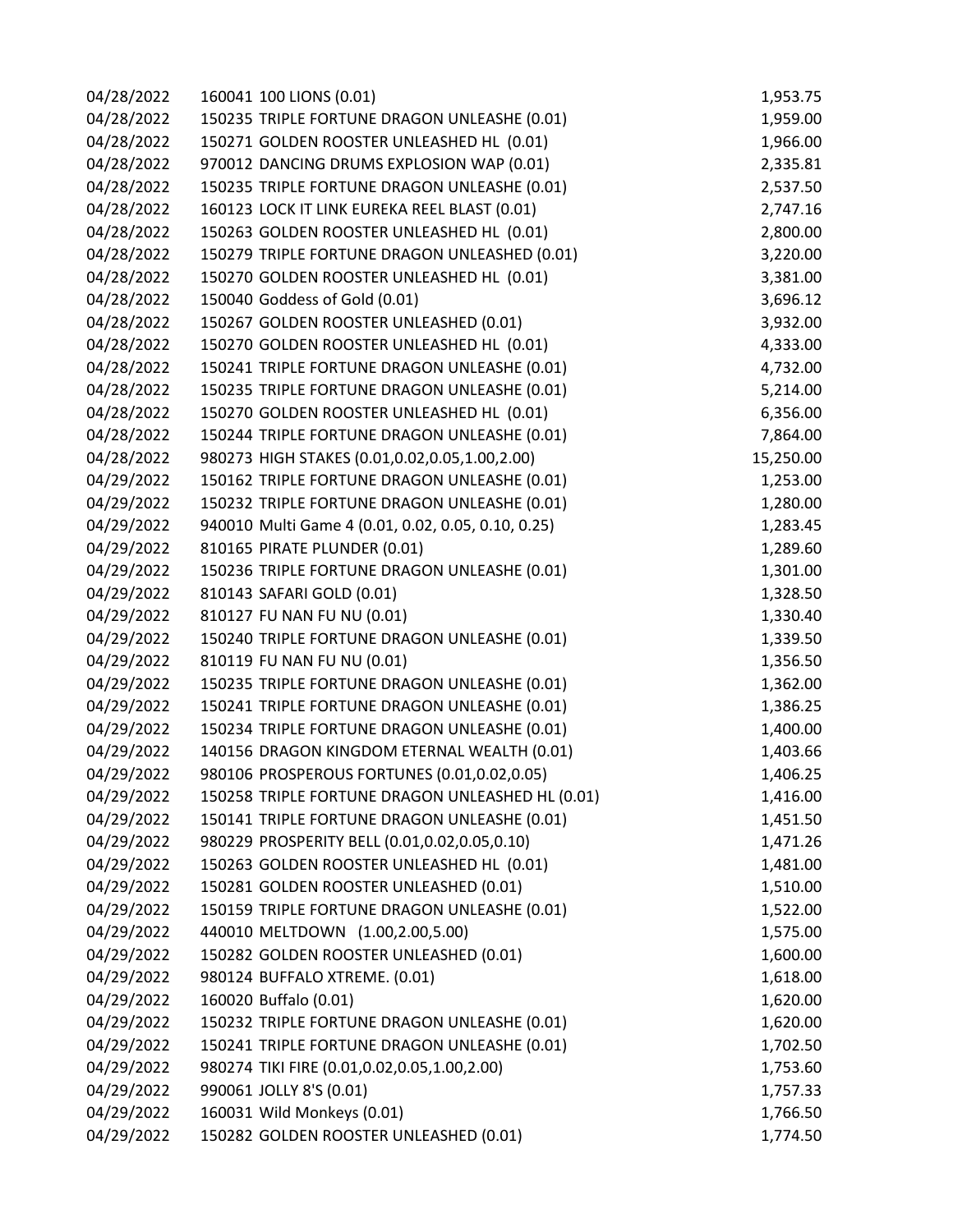| | | |
|---|---|---|
| 04/28/2022 | 160041 100 LIONS (0.01) | 1,953.75 |
| 04/28/2022 | 150235 TRIPLE FORTUNE DRAGON UNLEASHE (0.01) | 1,959.00 |
| 04/28/2022 | 150271 GOLDEN ROOSTER UNLEASHED HL (0.01) | 1,966.00 |
| 04/28/2022 | 970012 DANCING DRUMS EXPLOSION WAP (0.01) | 2,335.81 |
| 04/28/2022 | 150235 TRIPLE FORTUNE DRAGON UNLEASHE (0.01) | 2,537.50 |
| 04/28/2022 | 160123 LOCK IT LINK EUREKA REEL BLAST (0.01) | 2,747.16 |
| 04/28/2022 | 150263 GOLDEN ROOSTER UNLEASHED HL (0.01) | 2,800.00 |
| 04/28/2022 | 150279 TRIPLE FORTUNE DRAGON UNLEASHED (0.01) | 3,220.00 |
| 04/28/2022 | 150270 GOLDEN ROOSTER UNLEASHED HL (0.01) | 3,381.00 |
| 04/28/2022 | 150040 Goddess of Gold (0.01) | 3,696.12 |
| 04/28/2022 | 150267 GOLDEN ROOSTER UNLEASHED (0.01) | 3,932.00 |
| 04/28/2022 | 150270 GOLDEN ROOSTER UNLEASHED HL (0.01) | 4,333.00 |
| 04/28/2022 | 150241 TRIPLE FORTUNE DRAGON UNLEASHE (0.01) | 4,732.00 |
| 04/28/2022 | 150235 TRIPLE FORTUNE DRAGON UNLEASHE (0.01) | 5,214.00 |
| 04/28/2022 | 150270 GOLDEN ROOSTER UNLEASHED HL (0.01) | 6,356.00 |
| 04/28/2022 | 150244 TRIPLE FORTUNE DRAGON UNLEASHE (0.01) | 7,864.00 |
| 04/28/2022 | 980273 HIGH STAKES (0.01,0.02,0.05,1.00,2.00) | 15,250.00 |
| 04/29/2022 | 150162 TRIPLE FORTUNE DRAGON UNLEASHE (0.01) | 1,253.00 |
| 04/29/2022 | 150232 TRIPLE FORTUNE DRAGON UNLEASHE (0.01) | 1,280.00 |
| 04/29/2022 | 940010 Multi Game 4 (0.01, 0.02, 0.05, 0.10, 0.25) | 1,283.45 |
| 04/29/2022 | 810165 PIRATE PLUNDER (0.01) | 1,289.60 |
| 04/29/2022 | 150236 TRIPLE FORTUNE DRAGON UNLEASHE (0.01) | 1,301.00 |
| 04/29/2022 | 810143 SAFARI GOLD (0.01) | 1,328.50 |
| 04/29/2022 | 810127 FU NAN FU NU (0.01) | 1,330.40 |
| 04/29/2022 | 150240 TRIPLE FORTUNE DRAGON UNLEASHE (0.01) | 1,339.50 |
| 04/29/2022 | 810119 FU NAN FU NU (0.01) | 1,356.50 |
| 04/29/2022 | 150235 TRIPLE FORTUNE DRAGON UNLEASHE (0.01) | 1,362.00 |
| 04/29/2022 | 150241 TRIPLE FORTUNE DRAGON UNLEASHE (0.01) | 1,386.25 |
| 04/29/2022 | 150234 TRIPLE FORTUNE DRAGON UNLEASHE (0.01) | 1,400.00 |
| 04/29/2022 | 140156 DRAGON KINGDOM ETERNAL WEALTH (0.01) | 1,403.66 |
| 04/29/2022 | 980106 PROSPEROUS FORTUNES (0.01,0.02,0.05) | 1,406.25 |
| 04/29/2022 | 150258 TRIPLE FORTUNE DRAGON UNLEASHED HL (0.01) | 1,416.00 |
| 04/29/2022 | 150141 TRIPLE FORTUNE DRAGON UNLEASHE (0.01) | 1,451.50 |
| 04/29/2022 | 980229 PROSPERITY BELL (0.01,0.02,0.05,0.10) | 1,471.26 |
| 04/29/2022 | 150263 GOLDEN ROOSTER UNLEASHED HL (0.01) | 1,481.00 |
| 04/29/2022 | 150281 GOLDEN ROOSTER UNLEASHED (0.01) | 1,510.00 |
| 04/29/2022 | 150159 TRIPLE FORTUNE DRAGON UNLEASHE (0.01) | 1,522.00 |
| 04/29/2022 | 440010 MELTDOWN (1.00,2.00,5.00) | 1,575.00 |
| 04/29/2022 | 150282 GOLDEN ROOSTER UNLEASHED (0.01) | 1,600.00 |
| 04/29/2022 | 980124 BUFFALO XTREME. (0.01) | 1,618.00 |
| 04/29/2022 | 160020 Buffalo (0.01) | 1,620.00 |
| 04/29/2022 | 150232 TRIPLE FORTUNE DRAGON UNLEASHE (0.01) | 1,620.00 |
| 04/29/2022 | 150241 TRIPLE FORTUNE DRAGON UNLEASHE (0.01) | 1,702.50 |
| 04/29/2022 | 980274 TIKI FIRE (0.01,0.02,0.05,1.00,2.00) | 1,753.60 |
| 04/29/2022 | 990061 JOLLY 8'S (0.01) | 1,757.33 |
| 04/29/2022 | 160031 Wild Monkeys (0.01) | 1,766.50 |
| 04/29/2022 | 150282 GOLDEN ROOSTER UNLEASHED (0.01) | 1,774.50 |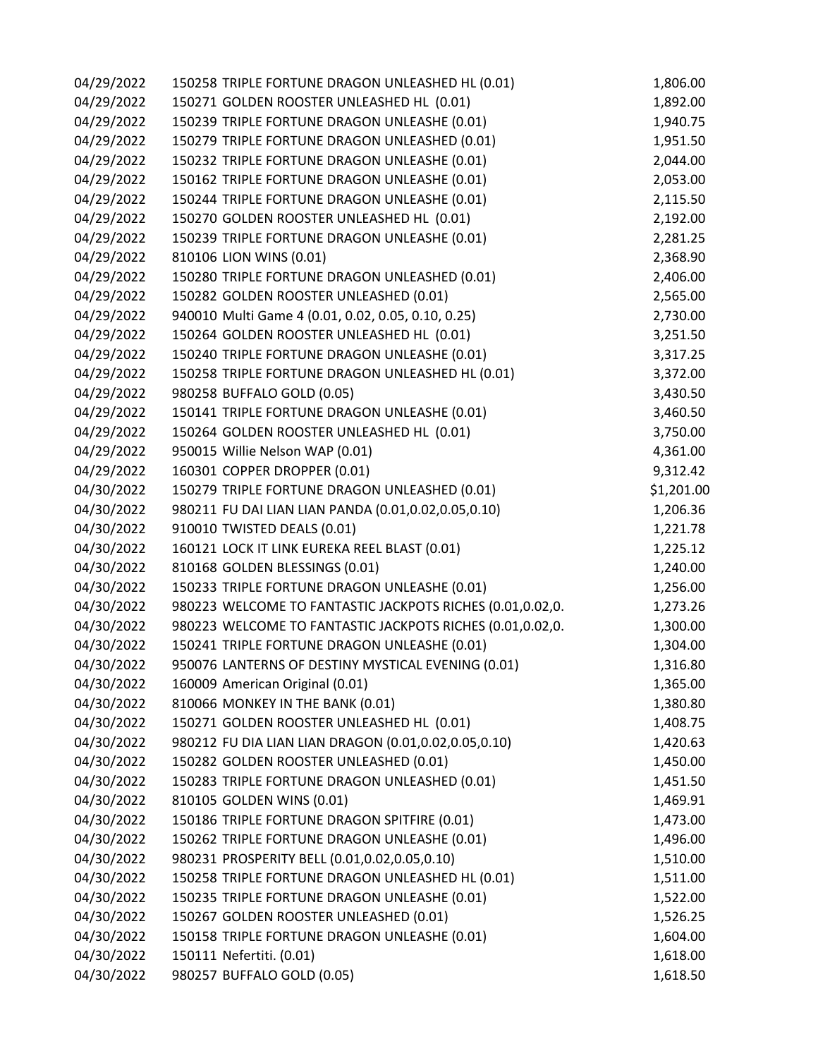| | | |
|---|---|---|
| 04/29/2022 | 150258 TRIPLE FORTUNE DRAGON UNLEASHED HL (0.01) | 1,806.00 |
| 04/29/2022 | 150271 GOLDEN ROOSTER UNLEASHED HL (0.01) | 1,892.00 |
| 04/29/2022 | 150239 TRIPLE FORTUNE DRAGON UNLEASHE (0.01) | 1,940.75 |
| 04/29/2022 | 150279 TRIPLE FORTUNE DRAGON UNLEASHED (0.01) | 1,951.50 |
| 04/29/2022 | 150232 TRIPLE FORTUNE DRAGON UNLEASHE (0.01) | 2,044.00 |
| 04/29/2022 | 150162 TRIPLE FORTUNE DRAGON UNLEASHE (0.01) | 2,053.00 |
| 04/29/2022 | 150244 TRIPLE FORTUNE DRAGON UNLEASHE (0.01) | 2,115.50 |
| 04/29/2022 | 150270 GOLDEN ROOSTER UNLEASHED HL (0.01) | 2,192.00 |
| 04/29/2022 | 150239 TRIPLE FORTUNE DRAGON UNLEASHE (0.01) | 2,281.25 |
| 04/29/2022 | 810106 LION WINS (0.01) | 2,368.90 |
| 04/29/2022 | 150280 TRIPLE FORTUNE DRAGON UNLEASHED (0.01) | 2,406.00 |
| 04/29/2022 | 150282 GOLDEN ROOSTER UNLEASHED (0.01) | 2,565.00 |
| 04/29/2022 | 940010 Multi Game 4 (0.01, 0.02, 0.05, 0.10, 0.25) | 2,730.00 |
| 04/29/2022 | 150264 GOLDEN ROOSTER UNLEASHED HL (0.01) | 3,251.50 |
| 04/29/2022 | 150240 TRIPLE FORTUNE DRAGON UNLEASHE (0.01) | 3,317.25 |
| 04/29/2022 | 150258 TRIPLE FORTUNE DRAGON UNLEASHED HL (0.01) | 3,372.00 |
| 04/29/2022 | 980258 BUFFALO GOLD (0.05) | 3,430.50 |
| 04/29/2022 | 150141 TRIPLE FORTUNE DRAGON UNLEASHE (0.01) | 3,460.50 |
| 04/29/2022 | 150264 GOLDEN ROOSTER UNLEASHED HL (0.01) | 3,750.00 |
| 04/29/2022 | 950015 Willie Nelson WAP (0.01) | 4,361.00 |
| 04/29/2022 | 160301 COPPER DROPPER (0.01) | 9,312.42 |
| 04/30/2022 | 150279 TRIPLE FORTUNE DRAGON UNLEASHED (0.01) | $1,201.00 |
| 04/30/2022 | 980211 FU DAI LIAN LIAN PANDA (0.01,0.02,0.05,0.10) | 1,206.36 |
| 04/30/2022 | 910010 TWISTED DEALS (0.01) | 1,221.78 |
| 04/30/2022 | 160121 LOCK IT LINK EUREKA REEL BLAST (0.01) | 1,225.12 |
| 04/30/2022 | 810168 GOLDEN BLESSINGS (0.01) | 1,240.00 |
| 04/30/2022 | 150233 TRIPLE FORTUNE DRAGON UNLEASHE (0.01) | 1,256.00 |
| 04/30/2022 | 980223 WELCOME TO FANTASTIC JACKPOTS RICHES (0.01,0.02,0. | 1,273.26 |
| 04/30/2022 | 980223 WELCOME TO FANTASTIC JACKPOTS RICHES (0.01,0.02,0. | 1,300.00 |
| 04/30/2022 | 150241 TRIPLE FORTUNE DRAGON UNLEASHE (0.01) | 1,304.00 |
| 04/30/2022 | 950076 LANTERNS OF DESTINY MYSTICAL EVENING (0.01) | 1,316.80 |
| 04/30/2022 | 160009 American Original (0.01) | 1,365.00 |
| 04/30/2022 | 810066 MONKEY IN THE BANK (0.01) | 1,380.80 |
| 04/30/2022 | 150271 GOLDEN ROOSTER UNLEASHED HL (0.01) | 1,408.75 |
| 04/30/2022 | 980212 FU DIA LIAN LIAN DRAGON (0.01,0.02,0.05,0.10) | 1,420.63 |
| 04/30/2022 | 150282 GOLDEN ROOSTER UNLEASHED (0.01) | 1,450.00 |
| 04/30/2022 | 150283 TRIPLE FORTUNE DRAGON UNLEASHED (0.01) | 1,451.50 |
| 04/30/2022 | 810105 GOLDEN WINS (0.01) | 1,469.91 |
| 04/30/2022 | 150186 TRIPLE FORTUNE DRAGON SPITFIRE (0.01) | 1,473.00 |
| 04/30/2022 | 150262 TRIPLE FORTUNE DRAGON UNLEASHE (0.01) | 1,496.00 |
| 04/30/2022 | 980231 PROSPERITY BELL (0.01,0.02,0.05,0.10) | 1,510.00 |
| 04/30/2022 | 150258 TRIPLE FORTUNE DRAGON UNLEASHED HL (0.01) | 1,511.00 |
| 04/30/2022 | 150235 TRIPLE FORTUNE DRAGON UNLEASHE (0.01) | 1,522.00 |
| 04/30/2022 | 150267 GOLDEN ROOSTER UNLEASHED (0.01) | 1,526.25 |
| 04/30/2022 | 150158 TRIPLE FORTUNE DRAGON UNLEASHE (0.01) | 1,604.00 |
| 04/30/2022 | 150111 Nefertiti. (0.01) | 1,618.00 |
| 04/30/2022 | 980257 BUFFALO GOLD (0.05) | 1,618.50 |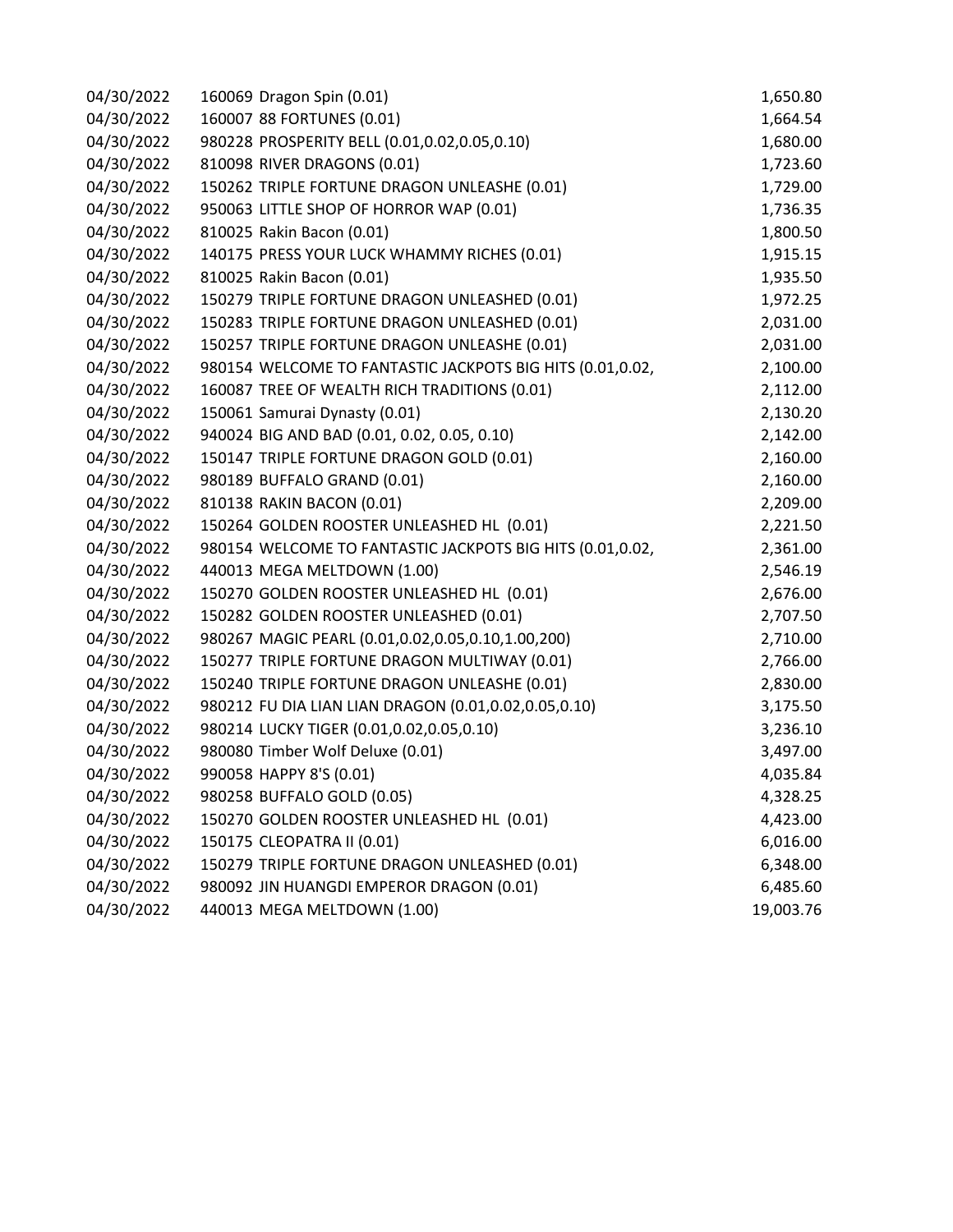| | | |
|---|---|---|
| 04/30/2022 | 160069 Dragon Spin (0.01) | 1,650.80 |
| 04/30/2022 | 160007 88 FORTUNES (0.01) | 1,664.54 |
| 04/30/2022 | 980228 PROSPERITY BELL (0.01,0.02,0.05,0.10) | 1,680.00 |
| 04/30/2022 | 810098 RIVER DRAGONS (0.01) | 1,723.60 |
| 04/30/2022 | 150262 TRIPLE FORTUNE DRAGON UNLEASHE (0.01) | 1,729.00 |
| 04/30/2022 | 950063 LITTLE SHOP OF HORROR WAP (0.01) | 1,736.35 |
| 04/30/2022 | 810025 Rakin Bacon (0.01) | 1,800.50 |
| 04/30/2022 | 140175 PRESS YOUR LUCK WHAMMY RICHES (0.01) | 1,915.15 |
| 04/30/2022 | 810025 Rakin Bacon (0.01) | 1,935.50 |
| 04/30/2022 | 150279 TRIPLE FORTUNE DRAGON UNLEASHED (0.01) | 1,972.25 |
| 04/30/2022 | 150283 TRIPLE FORTUNE DRAGON UNLEASHED (0.01) | 2,031.00 |
| 04/30/2022 | 150257 TRIPLE FORTUNE DRAGON UNLEASHE (0.01) | 2,031.00 |
| 04/30/2022 | 980154 WELCOME TO FANTASTIC JACKPOTS BIG HITS (0.01,0.02, | 2,100.00 |
| 04/30/2022 | 160087 TREE OF WEALTH RICH TRADITIONS (0.01) | 2,112.00 |
| 04/30/2022 | 150061 Samurai Dynasty (0.01) | 2,130.20 |
| 04/30/2022 | 940024 BIG AND BAD (0.01, 0.02, 0.05, 0.10) | 2,142.00 |
| 04/30/2022 | 150147 TRIPLE FORTUNE DRAGON GOLD (0.01) | 2,160.00 |
| 04/30/2022 | 980189 BUFFALO GRAND (0.01) | 2,160.00 |
| 04/30/2022 | 810138 RAKIN BACON (0.01) | 2,209.00 |
| 04/30/2022 | 150264 GOLDEN ROOSTER UNLEASHED HL (0.01) | 2,221.50 |
| 04/30/2022 | 980154 WELCOME TO FANTASTIC JACKPOTS BIG HITS (0.01,0.02, | 2,361.00 |
| 04/30/2022 | 440013 MEGA MELTDOWN (1.00) | 2,546.19 |
| 04/30/2022 | 150270 GOLDEN ROOSTER UNLEASHED HL (0.01) | 2,676.00 |
| 04/30/2022 | 150282 GOLDEN ROOSTER UNLEASHED (0.01) | 2,707.50 |
| 04/30/2022 | 980267 MAGIC PEARL (0.01,0.02,0.05,0.10,1.00,200) | 2,710.00 |
| 04/30/2022 | 150277 TRIPLE FORTUNE DRAGON MULTIWAY (0.01) | 2,766.00 |
| 04/30/2022 | 150240 TRIPLE FORTUNE DRAGON UNLEASHE (0.01) | 2,830.00 |
| 04/30/2022 | 980212 FU DIA LIAN LIAN DRAGON (0.01,0.02,0.05,0.10) | 3,175.50 |
| 04/30/2022 | 980214 LUCKY TIGER (0.01,0.02,0.05,0.10) | 3,236.10 |
| 04/30/2022 | 980080 Timber Wolf Deluxe (0.01) | 3,497.00 |
| 04/30/2022 | 990058 HAPPY 8'S (0.01) | 4,035.84 |
| 04/30/2022 | 980258 BUFFALO GOLD (0.05) | 4,328.25 |
| 04/30/2022 | 150270 GOLDEN ROOSTER UNLEASHED HL (0.01) | 4,423.00 |
| 04/30/2022 | 150175 CLEOPATRA II (0.01) | 6,016.00 |
| 04/30/2022 | 150279 TRIPLE FORTUNE DRAGON UNLEASHED (0.01) | 6,348.00 |
| 04/30/2022 | 980092 JIN HUANGDI EMPEROR DRAGON (0.01) | 6,485.60 |
| 04/30/2022 | 440013 MEGA MELTDOWN (1.00) | 19,003.76 |